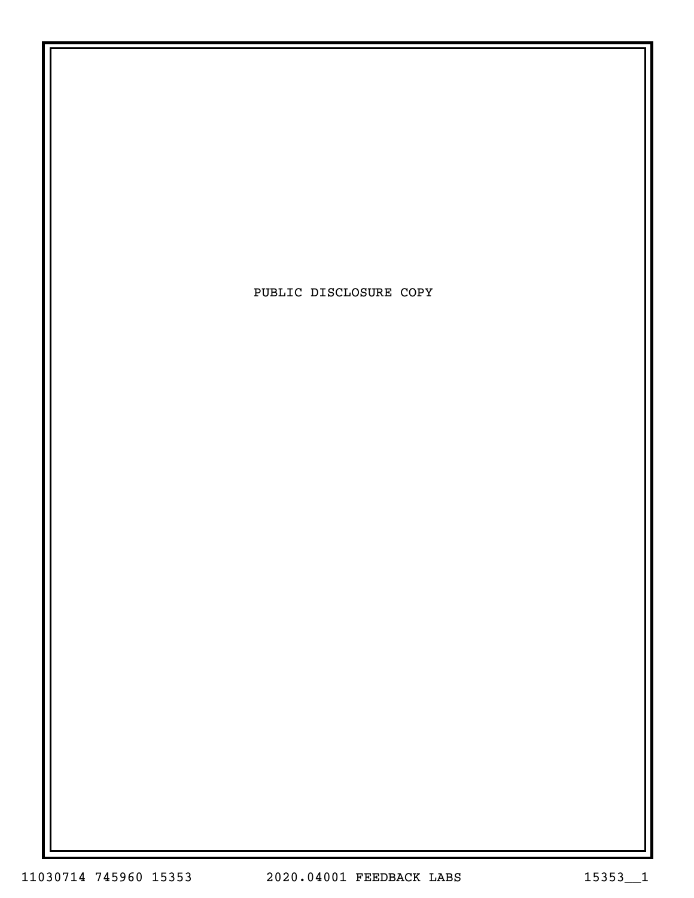PUBLIC DISCLOSURE COPY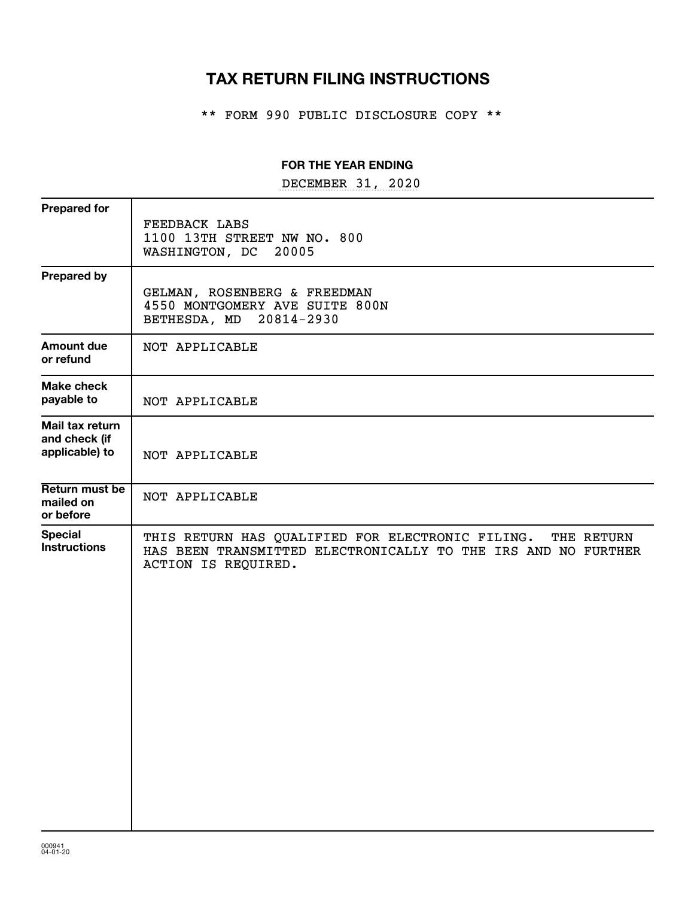# TAX RETURN FILING INSTRUCTIONS

\*\* FORM 990 PUBLIC DISCLOSURE COPY \*\*

**FOR THE YEAR ENDING**

DECEMBER 31, 2020

| | |
|---|---|
| **Prepared for** | FEEDBACK LABS<br>1100 13TH STREET NW NO. 800<br>WASHINGTON, DC 20005 |
| **Prepared by** | GELMAN, ROSENBERG & FREEDMAN<br>4550 MONTGOMERY AVE SUITE 800N<br>BETHESDA, MD 20814-2930 |
| **Amount due or refund** | NOT APPLICABLE |
| **Make check payable to** | NOT APPLICABLE |
| **Mail tax return and check (if applicable) to** | NOT APPLICABLE |
| **Return must be mailed on or before** | NOT APPLICABLE |
| **Special Instructions** | THIS RETURN HAS QUALIFIED FOR ELECTRONIC FILING. THE RETURN HAS BEEN TRANSMITTED ELECTRONICALLY TO THE IRS AND NO FURTHER ACTION IS REQUIRED. |

000941
04-01-20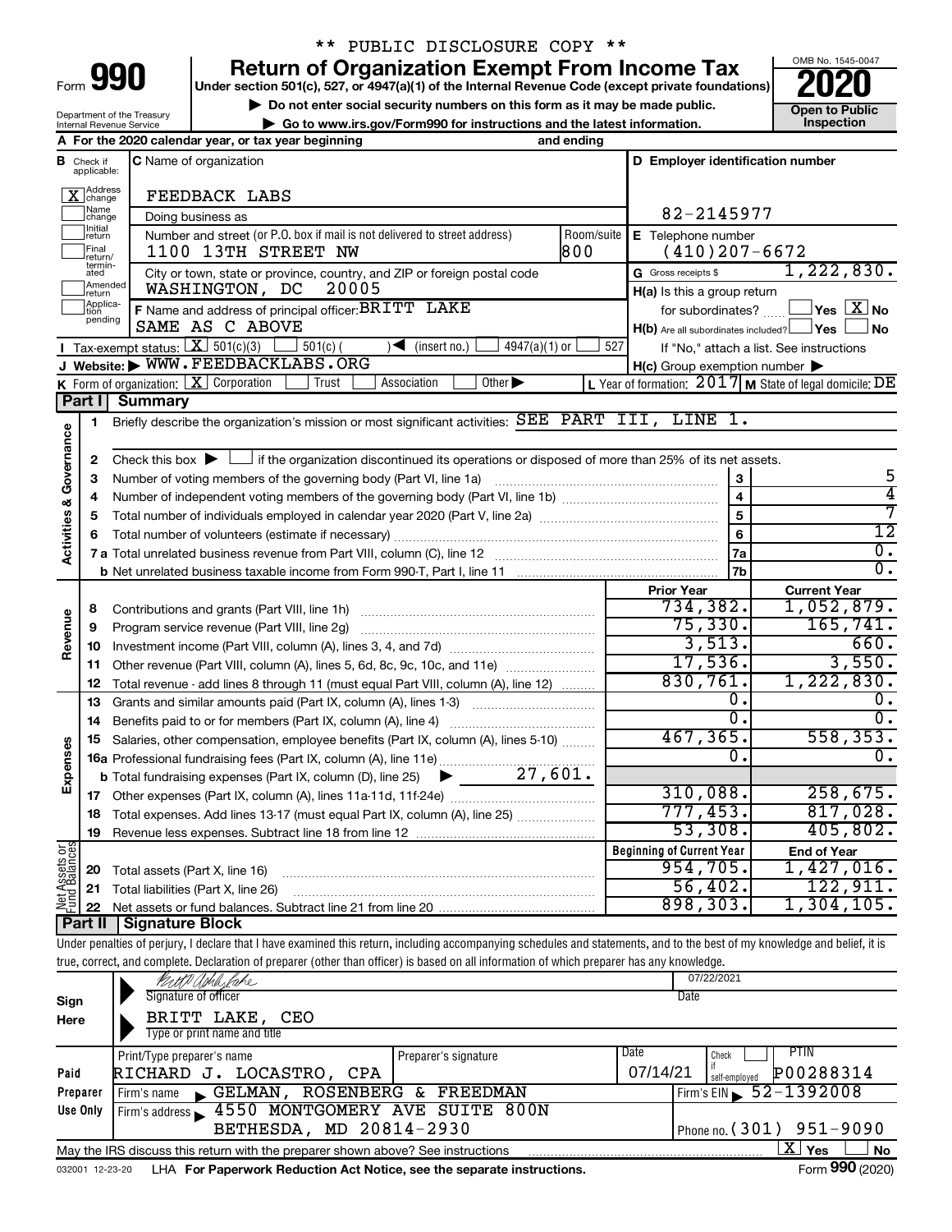\*\* PUBLIC DISCLOSURE COPY \*\*

Form **990**

# Return of Organization Exempt From Income Tax

Under section 501(c), 527, or 4947(a)(1) of the Internal Revenue Code (except private foundations)

▶ Do not enter social security numbers on this form as it may be made public.

▶ Go to www.irs.gov/Form990 for instructions and the latest information.

OMB No. 1545-0047

**2020**

**Open to Public Inspection**

Department of the Treasury
Internal Revenue Service

**A** For the 2020 calendar year, or tax year beginning and ending

**B** Check if applicable:
- [X] Address change
- [ ] Name change
- [ ] Initial return
- [ ] Final return/terminated
- [ ] Amended return
- [ ] Application pending

**C** Name of organization: FEEDBACK LABS

Doing business as

Number and street (or P.O. box if mail is not delivered to street address): 1100 13TH STREET NW — Room/suite: 800

City or town, state or province, country, and ZIP or foreign postal code: WASHINGTON, DC 20005

**F** Name and address of principal officer: BRITT LAKE, SAME AS C ABOVE

**D** Employer identification number: 82-2145977

**E** Telephone number: (410)207-6672

**G** Gross receipts $ 1,222,830.

**H(a)** Is this a group return for subordinates? [ ] Yes [X] No

**H(b)** Are all subordinates included? [ ] Yes [ ] No — If "No," attach a list. See instructions

**H(c)** Group exemption number ▶

**I** Tax-exempt status: [X] 501(c)(3) [ ] 501(c) ( ) ◀ (insert no.) [ ] 4947(a)(1) or [ ] 527

**J** Website: ▶ WWW.FEEDBACKLABS.ORG

**K** Form of organization: [X] Corporation [ ] Trust [ ] Association [ ] Other ▶

**L** Year of formation: 2017 **M** State of legal domicile: DE

## Part I Summary

**Activities & Governance**

1. Briefly describe the organization's mission or most significant activities: SEE PART III, LINE 1.
2. Check this box ▶ [ ] if the organization discontinued its operations or disposed of more than 25% of its net assets.

| Line | Description | | Value |
|---|---|---|---|
| 3 | Number of voting members of the governing body (Part VI, line 1a) | 3 | 5 |
| 4 | Number of independent voting members of the governing body (Part VI, line 1b) | 4 | 4 |
| 5 | Total number of individuals employed in calendar year 2020 (Part V, line 2a) | 5 | 7 |
| 6 | Total number of volunteers (estimate if necessary) | 6 | 12 |
| 7a | Total unrelated business revenue from Part VIII, column (C), line 12 | 7a | 0. |
| 7b | Net unrelated business taxable income from Form 990-T, Part I, line 11 | 7b | 0. |

| | | Prior Year | Current Year |
|---|---|---|---|
| **Revenue** | | | |
| 8 | Contributions and grants (Part VIII, line 1h) | 734,382. | 1,052,879. |
| 9 | Program service revenue (Part VIII, line 2g) | 75,330. | 165,741. |
| 10 | Investment income (Part VIII, column (A), lines 3, 4, and 7d) | 3,513. | 660. |
| 11 | Other revenue (Part VIII, column (A), lines 5, 6d, 8c, 9c, 10c, and 11e) | 17,536. | 3,550. |
| 12 | Total revenue - add lines 8 through 11 (must equal Part VIII, column (A), line 12) | 830,761. | 1,222,830. |
| **Expenses** | | | |
| 13 | Grants and similar amounts paid (Part IX, column (A), lines 1-3) | 0. | 0. |
| 14 | Benefits paid to or for members (Part IX, column (A), line 4) | 0. | 0. |
| 15 | Salaries, other compensation, employee benefits (Part IX, column (A), lines 5-10) | 467,365. | 558,353. |
| 16a | Professional fundraising fees (Part IX, column (A), line 11e) | 0. | 0. |
| b | Total fundraising expenses (Part IX, column (D), line 25) ▶ 27,601. | | |
| 17 | Other expenses (Part IX, column (A), lines 11a-11d, 11f-24e) | 310,088. | 258,675. |
| 18 | Total expenses. Add lines 13-17 (must equal Part IX, column (A), line 25) | 777,453. | 817,028. |
| 19 | Revenue less expenses. Subtract line 18 from line 12 | 53,308. | 405,802. |
| **Net Assets or Fund Balances** | | **Beginning of Current Year** | **End of Year** |
| 20 | Total assets (Part X, line 16) | 954,705. | 1,427,016. |
| 21 | Total liabilities (Part X, line 26) | 56,402. | 122,911. |
| 22 | Net assets or fund balances. Subtract line 21 from line 20 | 898,303. | 1,304,105. |

## Part II Signature Block

Under penalties of perjury, I declare that I have examined this return, including accompanying schedules and statements, and to the best of my knowledge and belief, it is true, correct, and complete. Declaration of preparer (other than officer) is based on all information of which preparer has any knowledge.

**Sign Here**

Signature of officer — Date: 07/22/2021

BRITT LAKE, CEO
Type or print name and title

**Paid Preparer Use Only**

| Print/Type preparer's name | Preparer's signature | Date | Check [ ] if self-employed | PTIN |
|---|---|---|---|---|
| RICHARD J. LOCASTRO, CPA | | 07/14/21 | | P00288314 |

Firm's name ▶ GELMAN, ROSENBERG & FREEDMAN — Firm's EIN ▶ 52-1392008

Firm's address ▶ 4550 MONTGOMERY AVE SUITE 800N, BETHESDA, MD 20814-2930 — Phone no. (301) 951-9090

May the IRS discuss this return with the preparer shown above? See instructions [X] Yes [ ] No

032001 12-23-20 LHA For Paperwork Reduction Act Notice, see the separate instructions. Form **990** (2020)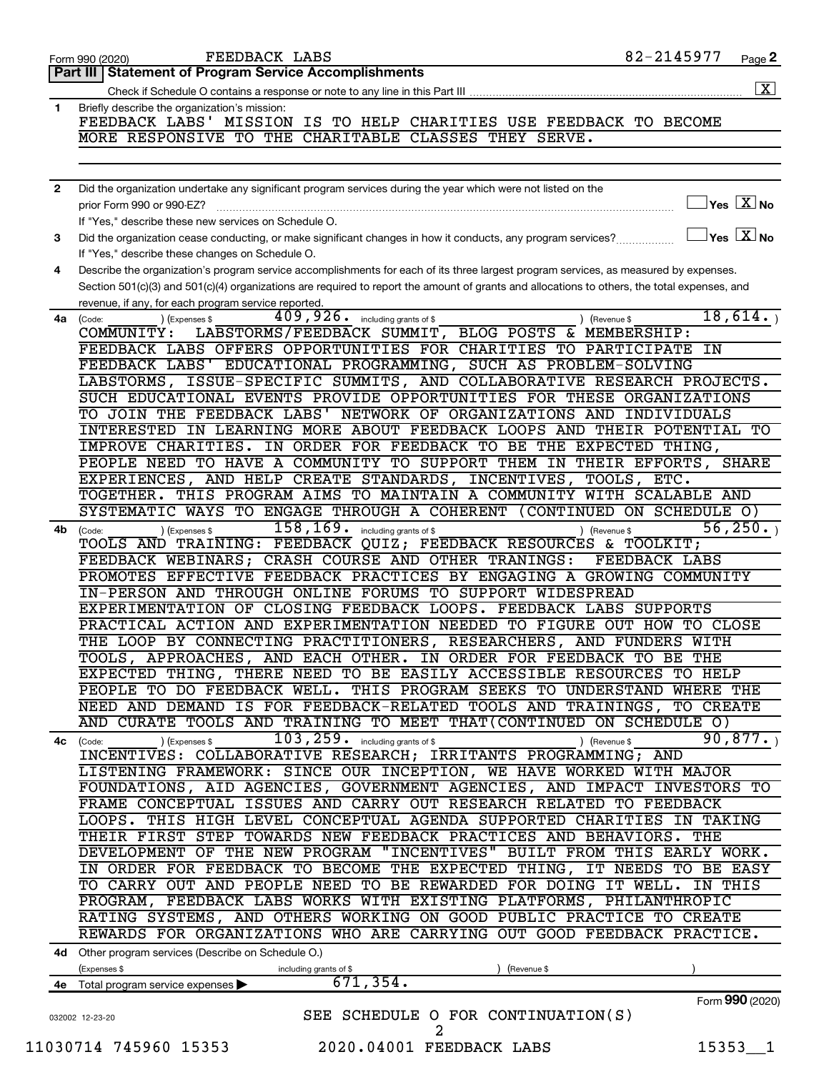Form 990 (2020) FEEDBACK LABS 82-2145977 Page 2

## Part III | Statement of Program Service Accomplishments

Check if Schedule O contains a response or note to any line in this Part III .......... [X]

**1** Briefly describe the organization's mission:

FEEDBACK LABS' MISSION IS TO HELP CHARITIES USE FEEDBACK TO BECOME MORE RESPONSIVE TO THE CHARITABLE CLASSES THEY SERVE.

**2** Did the organization undertake any significant program services during the year which were not listed on the prior Form 990 or 990-EZ? .......... [ ] Yes [X] No

If "Yes," describe these new services on Schedule O.

**3** Did the organization cease conducting, or make significant changes in how it conducts, any program services? .......... [ ] Yes [X] No

If "Yes," describe these changes on Schedule O.

**4** Describe the organization's program service accomplishments for each of its three largest program services, as measured by expenses. Section 501(c)(3) and 501(c)(4) organizations are required to report the amount of grants and allocations to others, the total expenses, and revenue, if any, for each program service reported.

**4a** (Code: ) (Expenses $ 409,926. including grants of $ ) (Revenue $ 18,614. )

COMMUNITY: LABSTORMS/FEEDBACK SUMMIT, BLOG POSTS & MEMBERSHIP: FEEDBACK LABS OFFERS OPPORTUNITIES FOR CHARITIES TO PARTICIPATE IN FEEDBACK LABS' EDUCATIONAL PROGRAMMING, SUCH AS PROBLEM-SOLVING LABSTORMS, ISSUE-SPECIFIC SUMMITS, AND COLLABORATIVE RESEARCH PROJECTS. SUCH EDUCATIONAL EVENTS PROVIDE OPPORTUNITIES FOR THESE ORGANIZATIONS TO JOIN THE FEEDBACK LABS' NETWORK OF ORGANIZATIONS AND INDIVIDUALS INTERESTED IN LEARNING MORE ABOUT FEEDBACK LOOPS AND THEIR POTENTIAL TO IMPROVE CHARITIES. IN ORDER FOR FEEDBACK TO BE THE EXPECTED THING, PEOPLE NEED TO HAVE A COMMUNITY TO SUPPORT THEM IN THEIR EFFORTS, SHARE EXPERIENCES, AND HELP CREATE STANDARDS, INCENTIVES, TOOLS, ETC. TOGETHER. THIS PROGRAM AIMS TO MAINTAIN A COMMUNITY WITH SCALABLE AND SYSTEMATIC WAYS TO ENGAGE THROUGH A COHERENT (CONTINUED ON SCHEDULE O)

**4b** (Code: ) (Expenses $ 158,169. including grants of $ ) (Revenue $ 56,250. )

TOOLS AND TRAINING: FEEDBACK QUIZ; FEEDBACK RESOURCES & TOOLKIT; FEEDBACK WEBINARS; CRASH COURSE AND OTHER TRANINGS: FEEDBACK LABS PROMOTES EFFECTIVE FEEDBACK PRACTICES BY ENGAGING A GROWING COMMUNITY IN-PERSON AND THROUGH ONLINE FORUMS TO SUPPORT WIDESPREAD EXPERIMENTATION OF CLOSING FEEDBACK LOOPS. FEEDBACK LABS SUPPORTS PRACTICAL ACTION AND EXPERIMENTATION NEEDED TO FIGURE OUT HOW TO CLOSE THE LOOP BY CONNECTING PRACTITIONERS, RESEARCHERS, AND FUNDERS WITH TOOLS, APPROACHES, AND EACH OTHER. IN ORDER FOR FEEDBACK TO BE THE EXPECTED THING, THERE NEED TO BE EASILY ACCESSIBLE RESOURCES TO HELP PEOPLE TO DO FEEDBACK WELL. THIS PROGRAM SEEKS TO UNDERSTAND WHERE THE NEED AND DEMAND IS FOR FEEDBACK-RELATED TOOLS AND TRAININGS, TO CREATE AND CURATE TOOLS AND TRAINING TO MEET THAT(CONTINUED ON SCHEDULE O)

**4c** (Code: ) (Expenses $ 103,259. including grants of $ ) (Revenue $ 90,877. )

INCENTIVES: COLLABORATIVE RESEARCH; IRRITANTS PROGRAMMING; AND LISTENING FRAMEWORK: SINCE OUR INCEPTION, WE HAVE WORKED WITH MAJOR FOUNDATIONS, AID AGENCIES, GOVERNMENT AGENCIES, AND IMPACT INVESTORS TO FRAME CONCEPTUAL ISSUES AND CARRY OUT RESEARCH RELATED TO FEEDBACK LOOPS. THIS HIGH LEVEL CONCEPTUAL AGENDA SUPPORTED CHARITIES IN TAKING THEIR FIRST STEP TOWARDS NEW FEEDBACK PRACTICES AND BEHAVIORS. THE DEVELOPMENT OF THE NEW PROGRAM "INCENTIVES" BUILT FROM THIS EARLY WORK. IN ORDER FOR FEEDBACK TO BECOME THE EXPECTED THING, IT NEEDS TO BE EASY TO CARRY OUT AND PEOPLE NEED TO BE REWARDED FOR DOING IT WELL. IN THIS PROGRAM, FEEDBACK LABS WORKS WITH EXISTING PLATFORMS, PHILANTHROPIC RATING SYSTEMS, AND OTHERS WORKING ON GOOD PUBLIC PRACTICE TO CREATE REWARDS FOR ORGANIZATIONS WHO ARE CARRYING OUT GOOD FEEDBACK PRACTICE.

**4d** Other program services (Describe on Schedule O.)

(Expenses $ including grants of $ ) (Revenue $ )

**4e** Total program service expenses ▶ 671,354.

Form **990** (2020)

032002 12-23-20

SEE SCHEDULE O FOR CONTINUATION(S)

11030714 745960 15353 2020.04001 FEEDBACK LABS 15353__1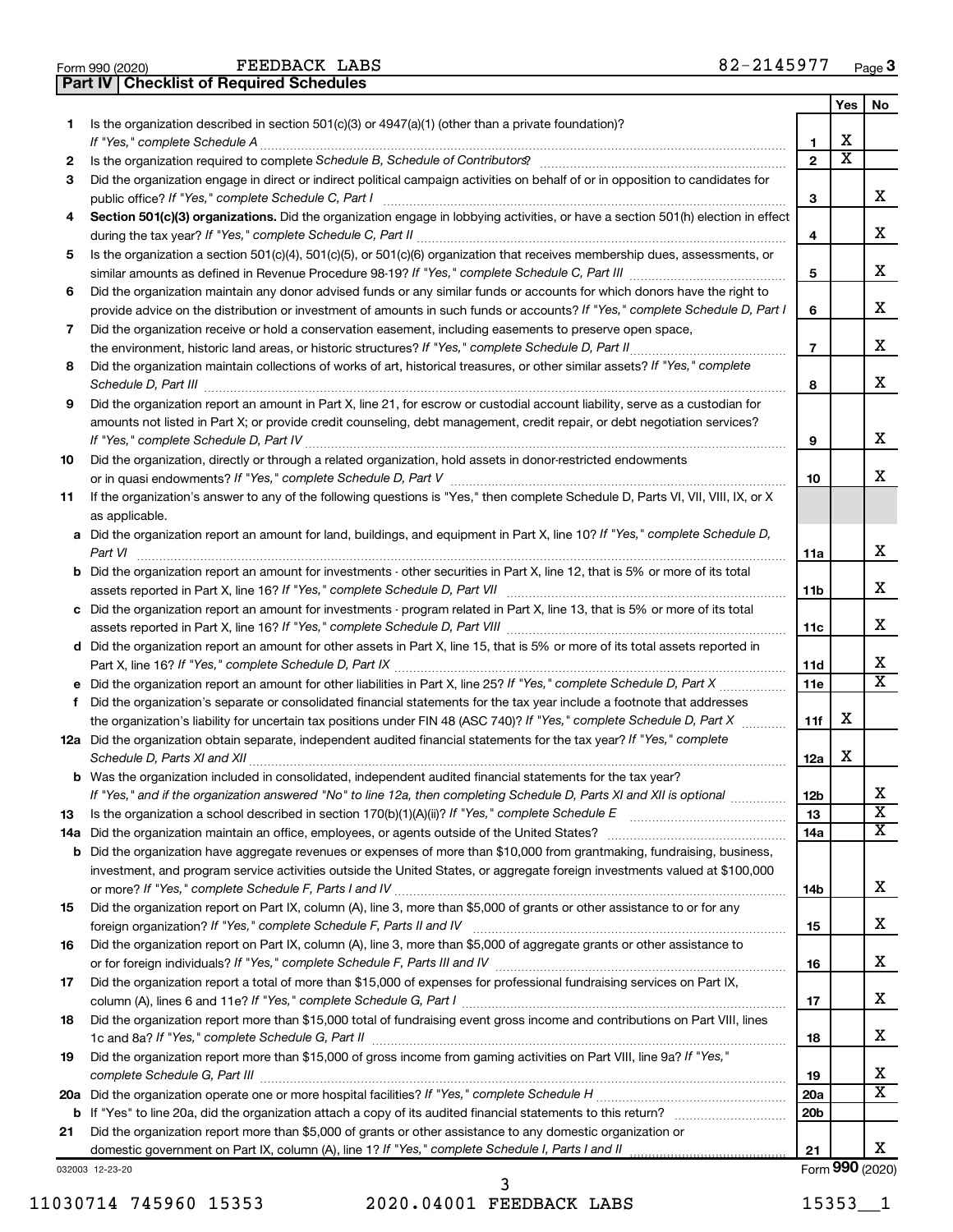Form 990 (2020) FEEDBACK LABS 82-2145977 Page 3

**Part IV | Checklist of Required Schedules**

| | | | Yes | No |
|---|---|---|---|---|
| 1 | Is the organization described in section 501(c)(3) or 4947(a)(1) (other than a private foundation)? *If "Yes," complete Schedule A* | 1 | X | |
| 2 | Is the organization required to complete *Schedule B, Schedule of Contributors*? | 2 | X | |
| 3 | Did the organization engage in direct or indirect political campaign activities on behalf of or in opposition to candidates for public office? *If "Yes," complete Schedule C, Part I* | 3 | | X |
| 4 | **Section 501(c)(3) organizations.** Did the organization engage in lobbying activities, or have a section 501(h) election in effect during the tax year? *If "Yes," complete Schedule C, Part II* | 4 | | X |
| 5 | Is the organization a section 501(c)(4), 501(c)(5), or 501(c)(6) organization that receives membership dues, assessments, or similar amounts as defined in Revenue Procedure 98-19? *If "Yes," complete Schedule C, Part III* | 5 | | X |
| 6 | Did the organization maintain any donor advised funds or any similar funds or accounts for which donors have the right to provide advice on the distribution or investment of amounts in such funds or accounts? *If "Yes," complete Schedule D, Part I* | 6 | | X |
| 7 | Did the organization receive or hold a conservation easement, including easements to preserve open space, the environment, historic land areas, or historic structures? *If "Yes," complete Schedule D, Part II* | 7 | | X |
| 8 | Did the organization maintain collections of works of art, historical treasures, or other similar assets? *If "Yes," complete Schedule D, Part III* | 8 | | X |
| 9 | Did the organization report an amount in Part X, line 21, for escrow or custodial account liability, serve as a custodian for amounts not listed in Part X; or provide credit counseling, debt management, credit repair, or debt negotiation services? *If "Yes," complete Schedule D, Part IV* | 9 | | X |
| 10 | Did the organization, directly or through a related organization, hold assets in donor-restricted endowments or in quasi endowments? *If "Yes," complete Schedule D, Part V* | 10 | | X |
| 11 | If the organization's answer to any of the following questions is "Yes," then complete Schedule D, Parts VI, VII, VIII, IX, or X as applicable. | | | |
| a | Did the organization report an amount for land, buildings, and equipment in Part X, line 10? *If "Yes," complete Schedule D, Part VI* | 11a | | X |
| b | Did the organization report an amount for investments - other securities in Part X, line 12, that is 5% or more of its total assets reported in Part X, line 16? *If "Yes," complete Schedule D, Part VII* | 11b | | X |
| c | Did the organization report an amount for investments - program related in Part X, line 13, that is 5% or more of its total assets reported in Part X, line 16? *If "Yes," complete Schedule D, Part VIII* | 11c | | X |
| d | Did the organization report an amount for other assets in Part X, line 15, that is 5% or more of its total assets reported in Part X, line 16? *If "Yes," complete Schedule D, Part IX* | 11d | | X |
| e | Did the organization report an amount for other liabilities in Part X, line 25? *If "Yes," complete Schedule D, Part X* | 11e | | X |
| f | Did the organization's separate or consolidated financial statements for the tax year include a footnote that addresses the organization's liability for uncertain tax positions under FIN 48 (ASC 740)? *If "Yes," complete Schedule D, Part X* | 11f | X | |
| 12a | Did the organization obtain separate, independent audited financial statements for the tax year? *If "Yes," complete Schedule D, Parts XI and XII* | 12a | X | |
| b | Was the organization included in consolidated, independent audited financial statements for the tax year? *If "Yes," and if the organization answered "No" to line 12a, then completing Schedule D, Parts XI and XII is optional* | 12b | | X |
| 13 | Is the organization a school described in section 170(b)(1)(A)(ii)? *If "Yes," complete Schedule E* | 13 | | X |
| 14a | Did the organization maintain an office, employees, or agents outside of the United States? | 14a | | X |
| b | Did the organization have aggregate revenues or expenses of more than $10,000 from grantmaking, fundraising, business, investment, and program service activities outside the United States, or aggregate foreign investments valued at $100,000 or more? *If "Yes," complete Schedule F, Parts I and IV* | 14b | | X |
| 15 | Did the organization report on Part IX, column (A), line 3, more than $5,000 of grants or other assistance to or for any foreign organization? *If "Yes," complete Schedule F, Parts II and IV* | 15 | | X |
| 16 | Did the organization report on Part IX, column (A), line 3, more than $5,000 of aggregate grants or other assistance to or for foreign individuals? *If "Yes," complete Schedule F, Parts III and IV* | 16 | | X |
| 17 | Did the organization report a total of more than $15,000 of expenses for professional fundraising services on Part IX, column (A), lines 6 and 11e? *If "Yes," complete Schedule G, Part I* | 17 | | X |
| 18 | Did the organization report more than $15,000 total of fundraising event gross income and contributions on Part VIII, lines 1c and 8a? *If "Yes," complete Schedule G, Part II* | 18 | | X |
| 19 | Did the organization report more than $15,000 of gross income from gaming activities on Part VIII, line 9a? *If "Yes," complete Schedule G, Part III* | 19 | | X |
| 20a | Did the organization operate one or more hospital facilities? *If "Yes," complete Schedule H* | 20a | | X |
| b | If "Yes" to line 20a, did the organization attach a copy of its audited financial statements to this return? | 20b | | |
| 21 | Did the organization report more than $5,000 of grants or other assistance to any domestic organization or domestic government on Part IX, column (A), line 1? *If "Yes," complete Schedule I, Parts I and II* | 21 | | X |

032003 12-23-20 Form **990** (2020)

11030714 745960 15353 2020.04001 FEEDBACK LABS 15353__1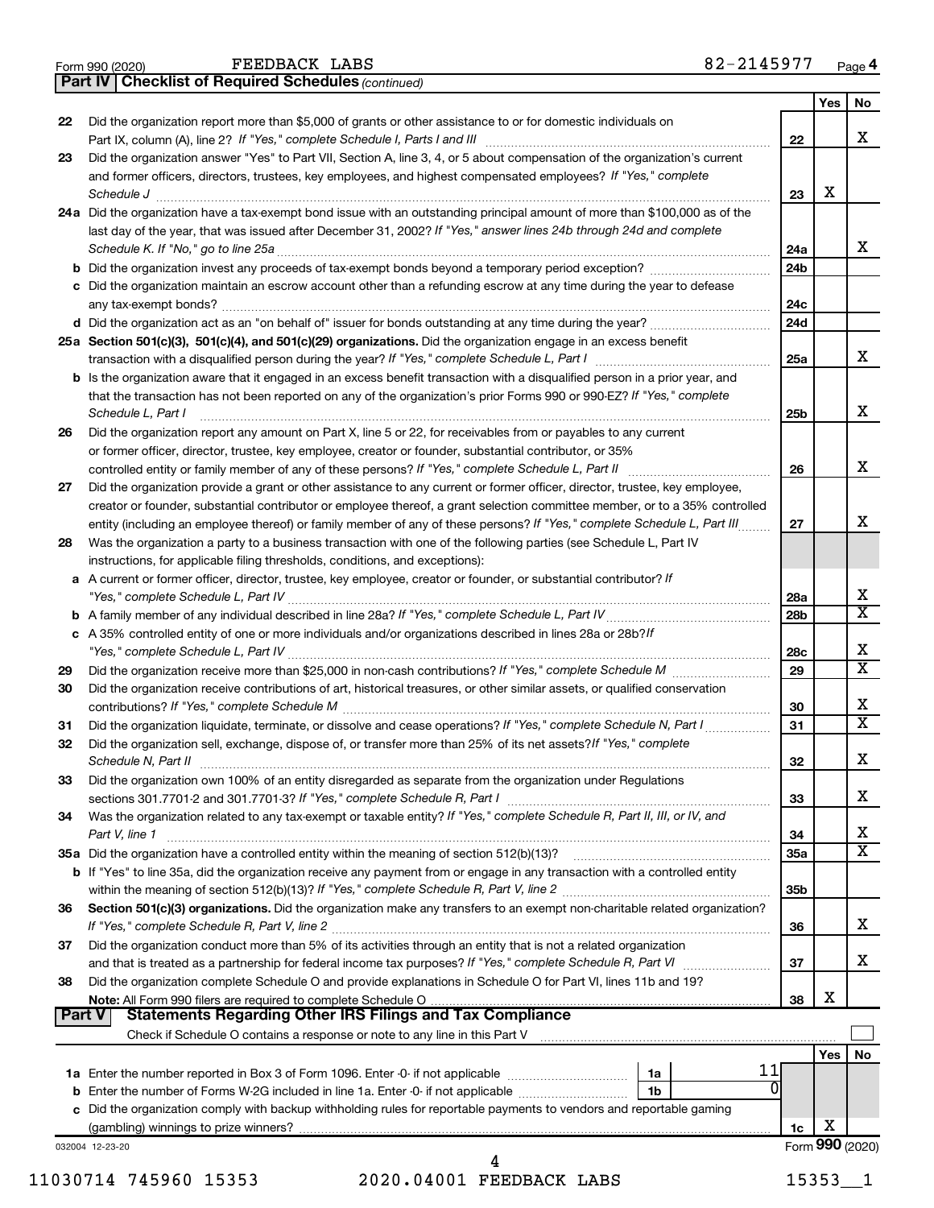Form 990 (2020) FEEDBACK LABS 82-2145977 Page 4

**Part IV | Checklist of Required Schedules** *(continued)*

| | | | Yes | No |
|---|---|---|---|---|
| 22 | Did the organization report more than $5,000 of grants or other assistance to or for domestic individuals on Part IX, column (A), line 2? *If "Yes," complete Schedule I, Parts I and III* | 22 | | X |
| 23 | Did the organization answer "Yes" to Part VII, Section A, line 3, 4, or 5 about compensation of the organization's current and former officers, directors, trustees, key employees, and highest compensated employees? *If "Yes," complete Schedule J* | 23 | X | |
| 24a | Did the organization have a tax-exempt bond issue with an outstanding principal amount of more than $100,000 as of the last day of the year, that was issued after December 31, 2002? *If "Yes," answer lines 24b through 24d and complete Schedule K. If "No," go to line 25a* | 24a | | X |
| b | Did the organization invest any proceeds of tax-exempt bonds beyond a temporary period exception? | 24b | | |
| c | Did the organization maintain an escrow account other than a refunding escrow at any time during the year to defease any tax-exempt bonds? | 24c | | |
| d | Did the organization act as an "on behalf of" issuer for bonds outstanding at any time during the year? | 24d | | |
| 25a | **Section 501(c)(3), 501(c)(4), and 501(c)(29) organizations.** Did the organization engage in an excess benefit transaction with a disqualified person during the year? *If "Yes," complete Schedule L, Part I* | 25a | | X |
| b | Is the organization aware that it engaged in an excess benefit transaction with a disqualified person in a prior year, and that the transaction has not been reported on any of the organization's prior Forms 990 or 990-EZ? *If "Yes," complete Schedule L, Part I* | 25b | | X |
| 26 | Did the organization report any amount on Part X, line 5 or 22, for receivables from or payables to any current or former officer, director, trustee, key employee, creator or founder, substantial contributor, or 35% controlled entity or family member of any of these persons? *If "Yes," complete Schedule L, Part II* | 26 | | X |
| 27 | Did the organization provide a grant or other assistance to any current or former officer, director, trustee, key employee, creator or founder, substantial contributor or employee thereof, a grant selection committee member, or to a 35% controlled entity (including an employee thereof) or family member of any of these persons? *If "Yes," complete Schedule L, Part III* | 27 | | X |
| 28 | Was the organization a party to a business transaction with one of the following parties (see Schedule L, Part IV instructions, for applicable filing thresholds, conditions, and exceptions): | | | |
| a | A current or former officer, director, trustee, key employee, creator or founder, or substantial contributor? *If "Yes," complete Schedule L, Part IV* | 28a | | X |
| b | A family member of any individual described in line 28a? *If "Yes," complete Schedule L, Part IV* | 28b | | X |
| c | A 35% controlled entity of one or more individuals and/or organizations described in lines 28a or 28b? *If "Yes," complete Schedule L, Part IV* | 28c | | X |
| 29 | Did the organization receive more than $25,000 in non-cash contributions? *If "Yes," complete Schedule M* | 29 | | X |
| 30 | Did the organization receive contributions of art, historical treasures, or other similar assets, or qualified conservation contributions? *If "Yes," complete Schedule M* | 30 | | X |
| 31 | Did the organization liquidate, terminate, or dissolve and cease operations? *If "Yes," complete Schedule N, Part I* | 31 | | X |
| 32 | Did the organization sell, exchange, dispose of, or transfer more than 25% of its net assets? *If "Yes," complete Schedule N, Part II* | 32 | | X |
| 33 | Did the organization own 100% of an entity disregarded as separate from the organization under Regulations sections 301.7701-2 and 301.7701-3? *If "Yes," complete Schedule R, Part I* | 33 | | X |
| 34 | Was the organization related to any tax-exempt or taxable entity? *If "Yes," complete Schedule R, Part II, III, or IV, and Part V, line 1* | 34 | | X |
| 35a | Did the organization have a controlled entity within the meaning of section 512(b)(13)? | 35a | | X |
| b | If "Yes" to line 35a, did the organization receive any payment from or engage in any transaction with a controlled entity within the meaning of section 512(b)(13)? *If "Yes," complete Schedule R, Part V, line 2* | 35b | | |
| 36 | **Section 501(c)(3) organizations.** Did the organization make any transfers to an exempt non-charitable related organization? *If "Yes," complete Schedule R, Part V, line 2* | 36 | | X |
| 37 | Did the organization conduct more than 5% of its activities through an entity that is not a related organization and that is treated as a partnership for federal income tax purposes? *If "Yes," complete Schedule R, Part VI* | 37 | | X |
| 38 | Did the organization complete Schedule O and provide explanations in Schedule O for Part VI, lines 11b and 19? **Note:** All Form 990 filers are required to complete Schedule O | 38 | X | |

**Part V | Statements Regarding Other IRS Filings and Tax Compliance**

Check if Schedule O contains a response or note to any line in this Part V ☐

| | | | | | Yes | No |
|---|---|---|---|---|---|---|
| 1a | Enter the number reported in Box 3 of Form 1096. Enter -0- if not applicable | 1a | 11 | | | |
| b | Enter the number of Forms W-2G included in line 1a. Enter -0- if not applicable | 1b | 0 | | | |
| c | Did the organization comply with backup withholding rules for reportable payments to vendors and reportable gaming (gambling) winnings to prize winners? | | | 1c | X | |

032004 12-23-20 Form **990** (2020)

11030714 745960 15353 2020.04001 FEEDBACK LABS 15353__1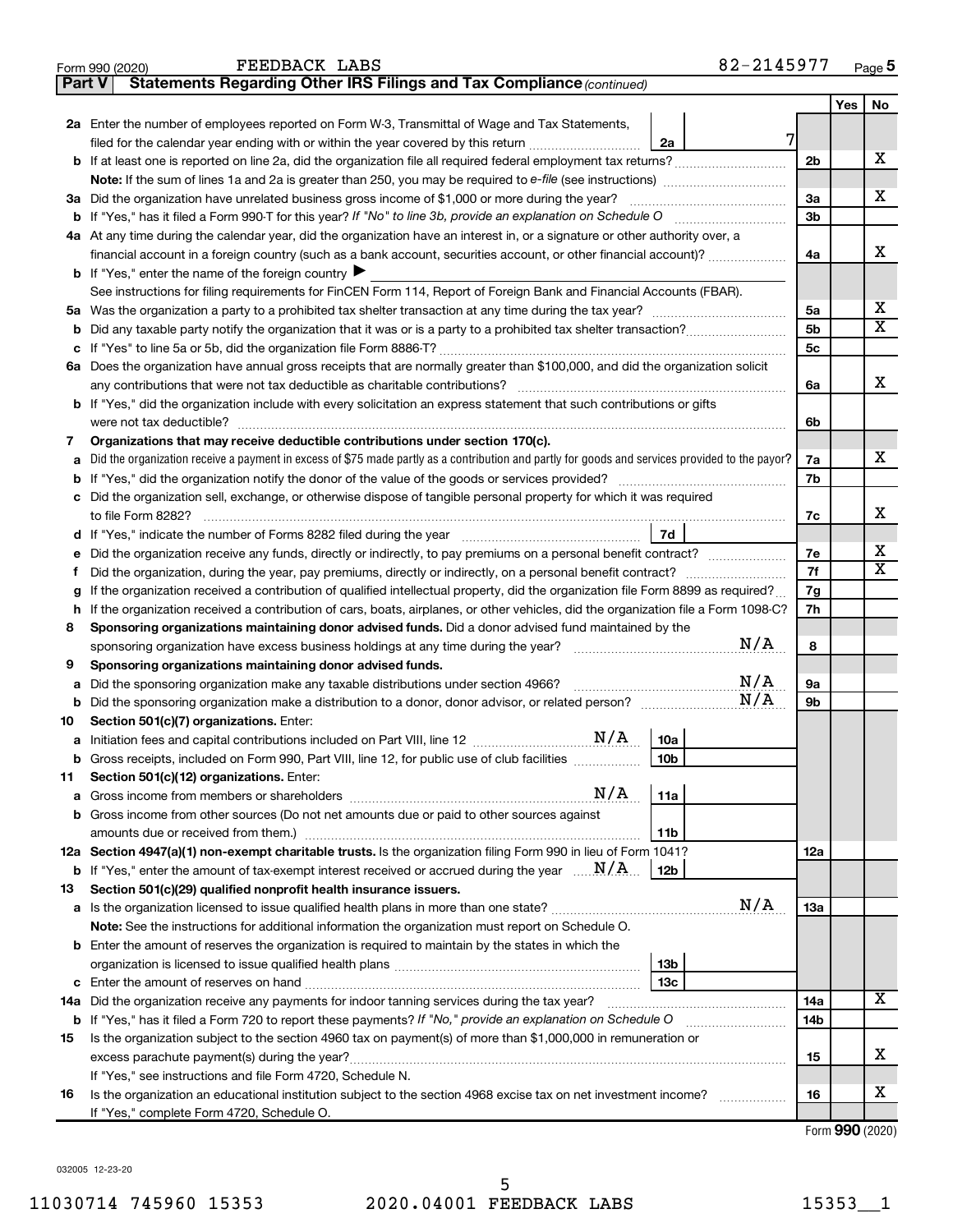Form 990 (2020) FEEDBACK LABS 82-2145977 Page 5

**Part V Statements Regarding Other IRS Filings and Tax Compliance** *(continued)*

| Line | Description | | | Ref | Yes | No |
|---|---|---|---|---|---|---|
| 2a | Enter the number of employees reported on Form W-3, Transmittal of Wage and Tax Statements, filed for the calendar year ending with or within the year covered by this return | 2a | 7 | | | |
| b | If at least one is reported on line 2a, did the organization file all required federal employment tax returns? | | | 2b | | X |
| | **Note:** If the sum of lines 1a and 2a is greater than 250, you may be required to *e-file* (see instructions) | | | | | |
| 3a | Did the organization have unrelated business gross income of $1,000 or more during the year? | | | 3a | | X |
| b | If "Yes," has it filed a Form 990-T for this year? *If "No" to line 3b, provide an explanation on Schedule O* | | | 3b | | |
| 4a | At any time during the calendar year, did the organization have an interest in, or a signature or other authority over, a financial account in a foreign country (such as a bank account, securities account, or other financial account)? | | | 4a | | X |
| b | If "Yes," enter the name of the foreign country ▶ | | | | | |
| | See instructions for filing requirements for FinCEN Form 114, Report of Foreign Bank and Financial Accounts (FBAR). | | | | | |
| 5a | Was the organization a party to a prohibited tax shelter transaction at any time during the tax year? | | | 5a | | X |
| b | Did any taxable party notify the organization that it was or is a party to a prohibited tax shelter transaction? | | | 5b | | X |
| c | If "Yes" to line 5a or 5b, did the organization file Form 8886-T? | | | 5c | | |
| 6a | Does the organization have annual gross receipts that are normally greater than $100,000, and did the organization solicit any contributions that were not tax deductible as charitable contributions? | | | 6a | | X |
| b | If "Yes," did the organization include with every solicitation an express statement that such contributions or gifts were not tax deductible? | | | 6b | | |
| 7 | **Organizations that may receive deductible contributions under section 170(c).** | | | | | |
| a | Did the organization receive a payment in excess of $75 made partly as a contribution and partly for goods and services provided to the payor? | | | 7a | | X |
| b | If "Yes," did the organization notify the donor of the value of the goods or services provided? | | | 7b | | |
| c | Did the organization sell, exchange, or otherwise dispose of tangible personal property for which it was required to file Form 8282? | | | 7c | | X |
| d | If "Yes," indicate the number of Forms 8282 filed during the year | 7d | | | | |
| e | Did the organization receive any funds, directly or indirectly, to pay premiums on a personal benefit contract? | | | 7e | | X |
| f | Did the organization, during the year, pay premiums, directly or indirectly, on a personal benefit contract? | | | 7f | | X |
| g | If the organization received a contribution of qualified intellectual property, did the organization file Form 8899 as required? | | | 7g | | |
| h | If the organization received a contribution of cars, boats, airplanes, or other vehicles, did the organization file a Form 1098-C? | | | 7h | | |
| 8 | **Sponsoring organizations maintaining donor advised funds.** Did a donor advised fund maintained by the sponsoring organization have excess business holdings at any time during the year? N/A | | | 8 | | |
| 9 | **Sponsoring organizations maintaining donor advised funds.** | | | | | |
| a | Did the sponsoring organization make any taxable distributions under section 4966? N/A | | | 9a | | |
| b | Did the sponsoring organization make a distribution to a donor, donor advisor, or related person? N/A | | | 9b | | |
| 10 | **Section 501(c)(7) organizations.** Enter: | | | | | |
| a | Initiation fees and capital contributions included on Part VIII, line 12 N/A | 10a | | | | |
| b | Gross receipts, included on Form 990, Part VIII, line 12, for public use of club facilities | 10b | | | | |
| 11 | **Section 501(c)(12) organizations.** Enter: | | | | | |
| a | Gross income from members or shareholders N/A | 11a | | | | |
| b | Gross income from other sources (Do not net amounts due or paid to other sources against amounts due or received from them.) | 11b | | | | |
| 12a | **Section 4947(a)(1) non-exempt charitable trusts.** Is the organization filing Form 990 in lieu of Form 1041? | | | 12a | | |
| b | If "Yes," enter the amount of tax-exempt interest received or accrued during the year N/A | 12b | | | | |
| 13 | **Section 501(c)(29) qualified nonprofit health insurance issuers.** | | | | | |
| a | Is the organization licensed to issue qualified health plans in more than one state? N/A | | | 13a | | |
| | **Note:** See the instructions for additional information the organization must report on Schedule O. | | | | | |
| b | Enter the amount of reserves the organization is required to maintain by the states in which the organization is licensed to issue qualified health plans | 13b | | | | |
| c | Enter the amount of reserves on hand | 13c | | | | |
| 14a | Did the organization receive any payments for indoor tanning services during the tax year? | | | 14a | | X |
| b | If "Yes," has it filed a Form 720 to report these payments? *If "No," provide an explanation on Schedule O* | | | 14b | | |
| 15 | Is the organization subject to the section 4960 tax on payment(s) of more than $1,000,000 in remuneration or excess parachute payment(s) during the year? | | | 15 | | X |
| | If "Yes," see instructions and file Form 4720, Schedule N. | | | | | |
| 16 | Is the organization an educational institution subject to the section 4968 excise tax on net investment income? | | | 16 | | X |
| | If "Yes," complete Form 4720, Schedule O. | | | | | |

Form **990** (2020)

032005 12-23-20

11030714 745960 15353 2020.04001 FEEDBACK LABS 15353__1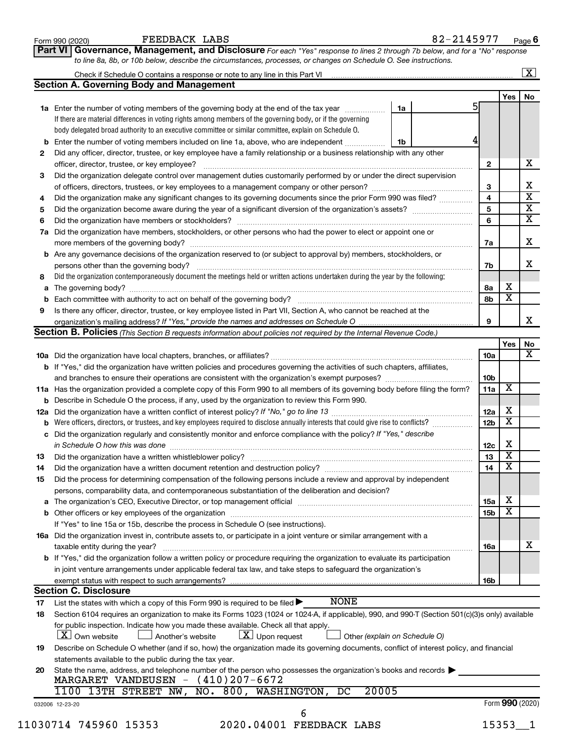Form 990 (2020) FEEDBACK LABS 82-2145977 Page 6

**Part VI Governance, Management, and Disclosure** *For each "Yes" response to lines 2 through 7b below, and for a "No" response to line 8a, 8b, or 10b below, describe the circumstances, processes, or changes on Schedule O. See instructions.*

Check if Schedule O contains a response or note to any line in this Part VI [X]

## Section A. Governing Body and Management

| | | | | Yes | No |
|---|---|---|---|---|---|
| 1a | Enter the number of voting members of the governing body at the end of the tax year. If there are material differences in voting rights among members of the governing body, or if the governing body delegated broad authority to an executive committee or similar committee, explain on Schedule O. | 1a | 5 | | |
| b | Enter the number of voting members included on line 1a, above, who are independent | 1b | 4 | | |
| 2 | Did any officer, director, trustee, or key employee have a family relationship or a business relationship with any other officer, director, trustee, or key employee? | | 2 | | X |
| 3 | Did the organization delegate control over management duties customarily performed by or under the direct supervision of officers, directors, trustees, or key employees to a management company or other person? | | 3 | | X |
| 4 | Did the organization make any significant changes to its governing documents since the prior Form 990 was filed? | | 4 | | X |
| 5 | Did the organization become aware during the year of a significant diversion of the organization's assets? | | 5 | | X |
| 6 | Did the organization have members or stockholders? | | 6 | | X |
| 7a | Did the organization have members, stockholders, or other persons who had the power to elect or appoint one or more members of the governing body? | | 7a | | X |
| b | Are any governance decisions of the organization reserved to (or subject to approval by) members, stockholders, or persons other than the governing body? | | 7b | | X |
| 8 | Did the organization contemporaneously document the meetings held or written actions undertaken during the year by the following: | | | | |
| a | The governing body? | | 8a | X | |
| b | Each committee with authority to act on behalf of the governing body? | | 8b | X | |
| 9 | Is there any officer, director, trustee, or key employee listed in Part VII, Section A, who cannot be reached at the organization's mailing address? *If "Yes," provide the names and addresses on Schedule O* | | 9 | | X |

## Section B. Policies *(This Section B requests information about policies not required by the Internal Revenue Code.)*

| | | | Yes | No |
|---|---|---|---|---|
| 10a | Did the organization have local chapters, branches, or affiliates? | 10a | | X |
| b | If "Yes," did the organization have written policies and procedures governing the activities of such chapters, affiliates, and branches to ensure their operations are consistent with the organization's exempt purposes? | 10b | | |
| 11a | Has the organization provided a complete copy of this Form 990 to all members of its governing body before filing the form? | 11a | X | |
| b | Describe in Schedule O the process, if any, used by the organization to review this Form 990. | | | |
| 12a | Did the organization have a written conflict of interest policy? *If "No," go to line 13* | 12a | X | |
| b | Were officers, directors, or trustees, and key employees required to disclose annually interests that could give rise to conflicts? | 12b | X | |
| c | Did the organization regularly and consistently monitor and enforce compliance with the policy? *If "Yes," describe in Schedule O how this was done* | 12c | X | |
| 13 | Did the organization have a written whistleblower policy? | 13 | X | |
| 14 | Did the organization have a written document retention and destruction policy? | 14 | X | |
| 15 | Did the process for determining compensation of the following persons include a review and approval by independent persons, comparability data, and contemporaneous substantiation of the deliberation and decision? | | | |
| a | The organization's CEO, Executive Director, or top management official | 15a | X | |
| b | Other officers or key employees of the organization | 15b | X | |
| | If "Yes" to line 15a or 15b, describe the process in Schedule O (see instructions). | | | |
| 16a | Did the organization invest in, contribute assets to, or participate in a joint venture or similar arrangement with a taxable entity during the year? | 16a | | X |
| b | If "Yes," did the organization follow a written policy or procedure requiring the organization to evaluate its participation in joint venture arrangements under applicable federal tax law, and take steps to safeguard the organization's exempt status with respect to such arrangements? | 16b | | |

## Section C. Disclosure

17 List the states with which a copy of this Form 990 is required to be filed ▶ NONE

18 Section 6104 requires an organization to make its Forms 1023 (1024 or 1024-A, if applicable), 990, and 990-T (Section 501(c)(3)s only) available for public inspection. Indicate how you made these available. Check all that apply.
[X] Own website [ ] Another's website [X] Upon request [ ] Other *(explain on Schedule O)*

19 Describe on Schedule O whether (and if so, how) the organization made its governing documents, conflict of interest policy, and financial statements available to the public during the tax year.

20 State the name, address, and telephone number of the person who possesses the organization's books and records ▶
MARGARET VANDEUSEN - (410)207-6672
1100 13TH STREET NW, NO. 800, WASHINGTON, DC 20005

032006 12-23-20 Form **990** (2020)

11030714 745960 15353 2020.04001 FEEDBACK LABS 15353__1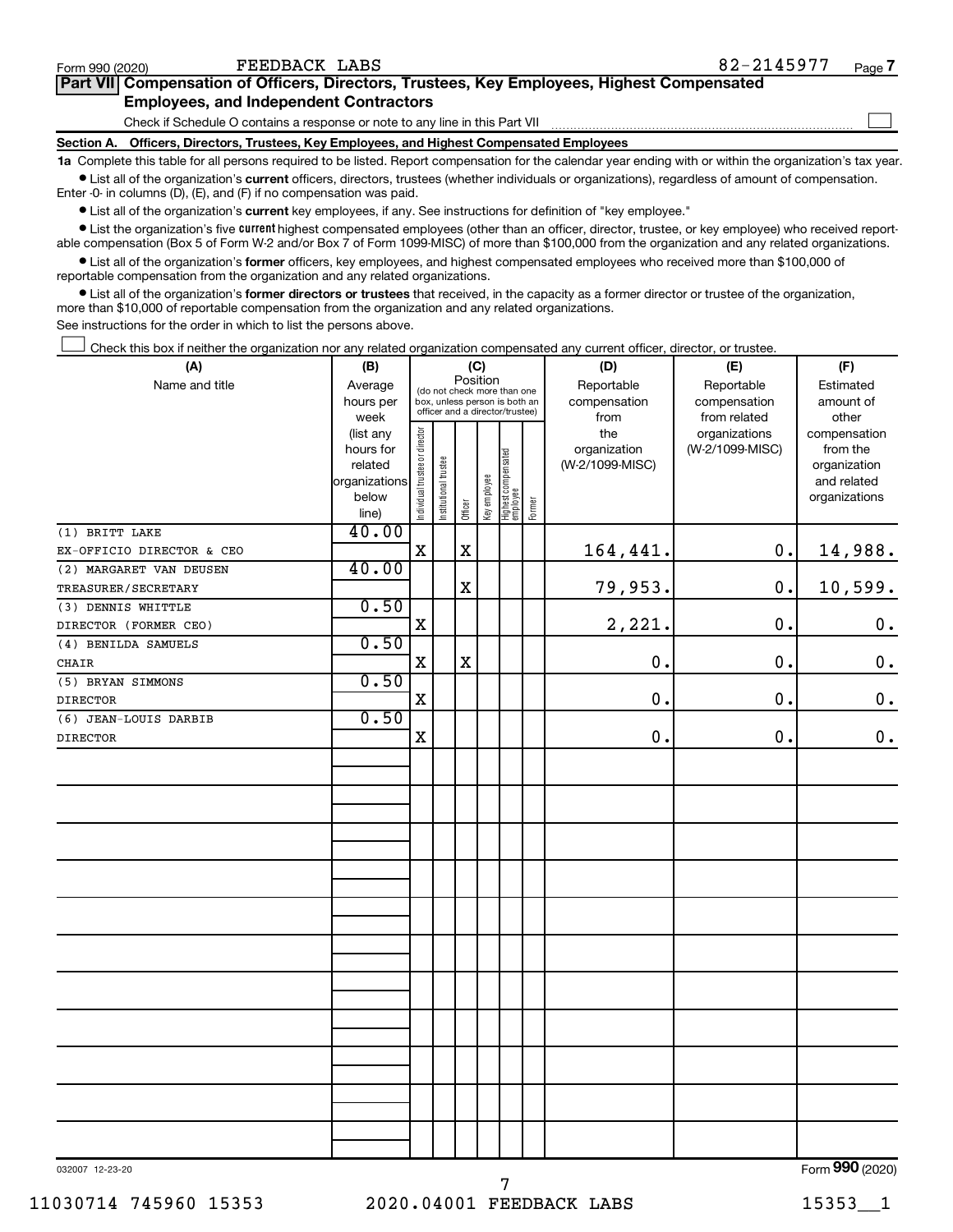Form 990 (2020) FEEDBACK LABS 82-2145977

**Part VII** **Compensation of Officers, Directors, Trustees, Key Employees, Highest Compensated Employees, and Independent Contractors**

Check if Schedule O contains a response or note to any line in this Part VII ☐

**Section A. Officers, Directors, Trustees, Key Employees, and Highest Compensated Employees**

**1a** Complete this table for all persons required to be listed. Report compensation for the calendar year ending with or within the organization's tax year.

- List all of the organization's **current** officers, directors, trustees (whether individuals or organizations), regardless of amount of compensation. Enter -0- in columns (D), (E), and (F) if no compensation was paid.
- List all of the organization's **current** key employees, if any. See instructions for definition of "key employee."
- List the organization's five **current** highest compensated employees (other than an officer, director, trustee, or key employee) who received reportable compensation (Box 5 of Form W-2 and/or Box 7 of Form 1099-MISC) of more than $100,000 from the organization and any related organizations.
- List all of the organization's **former** officers, key employees, and highest compensated employees who received more than $100,000 of reportable compensation from the organization and any related organizations.
- List all of the organization's **former directors or trustees** that received, in the capacity as a former director or trustee of the organization, more than $10,000 of reportable compensation from the organization and any related organizations.

See instructions for the order in which to list the persons above.

☐ Check this box if neither the organization nor any related organization compensated any current officer, director, or trustee.

| (A) Name and title | (B) Average hours per week (list any hours for related organizations below line) | (C) Position: Individual trustee or director | Institutional trustee | Officer | Key employee | Highest compensated employee | Former | (D) Reportable compensation from the organization (W-2/1099-MISC) | (E) Reportable compensation from related organizations (W-2/1099-MISC) | (F) Estimated amount of other compensation from the organization and related organizations |
|---|---|---|---|---|---|---|---|---|---|---|
| (1) BRITT LAKE<br>EX-OFFICIO DIRECTOR & CEO | 40.00 | X | | X | | | | 164,441. | 0. | 14,988. |
| (2) MARGARET VAN DEUSEN<br>TREASURER/SECRETARY | 40.00 | | | X | | | | 79,953. | 0. | 10,599. |
| (3) DENNIS WHITTLE<br>DIRECTOR (FORMER CEO) | 0.50 | X | | | | | | 2,221. | 0. | 0. |
| (4) BENILDA SAMUELS<br>CHAIR | 0.50 | X | | X | | | | 0. | 0. | 0. |
| (5) BRYAN SIMMONS<br>DIRECTOR | 0.50 | X | | | | | | 0. | 0. | 0. |
| (6) JEAN-LOUIS DARBIB<br>DIRECTOR | 0.50 | X | | | | | | 0. | 0. | 0. |

032007 12-23-20

Form **990** (2020)

11030714 745960 15353 2020.04001 FEEDBACK LABS 15353__1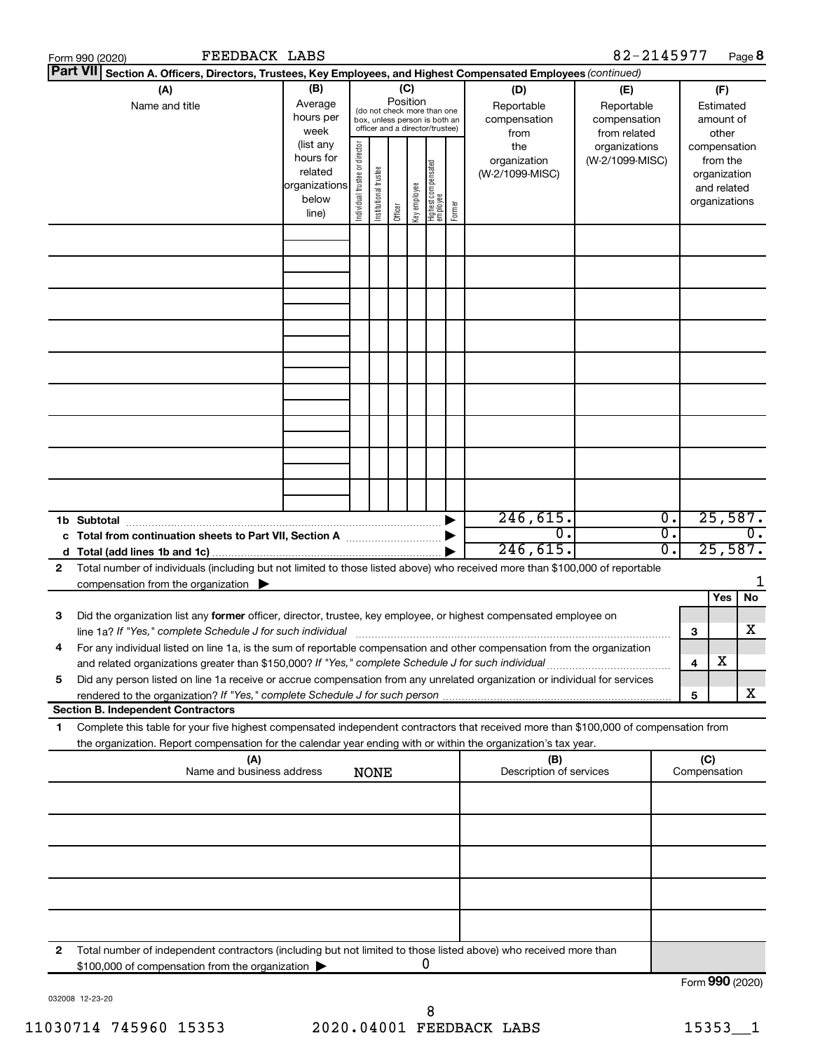Form 990 (2020) FEEDBACK LABS 82-2145977

## Part VII Section A. Officers, Directors, Trustees, Key Employees, and Highest Compensated Employees *(continued)*

| (A) Name and title | (B) Average hours per week (list any hours for related organizations below line) | (C) Position: Individual trustee or director | Institutional trustee | Officer | Key employee | Highest compensated employee | Former | (D) Reportable compensation from the organization (W-2/1099-MISC) | (E) Reportable compensation from related organizations (W-2/1099-MISC) | (F) Estimated amount of other compensation from the organization and related organizations |
|---|---|---|---|---|---|---|---|---|---|---|
| | | | | | | | | | | |
| | | | | | | | | | | |
| | | | | | | | | | | |
| | | | | | | | | | | |
| | | | | | | | | | | |
| | | | | | | | | | | |
| | | | | | | | | | | |
| | | | | | | | | | | |
| | | | | | | | | | | |
| **1b Subtotal** | | | | | | | | 246,615. | 0. | 25,587. |
| **c Total from continuation sheets to Part VII, Section A** | | | | | | | | 0. | 0. | 0. |
| **d Total (add lines 1b and 1c)** | | | | | | | | 246,615. | 0. | 25,587. |

**2** Total number of individuals (including but not limited to those listed above) who received more than $100,000 of reportable compensation from the organization ▶ 1

| | | Yes | No |
|---|---|---|---|
| **3** Did the organization list any **former** officer, director, trustee, key employee, or highest compensated employee on line 1a? *If "Yes," complete Schedule J for such individual* | 3 | | X |
| **4** For any individual listed on line 1a, is the sum of reportable compensation and other compensation from the organization and related organizations greater than $150,000? *If "Yes," complete Schedule J for such individual* | 4 | X | |
| **5** Did any person listed on line 1a receive or accrue compensation from any unrelated organization or individual for services rendered to the organization? *If "Yes," complete Schedule J for such person* | 5 | | X |

### Section B. Independent Contractors

**1** Complete this table for your five highest compensated independent contractors that received more than $100,000 of compensation from the organization. Report compensation for the calendar year ending with or within the organization's tax year.

| (A) Name and business address NONE | (B) Description of services | (C) Compensation |
|---|---|---|
| | | |
| | | |
| | | |
| | | |
| | | |

**2** Total number of independent contractors (including but not limited to those listed above) who received more than $100,000 of compensation from the organization ▶ 0

Form **990** (2020)

032008 12-23-20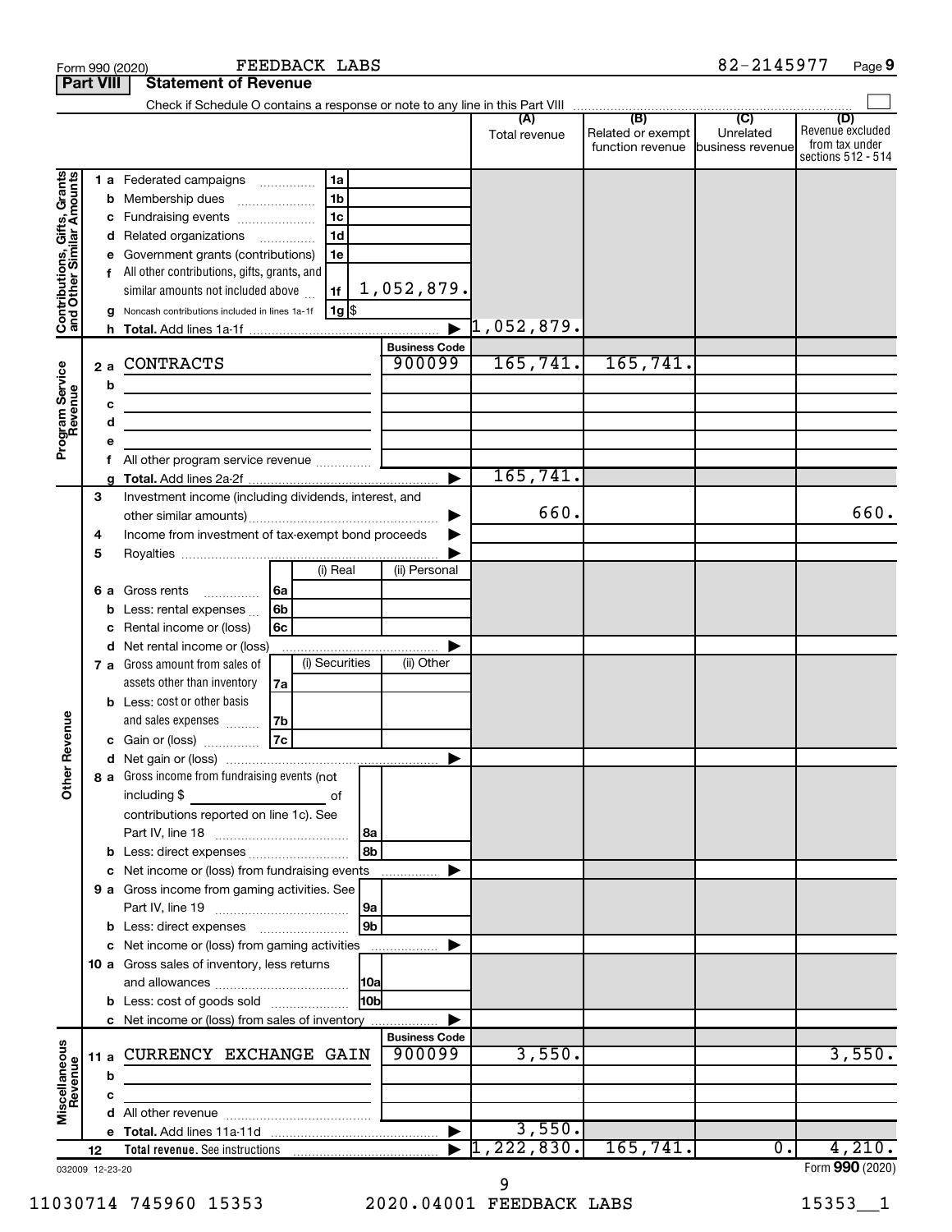Form 990 (2020) FEEDBACK LABS 82-2145977 Page **9**

**Part VIII | Statement of Revenue**

Check if Schedule O contains a response or note to any line in this Part VIII

| | | | | (A) Total revenue | (B) Related or exempt function revenue | (C) Unrelated business revenue | (D) Revenue excluded from tax under sections 512 - 514 |
|---|---|---|---|---|---|---|---|
| **Contributions, Gifts, Grants and Other Similar Amounts** | 1 a Federated campaigns | 1a | | | | | |
| | b Membership dues | 1b | | | | | |
| | c Fundraising events | 1c | | | | | |
| | d Related organizations | 1d | | | | | |
| | e Government grants (contributions) | 1e | | | | | |
| | f All other contributions, gifts, grants, and similar amounts not included above | 1f | 1,052,879. | | | | |
| | g Noncash contributions included in lines 1a-1f | 1g $ | | | | | |
| | h **Total.** Add lines 1a-1f | | ▶ | 1,052,879. | | | |
| | | | **Business Code** | | | | |
| **Program Service Revenue** | 2 a CONTRACTS | | 900099 | 165,741. | 165,741. | | |
| | b | | | | | | |
| | c | | | | | | |
| | d | | | | | | |
| | e | | | | | | |
| | f All other program service revenue | | | | | | |
| | g **Total.** Add lines 2a-2f | | ▶ | 165,741. | | | |
| **Other Revenue** | 3 Investment income (including dividends, interest, and other similar amounts) | | ▶ | 660. | | | 660. |
| | 4 Income from investment of tax-exempt bond proceeds | | ▶ | | | | |
| | 5 Royalties | | ▶ | | | | |
| | | (i) Real | (ii) Personal | | | | |
| | 6 a Gross rents (6a) | | | | | | |
| | b Less: rental expenses (6b) | | | | | | |
| | c Rental income or (loss) (6c) | | | | | | |
| | d Net rental income or (loss) | | ▶ | | | | |
| | | (i) Securities | (ii) Other | | | | |
| | 7 a Gross amount from sales of assets other than inventory (7a) | | | | | | |
| | b Less: cost or other basis and sales expenses (7b) | | | | | | |
| | c Gain or (loss) (7c) | | | | | | |
| | d Net gain or (loss) | | ▶ | | | | |
| | 8 a Gross income from fundraising events (not including $ ________ of contributions reported on line 1c). See Part IV, line 18 | 8a | | | | | |
| | b Less: direct expenses | 8b | | | | | |
| | c Net income or (loss) from fundraising events | | ▶ | | | | |
| | 9 a Gross income from gaming activities. See Part IV, line 19 | 9a | | | | | |
| | b Less: direct expenses | 9b | | | | | |
| | c Net income or (loss) from gaming activities | | ▶ | | | | |
| | 10 a Gross sales of inventory, less returns and allowances | 10a | | | | | |
| | b Less: cost of goods sold | 10b | | | | | |
| | c Net income or (loss) from sales of inventory | | ▶ | | | | |
| | | | **Business Code** | | | | |
| **Miscellaneous Revenue** | 11 a CURRENCY EXCHANGE GAIN | | 900099 | 3,550. | | | 3,550. |
| | b | | | | | | |
| | c | | | | | | |
| | d All other revenue | | | | | | |
| | e **Total.** Add lines 11a-11d | | ▶ | 3,550. | | | |
| | 12 **Total revenue.** See instructions | | ▶ | 1,222,830. | 165,741. | 0. | 4,210. |

032009 12-23-20 Form **990** (2020)

11030714 745960 15353 2020.04001 FEEDBACK LABS 15353__1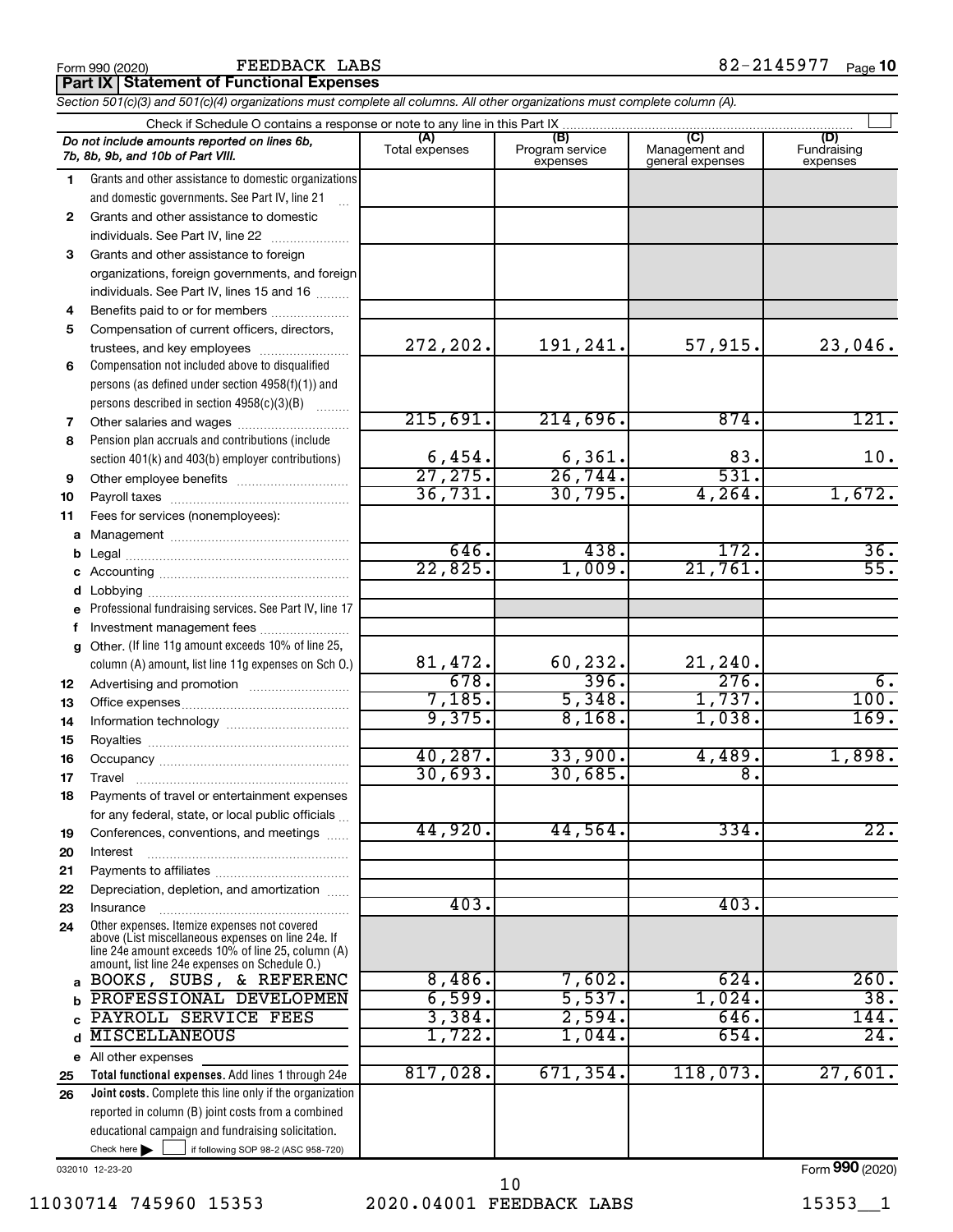Form 990 (2020) FEEDBACK LABS 82-2145977 Page 10

**Part IX | Statement of Functional Expenses**

*Section 501(c)(3) and 501(c)(4) organizations must complete all columns. All other organizations must complete column (A).*

Check if Schedule O contains a response or note to any line in this Part IX

| | *Do not include amounts reported on lines 6b, 7b, 8b, 9b, and 10b of Part VIII.* | (A) Total expenses | (B) Program service expenses | (C) Management and general expenses | (D) Fundraising expenses |
|---|---|---|---|---|---|
| 1 | Grants and other assistance to domestic organizations and domestic governments. See Part IV, line 21 | | | | |
| 2 | Grants and other assistance to domestic individuals. See Part IV, line 22 | | | | |
| 3 | Grants and other assistance to foreign organizations, foreign governments, and foreign individuals. See Part IV, lines 15 and 16 | | | | |
| 4 | Benefits paid to or for members | | | | |
| 5 | Compensation of current officers, directors, trustees, and key employees | 272,202. | 191,241. | 57,915. | 23,046. |
| 6 | Compensation not included above to disqualified persons (as defined under section 4958(f)(1)) and persons described in section 4958(c)(3)(B) | | | | |
| 7 | Other salaries and wages | 215,691. | 214,696. | 874. | 121. |
| 8 | Pension plan accruals and contributions (include section 401(k) and 403(b) employer contributions) | 6,454. | 6,361. | 83. | 10. |
| 9 | Other employee benefits | 27,275. | 26,744. | 531. | |
| 10 | Payroll taxes | 36,731. | 30,795. | 4,264. | 1,672. |
| 11 | Fees for services (nonemployees): | | | | |
| a | Management | | | | |
| b | Legal | 646. | 438. | 172. | 36. |
| c | Accounting | 22,825. | 1,009. | 21,761. | 55. |
| d | Lobbying | | | | |
| e | Professional fundraising services. See Part IV, line 17 | | | | |
| f | Investment management fees | | | | |
| g | Other. (If line 11g amount exceeds 10% of line 25, column (A) amount, list line 11g expenses on Sch O.) | 81,472. | 60,232. | 21,240. | |
| 12 | Advertising and promotion | 678. | 396. | 276. | 6. |
| 13 | Office expenses | 7,185. | 5,348. | 1,737. | 100. |
| 14 | Information technology | 9,375. | 8,168. | 1,038. | 169. |
| 15 | Royalties | | | | |
| 16 | Occupancy | 40,287. | 33,900. | 4,489. | 1,898. |
| 17 | Travel | 30,693. | 30,685. | 8. | |
| 18 | Payments of travel or entertainment expenses for any federal, state, or local public officials | | | | |
| 19 | Conferences, conventions, and meetings | 44,920. | 44,564. | 334. | 22. |
| 20 | Interest | | | | |
| 21 | Payments to affiliates | | | | |
| 22 | Depreciation, depletion, and amortization | | | | |
| 23 | Insurance | 403. | | 403. | |
| 24 | Other expenses. Itemize expenses not covered above (List miscellaneous expenses on line 24e. If line 24e amount exceeds 10% of line 25, column (A) amount, list line 24e expenses on Schedule O.) | | | | |
| a | BOOKS, SUBS, & REFERENC | 8,486. | 7,602. | 624. | 260. |
| b | PROFESSIONAL DEVELOPMEN | 6,599. | 5,537. | 1,024. | 38. |
| c | PAYROLL SERVICE FEES | 3,384. | 2,594. | 646. | 144. |
| d | MISCELLANEOUS | 1,722. | 1,044. | 654. | 24. |
| e | All other expenses | | | | |
| 25 | **Total functional expenses.** Add lines 1 through 24e | 817,028. | 671,354. | 118,073. | 27,601. |
| 26 | **Joint costs.** Complete this line only if the organization reported in column (B) joint costs from a combined educational campaign and fundraising solicitation. Check here ☐ if following SOP 98-2 (ASC 958-720) | | | | |

032010 12-23-20 Form **990** (2020)

11030714 745960 15353 2020.04001 FEEDBACK LABS 15353__1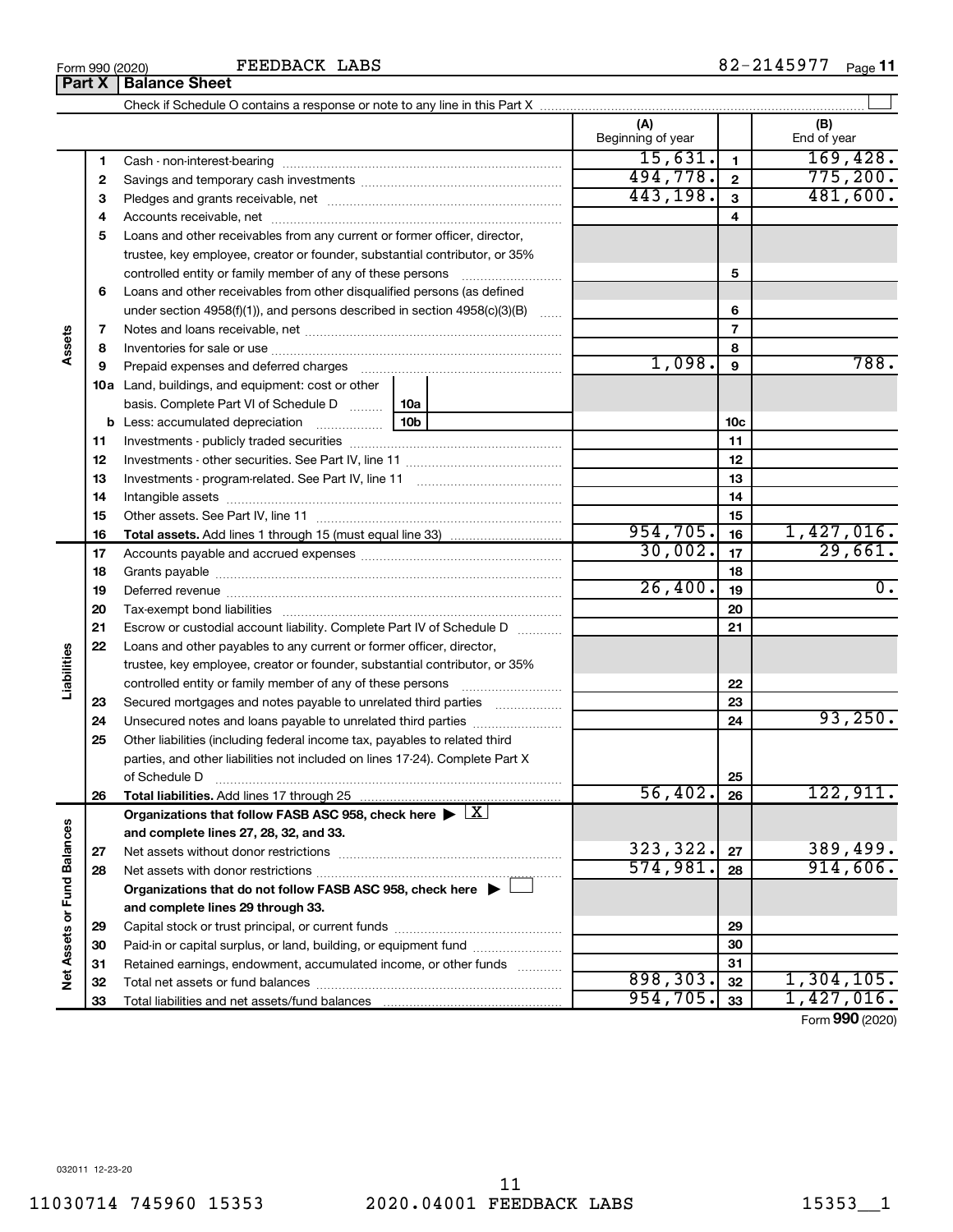Form 990 (2020) FEEDBACK LABS 82-2145977 Page **11**

## Part X Balance Sheet

Check if Schedule O contains a response or note to any line in this Part X

| | | | (A) Beginning of year | | (B) End of year |
|---|---|---|---|---|---|
| Assets | 1 | Cash - non-interest-bearing | 15,631. | 1 | 169,428. |
| | 2 | Savings and temporary cash investments | 494,778. | 2 | 775,200. |
| | 3 | Pledges and grants receivable, net | 443,198. | 3 | 481,600. |
| | 4 | Accounts receivable, net | | 4 | |
| | 5 | Loans and other receivables from any current or former officer, director, trustee, key employee, creator or founder, substantial contributor, or 35% controlled entity or family member of any of these persons | | 5 | |
| | 6 | Loans and other receivables from other disqualified persons (as defined under section 4958(f)(1)), and persons described in section 4958(c)(3)(B) | | 6 | |
| | 7 | Notes and loans receivable, net | | 7 | |
| | 8 | Inventories for sale or use | | 8 | |
| | 9 | Prepaid expenses and deferred charges | 1,098. | 9 | 788. |
| | 10a | Land, buildings, and equipment: cost or other basis. Complete Part VI of Schedule D (10a) | | | |
| | b | Less: accumulated depreciation (10b) | | 10c | |
| | 11 | Investments - publicly traded securities | | 11 | |
| | 12 | Investments - other securities. See Part IV, line 11 | | 12 | |
| | 13 | Investments - program-related. See Part IV, line 11 | | 13 | |
| | 14 | Intangible assets | | 14 | |
| | 15 | Other assets. See Part IV, line 11 | | 15 | |
| | 16 | **Total assets.** Add lines 1 through 15 (must equal line 33) | 954,705. | 16 | 1,427,016. |
| Liabilities | 17 | Accounts payable and accrued expenses | 30,002. | 17 | 29,661. |
| | 18 | Grants payable | | 18 | |
| | 19 | Deferred revenue | 26,400. | 19 | 0. |
| | 20 | Tax-exempt bond liabilities | | 20 | |
| | 21 | Escrow or custodial account liability. Complete Part IV of Schedule D | | 21 | |
| | 22 | Loans and other payables to any current or former officer, director, trustee, key employee, creator or founder, substantial contributor, or 35% controlled entity or family member of any of these persons | | 22 | |
| | 23 | Secured mortgages and notes payable to unrelated third parties | | 23 | |
| | 24 | Unsecured notes and loans payable to unrelated third parties | | 24 | 93,250. |
| | 25 | Other liabilities (including federal income tax, payables to related third parties, and other liabilities not included on lines 17-24). Complete Part X of Schedule D | | 25 | |
| | 26 | **Total liabilities.** Add lines 17 through 25 | 56,402. | 26 | 122,911. |
| Net Assets or Fund Balances | | **Organizations that follow FASB ASC 958, check here** ▶ [X] **and complete lines 27, 28, 32, and 33.** | | | |
| | 27 | Net assets without donor restrictions | 323,322. | 27 | 389,499. |
| | 28 | Net assets with donor restrictions | 574,981. | 28 | 914,606. |
| | | **Organizations that do not follow FASB ASC 958, check here** ▶ [ ] **and complete lines 29 through 33.** | | | |
| | 29 | Capital stock or trust principal, or current funds | | 29 | |
| | 30 | Paid-in or capital surplus, or land, building, or equipment fund | | 30 | |
| | 31 | Retained earnings, endowment, accumulated income, or other funds | | 31 | |
| | 32 | Total net assets or fund balances | 898,303. | 32 | 1,304,105. |
| | 33 | Total liabilities and net assets/fund balances | 954,705. | 33 | 1,427,016. |

Form **990** (2020)

032011 12-23-20

11030714 745960 15353 2020.04001 FEEDBACK LABS 15353__1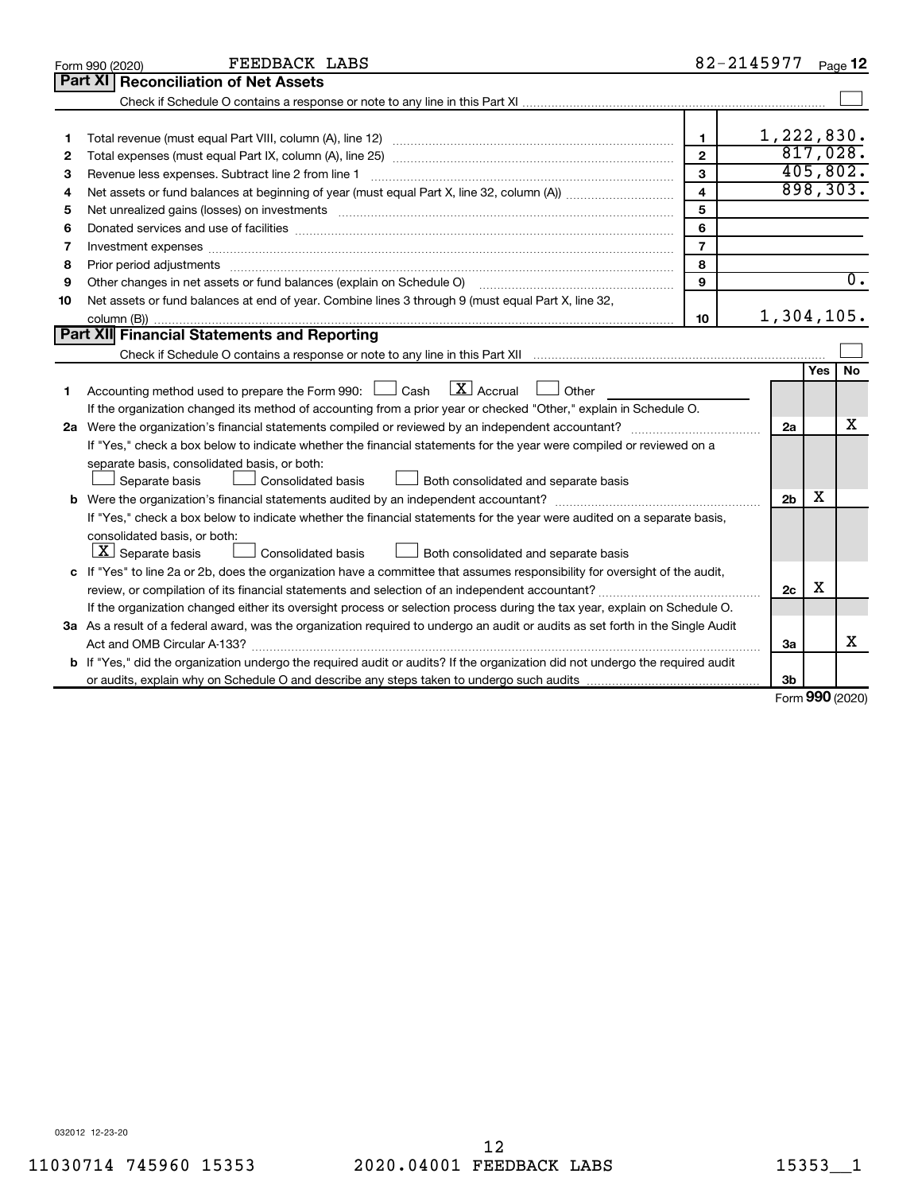Form 990 (2020) FEEDBACK LABS 82-2145977 Page **12**

## Part XI Reconciliation of Net Assets

Check if Schedule O contains a response or note to any line in this Part XI ☐

| | | | |
|---|---|---|---|
| 1 | Total revenue (must equal Part VIII, column (A), line 12) | 1 | 1,222,830. |
| 2 | Total expenses (must equal Part IX, column (A), line 25) | 2 | 817,028. |
| 3 | Revenue less expenses. Subtract line 2 from line 1 | 3 | 405,802. |
| 4 | Net assets or fund balances at beginning of year (must equal Part X, line 32, column (A)) | 4 | 898,303. |
| 5 | Net unrealized gains (losses) on investments | 5 | |
| 6 | Donated services and use of facilities | 6 | |
| 7 | Investment expenses | 7 | |
| 8 | Prior period adjustments | 8 | |
| 9 | Other changes in net assets or fund balances (explain on Schedule O) | 9 | 0. |
| 10 | Net assets or fund balances at end of year. Combine lines 3 through 9 (must equal Part X, line 32, column (B)) | 10 | 1,304,105. |

## Part XII Financial Statements and Reporting

Check if Schedule O contains a response or note to any line in this Part XII ☐

| | | | Yes | No |
|---|---|---|---|---|
| 1 | Accounting method used to prepare the Form 990: ☐ Cash ☒ Accrual ☐ Other<br>If the organization changed its method of accounting from a prior year or checked "Other," explain in Schedule O. | | | |
| 2a | Were the organization's financial statements compiled or reviewed by an independent accountant?<br>If "Yes," check a box below to indicate whether the financial statements for the year were compiled or reviewed on a separate basis, consolidated basis, or both:<br>☐ Separate basis ☐ Consolidated basis ☐ Both consolidated and separate basis | 2a | | X |
| b | Were the organization's financial statements audited by an independent accountant?<br>If "Yes," check a box below to indicate whether the financial statements for the year were audited on a separate basis, consolidated basis, or both:<br>☒ Separate basis ☐ Consolidated basis ☐ Both consolidated and separate basis | 2b | X | |
| c | If "Yes" to line 2a or 2b, does the organization have a committee that assumes responsibility for oversight of the audit, review, or compilation of its financial statements and selection of an independent accountant?<br>If the organization changed either its oversight process or selection process during the tax year, explain on Schedule O. | 2c | X | |
| 3a | As a result of a federal award, was the organization required to undergo an audit or audits as set forth in the Single Audit Act and OMB Circular A-133? | 3a | | X |
| b | If "Yes," did the organization undergo the required audit or audits? If the organization did not undergo the required audit or audits, explain why on Schedule O and describe any steps taken to undergo such audits | 3b | | |

Form **990** (2020)

032012 12-23-20

11030714 745960 15353 2020.04001 FEEDBACK LABS 15353__1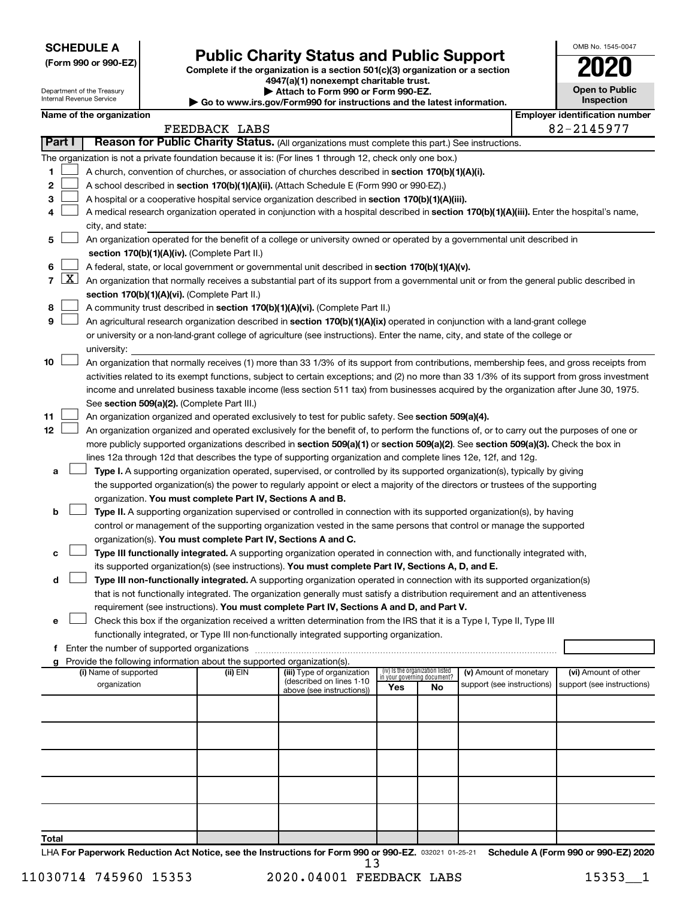**SCHEDULE A**
**(Form 990 or 990-EZ)**

Department of the Treasury
Internal Revenue Service

# Public Charity Status and Public Support

**Complete if the organization is a section 501(c)(3) organization or a section 4947(a)(1) nonexempt charitable trust.**
**▶ Attach to Form 990 or Form 990-EZ.**
**▶ Go to www.irs.gov/Form990 for instructions and the latest information.**

OMB No. 1545-0047

**2020**

**Open to Public Inspection**

**Name of the organization:** FEEDBACK LABS
**Employer identification number:** 82-2145977

## Part I Reason for Public Charity Status. (All organizations must complete this part.) See instructions.

The organization is not a private foundation because it is: (For lines 1 through 12, check only one box.)

1. ☐ A church, convention of churches, or association of churches described in **section 170(b)(1)(A)(i).**
2. ☐ A school described in **section 170(b)(1)(A)(ii).** (Attach Schedule E (Form 990 or 990-EZ).)
3. ☐ A hospital or a cooperative hospital service organization described in **section 170(b)(1)(A)(iii).**
4. ☐ A medical research organization operated in conjunction with a hospital described in **section 170(b)(1)(A)(iii).** Enter the hospital's name, city, and state: ______
5. ☐ An organization operated for the benefit of a college or university owned or operated by a governmental unit described in **section 170(b)(1)(A)(iv).** (Complete Part II.)
6. ☐ A federal, state, or local government or governmental unit described in **section 170(b)(1)(A)(v).**
7. ☒ An organization that normally receives a substantial part of its support from a governmental unit or from the general public described in **section 170(b)(1)(A)(vi).** (Complete Part II.)
8. ☐ A community trust described in **section 170(b)(1)(A)(vi).** (Complete Part II.)
9. ☐ An agricultural research organization described in **section 170(b)(1)(A)(ix)** operated in conjunction with a land-grant college or university or a non-land-grant college of agriculture (see instructions). Enter the name, city, and state of the college or university: ______
10. ☐ An organization that normally receives (1) more than 33 1/3% of its support from contributions, membership fees, and gross receipts from activities related to its exempt functions, subject to certain exceptions; and (2) no more than 33 1/3% of its support from gross investment income and unrelated business taxable income (less section 511 tax) from businesses acquired by the organization after June 30, 1975. See **section 509(a)(2).** (Complete Part III.)
11. ☐ An organization organized and operated exclusively to test for public safety. See **section 509(a)(4).**
12. ☐ An organization organized and operated exclusively for the benefit of, to perform the functions of, or to carry out the purposes of one or more publicly supported organizations described in **section 509(a)(1)** or **section 509(a)(2).** See **section 509(a)(3).** Check the box in lines 12a through 12d that describes the type of supporting organization and complete lines 12e, 12f, and 12g.
   - **a** ☐ **Type I.** A supporting organization operated, supervised, or controlled by its supported organization(s), typically by giving the supported organization(s) the power to regularly appoint or elect a majority of the directors or trustees of the supporting organization. **You must complete Part IV, Sections A and B.**
   - **b** ☐ **Type II.** A supporting organization supervised or controlled in connection with its supported organization(s), by having control or management of the supporting organization vested in the same persons that control or manage the supported organization(s). **You must complete Part IV, Sections A and C.**
   - **c** ☐ **Type III functionally integrated.** A supporting organization operated in connection with, and functionally integrated with, its supported organization(s) (see instructions). **You must complete Part IV, Sections A, D, and E.**
   - **d** ☐ **Type III non-functionally integrated.** A supporting organization operated in connection with its supported organization(s) that is not functionally integrated. The organization generally must satisfy a distribution requirement and an attentiveness requirement (see instructions). **You must complete Part IV, Sections A and D, and Part V.**
   - **e** ☐ Check this box if the organization received a written determination from the IRS that it is a Type I, Type II, Type III functionally integrated, or Type III non-functionally integrated supporting organization.
   - **f** Enter the number of supported organizations ______
   - **g** Provide the following information about the supported organization(s).

| (i) Name of supported organization | (ii) EIN | (iii) Type of organization (described on lines 1-10 above (see instructions)) | (iv) Is the organization listed in your governing document? Yes | No | (v) Amount of monetary support (see instructions) | (vi) Amount of other support (see instructions) |
|---|---|---|---|---|---|---|
| | | | | | | |
| | | | | | | |
| | | | | | | |
| | | | | | | |
| | | | | | | |
| **Total** | | | | | | |

LHA **For Paperwork Reduction Act Notice, see the Instructions for Form 990 or 990-EZ.** 032021 01-25-21 **Schedule A (Form 990 or 990-EZ) 2020**

11030714 745960 15353 2020.04001 FEEDBACK LABS 15353__1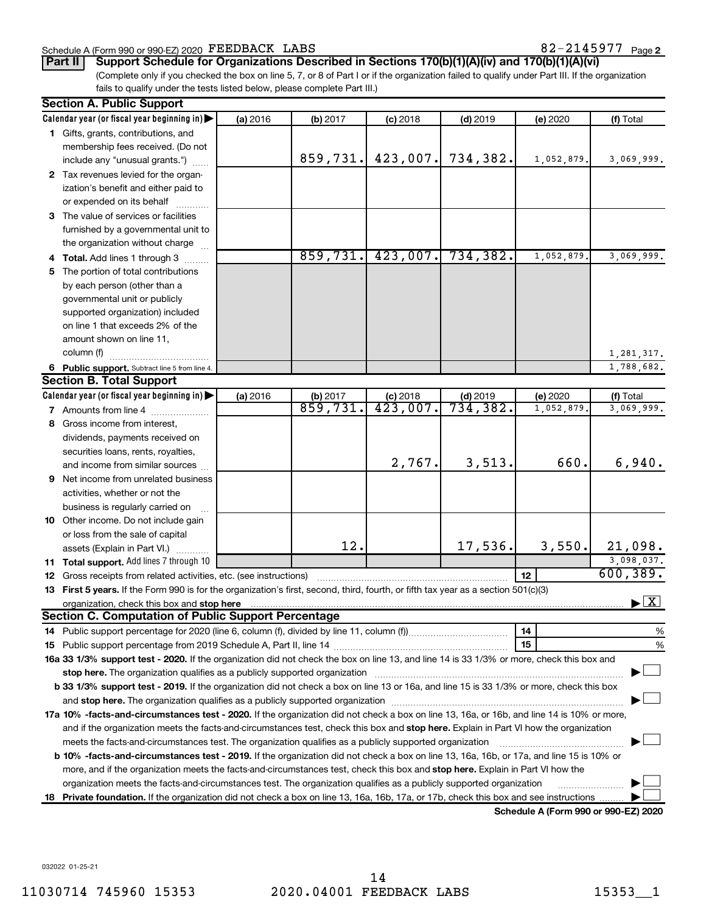Schedule A (Form 990 or 990-EZ) 2020 FEEDBACK LABS 82-2145977 Page 2

**Part II | Support Schedule for Organizations Described in Sections 170(b)(1)(A)(iv) and 170(b)(1)(A)(vi)**

(Complete only if you checked the box on line 5, 7, or 8 of Part I or if the organization failed to qualify under Part III. If the organization fails to qualify under the tests listed below, please complete Part III.)

**Section A. Public Support**

| Calendar year (or fiscal year beginning in) ▶ | (a) 2016 | (b) 2017 | (c) 2018 | (d) 2019 | (e) 2020 | (f) Total |
|---|---|---|---|---|---|---|
| **1** Gifts, grants, contributions, and membership fees received. (Do not include any "unusual grants.") | | 859,731. | 423,007. | 734,382. | 1,052,879. | 3,069,999. |
| **2** Tax revenues levied for the organization's benefit and either paid to or expended on its behalf | | | | | | |
| **3** The value of services or facilities furnished by a governmental unit to the organization without charge | | | | | | |
| **4 Total.** Add lines 1 through 3 | | 859,731. | 423,007. | 734,382. | 1,052,879. | 3,069,999. |
| **5** The portion of total contributions by each person (other than a governmental unit or publicly supported organization) included on line 1 that exceeds 2% of the amount shown on line 11, column (f) | | | | | | 1,281,317. |
| **6 Public support.** Subtract line 5 from line 4. | | | | | | 1,788,682. |

**Section B. Total Support**

| Calendar year (or fiscal year beginning in) ▶ | (a) 2016 | (b) 2017 | (c) 2018 | (d) 2019 | (e) 2020 | (f) Total |
|---|---|---|---|---|---|---|
| **7** Amounts from line 4 | | 859,731. | 423,007. | 734,382. | 1,052,879. | 3,069,999. |
| **8** Gross income from interest, dividends, payments received on securities loans, rents, royalties, and income from similar sources | | | 2,767. | 3,513. | 660. | 6,940. |
| **9** Net income from unrelated business activities, whether or not the business is regularly carried on | | | | | | |
| **10** Other income. Do not include gain or loss from the sale of capital assets (Explain in Part VI.) | | 12. | | 17,536. | 3,550. | 21,098. |
| **11 Total support.** Add lines 7 through 10 | | | | | | 3,098,037. |

**12** Gross receipts from related activities, etc. (see instructions) | **12** | 600,389.

**13 First 5 years.** If the Form 990 is for the organization's first, second, third, fourth, or fifth tax year as a section 501(c)(3) organization, check this box and **stop here** ▶ [X]

**Section C. Computation of Public Support Percentage**

**14** Public support percentage for 2020 (line 6, column (f), divided by line 11, column (f)) | **14** | %

**15** Public support percentage from 2019 Schedule A, Part II, line 14 | **15** | %

**16a 33 1/3% support test - 2020.** If the organization did not check the box on line 13, and line 14 is 33 1/3% or more, check this box and **stop here.** The organization qualifies as a publicly supported organization ▶ [ ]

**b 33 1/3% support test - 2019.** If the organization did not check a box on line 13 or 16a, and line 15 is 33 1/3% or more, check this box and **stop here.** The organization qualifies as a publicly supported organization ▶ [ ]

**17a 10% -facts-and-circumstances test - 2020.** If the organization did not check a box on line 13, 16a, or 16b, and line 14 is 10% or more, and if the organization meets the facts-and-circumstances test, check this box and **stop here.** Explain in Part VI how the organization meets the facts-and-circumstances test. The organization qualifies as a publicly supported organization ▶ [ ]

**b 10% -facts-and-circumstances test - 2019.** If the organization did not check a box on line 13, 16a, 16b, or 17a, and line 15 is 10% or more, and if the organization meets the facts-and-circumstances test, check this box and **stop here.** Explain in Part VI how the organization meets the facts-and-circumstances test. The organization qualifies as a publicly supported organization ▶ [ ]

**18 Private foundation.** If the organization did not check a box on line 13, 16a, 16b, 17a, or 17b, check this box and see instructions ▶ [ ]

**Schedule A (Form 990 or 990-EZ) 2020**

032022 01-25-21

11030714 745960 15353 2020.04001 FEEDBACK LABS 15353__1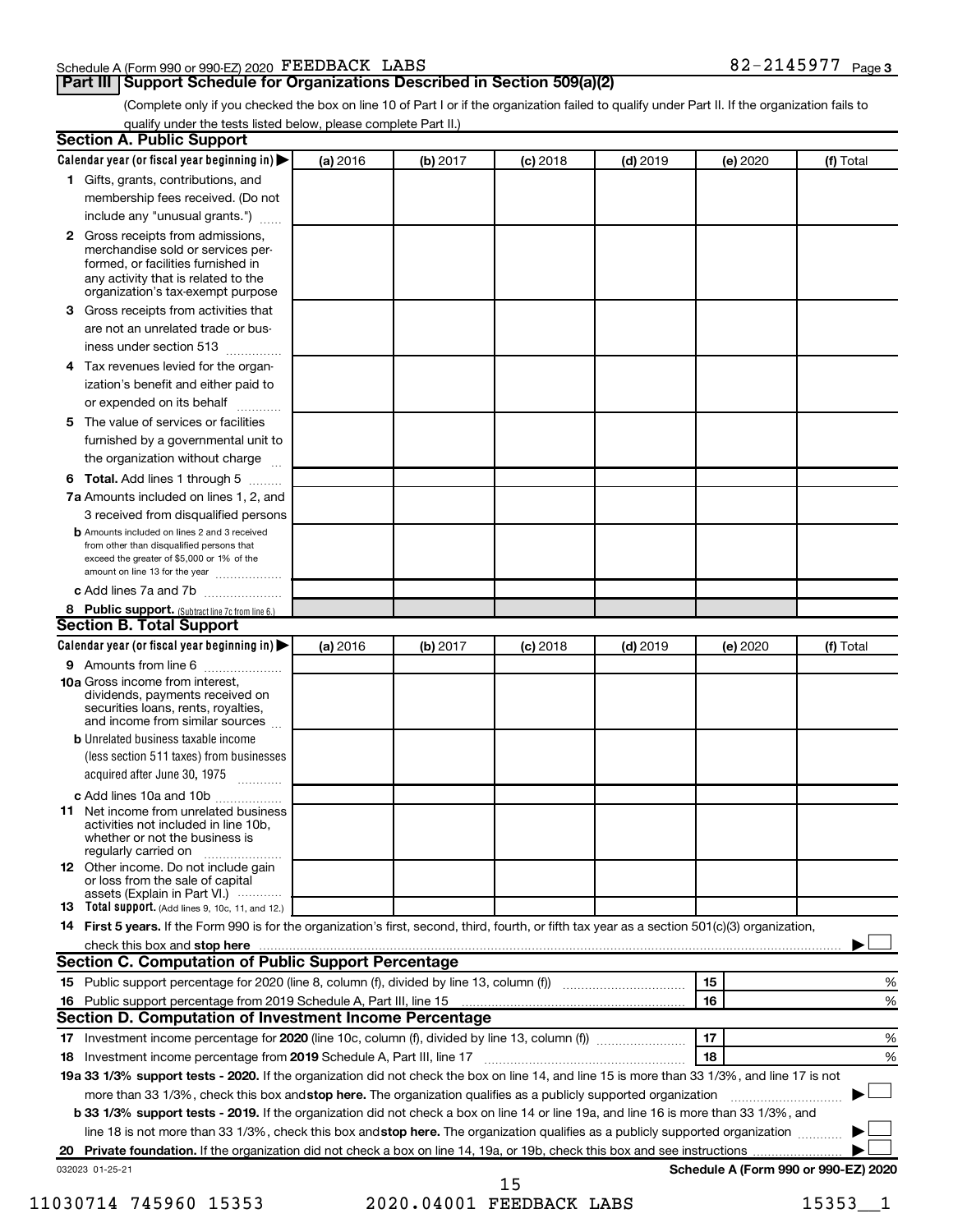Schedule A (Form 990 or 990-EZ) 2020 FEEDBACK LABS 82-2145977 Page 3

## Part III Support Schedule for Organizations Described in Section 509(a)(2)

(Complete only if you checked the box on line 10 of Part I or if the organization failed to qualify under Part II. If the organization fails to qualify under the tests listed below, please complete Part II.)

### Section A. Public Support

| Calendar year (or fiscal year beginning in) ▶ | (a) 2016 | (b) 2017 | (c) 2018 | (d) 2019 | (e) 2020 | (f) Total |
|---|---|---|---|---|---|---|
| **1** Gifts, grants, contributions, and membership fees received. (Do not include any "unusual grants.") | | | | | | |
| **2** Gross receipts from admissions, merchandise sold or services performed, or facilities furnished in any activity that is related to the organization's tax-exempt purpose | | | | | | |
| **3** Gross receipts from activities that are not an unrelated trade or business under section 513 | | | | | | |
| **4** Tax revenues levied for the organization's benefit and either paid to or expended on its behalf | | | | | | |
| **5** The value of services or facilities furnished by a governmental unit to the organization without charge | | | | | | |
| **6 Total.** Add lines 1 through 5 | | | | | | |
| **7a** Amounts included on lines 1, 2, and 3 received from disqualified persons | | | | | | |
| **b** Amounts included on lines 2 and 3 received from other than disqualified persons that exceed the greater of $5,000 or 1% of the amount on line 13 for the year | | | | | | |
| **c** Add lines 7a and 7b | | | | | | |
| **8 Public support.** (Subtract line 7c from line 6.) | | | | | | |

### Section B. Total Support

| Calendar year (or fiscal year beginning in) ▶ | (a) 2016 | (b) 2017 | (c) 2018 | (d) 2019 | (e) 2020 | (f) Total |
|---|---|---|---|---|---|---|
| **9** Amounts from line 6 | | | | | | |
| **10a** Gross income from interest, dividends, payments received on securities loans, rents, royalties, and income from similar sources | | | | | | |
| **b** Unrelated business taxable income (less section 511 taxes) from businesses acquired after June 30, 1975 | | | | | | |
| **c** Add lines 10a and 10b | | | | | | |
| **11** Net income from unrelated business activities not included in line 10b, whether or not the business is regularly carried on | | | | | | |
| **12** Other income. Do not include gain or loss from the sale of capital assets (Explain in Part VI.) | | | | | | |
| **13 Total support.** (Add lines 9, 10c, 11, and 12.) | | | | | | |

**14 First 5 years.** If the Form 990 is for the organization's first, second, third, fourth, or fifth tax year as a section 501(c)(3) organization, check this box and **stop here** ▶ ☐

### Section C. Computation of Public Support Percentage

| | | | |
|---|---|---|---|
| **15** Public support percentage for 2020 (line 8, column (f), divided by line 13, column (f)) | 15 | | % |
| **16** Public support percentage from 2019 Schedule A, Part III, line 15 | 16 | | % |

### Section D. Computation of Investment Income Percentage

| | | | |
|---|---|---|---|
| **17** Investment income percentage for **2020** (line 10c, column (f), divided by line 13, column (f)) | 17 | | % |
| **18** Investment income percentage from **2019** Schedule A, Part III, line 17 | 18 | | % |

**19a 33 1/3% support tests - 2020.** If the organization did not check the box on line 14, and line 15 is more than 33 1/3%, and line 17 is not more than 33 1/3%, check this box and **stop here.** The organization qualifies as a publicly supported organization ▶ ☐

**b 33 1/3% support tests - 2019.** If the organization did not check a box on line 14 or line 19a, and line 16 is more than 33 1/3%, and line 18 is not more than 33 1/3%, check this box and **stop here.** The organization qualifies as a publicly supported organization ▶ ☐

**20 Private foundation.** If the organization did not check a box on line 14, 19a, or 19b, check this box and see instructions ▶ ☐

032023 01-25-21 **Schedule A (Form 990 or 990-EZ) 2020**

11030714 745960 15353 2020.04001 FEEDBACK LABS 15353__1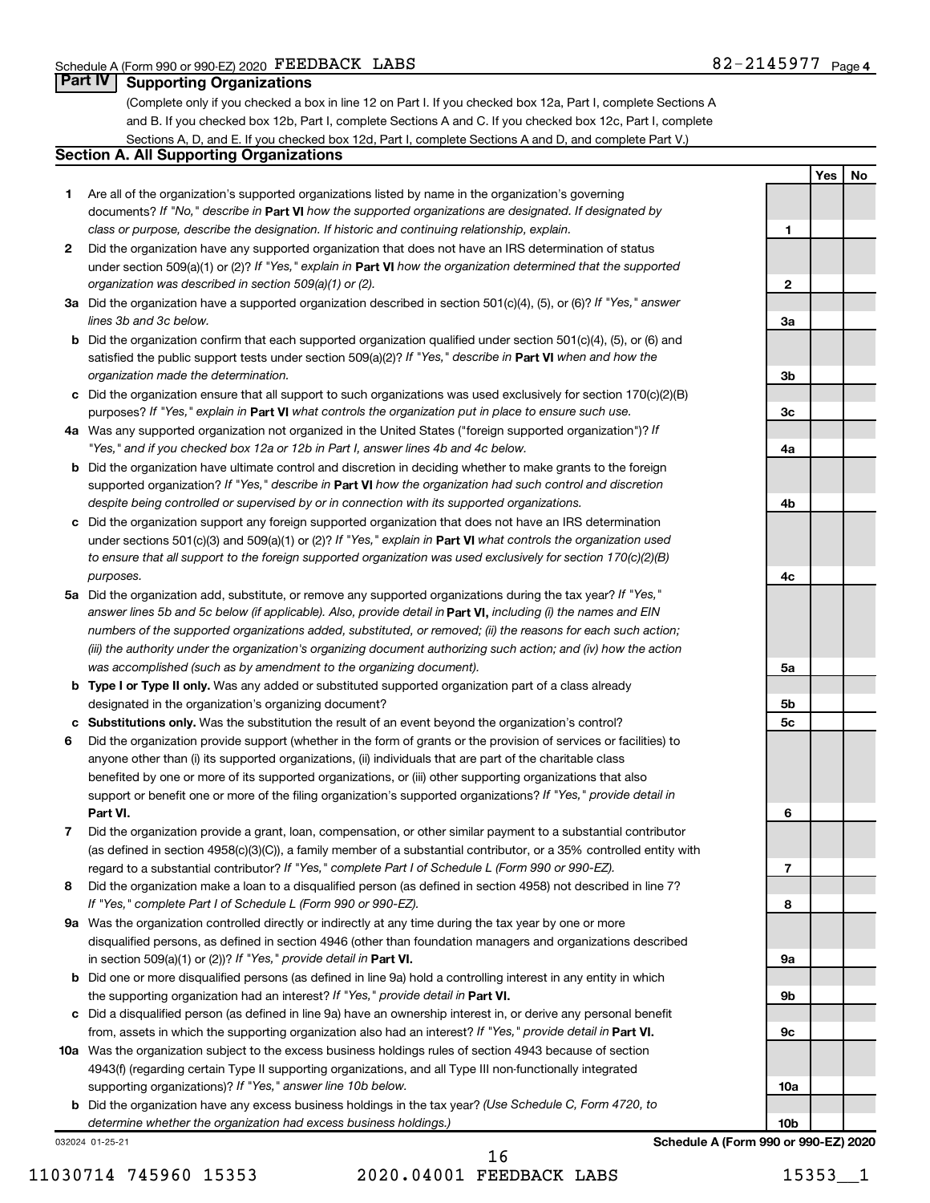Schedule A (Form 990 or 990-EZ) 2020 FEEDBACK LABS 82-2145977 Page 4

## Part IV Supporting Organizations

(Complete only if you checked a box in line 12 on Part I. If you checked box 12a, Part I, complete Sections A and B. If you checked box 12b, Part I, complete Sections A and C. If you checked box 12c, Part I, complete Sections A, D, and E. If you checked box 12d, Part I, complete Sections A and D, and complete Part V.)

### Section A. All Supporting Organizations

| | | | Yes | No |
|---|---|---|---|---|
| **1** | Are all of the organization's supported organizations listed by name in the organization's governing documents? *If "No," describe in* **Part VI** *how the supported organizations are designated. If designated by class or purpose, describe the designation. If historic and continuing relationship, explain.* | **1** | | |
| **2** | Did the organization have any supported organization that does not have an IRS determination of status under section 509(a)(1) or (2)? *If "Yes," explain in* **Part VI** *how the organization determined that the supported organization was described in section 509(a)(1) or (2).* | **2** | | |
| **3a** | Did the organization have a supported organization described in section 501(c)(4), (5), or (6)? *If "Yes," answer lines 3b and 3c below.* | **3a** | | |
| **b** | Did the organization confirm that each supported organization qualified under section 501(c)(4), (5), or (6) and satisfied the public support tests under section 509(a)(2)? *If "Yes," describe in* **Part VI** *when and how the organization made the determination.* | **3b** | | |
| **c** | Did the organization ensure that all support to such organizations was used exclusively for section 170(c)(2)(B) purposes? *If "Yes," explain in* **Part VI** *what controls the organization put in place to ensure such use.* | **3c** | | |
| **4a** | Was any supported organization not organized in the United States ("foreign supported organization")? *If "Yes," and if you checked box 12a or 12b in Part I, answer lines 4b and 4c below.* | **4a** | | |
| **b** | Did the organization have ultimate control and discretion in deciding whether to make grants to the foreign supported organization? *If "Yes," describe in* **Part VI** *how the organization had such control and discretion despite being controlled or supervised by or in connection with its supported organizations.* | **4b** | | |
| **c** | Did the organization support any foreign supported organization that does not have an IRS determination under sections 501(c)(3) and 509(a)(1) or (2)? *If "Yes," explain in* **Part VI** *what controls the organization used to ensure that all support to the foreign supported organization was used exclusively for section 170(c)(2)(B) purposes.* | **4c** | | |
| **5a** | Did the organization add, substitute, or remove any supported organizations during the tax year? *If "Yes," answer lines 5b and 5c below (if applicable). Also, provide detail in* **Part VI,** *including (i) the names and EIN numbers of the supported organizations added, substituted, or removed; (ii) the reasons for each such action; (iii) the authority under the organization's organizing document authorizing such action; and (iv) how the action was accomplished (such as by amendment to the organizing document).* | **5a** | | |
| **b** | **Type I or Type II only.** Was any added or substituted supported organization part of a class already designated in the organization's organizing document? | **5b** | | |
| **c** | **Substitutions only.** Was the substitution the result of an event beyond the organization's control? | **5c** | | |
| **6** | Did the organization provide support (whether in the form of grants or the provision of services or facilities) to anyone other than (i) its supported organizations, (ii) individuals that are part of the charitable class benefited by one or more of its supported organizations, or (iii) other supporting organizations that also support or benefit one or more of the filing organization's supported organizations? *If "Yes," provide detail in* **Part VI.** | **6** | | |
| **7** | Did the organization provide a grant, loan, compensation, or other similar payment to a substantial contributor (as defined in section 4958(c)(3)(C)), a family member of a substantial contributor, or a 35% controlled entity with regard to a substantial contributor? *If "Yes," complete Part I of Schedule L (Form 990 or 990-EZ).* | **7** | | |
| **8** | Did the organization make a loan to a disqualified person (as defined in section 4958) not described in line 7? *If "Yes," complete Part I of Schedule L (Form 990 or 990-EZ).* | **8** | | |
| **9a** | Was the organization controlled directly or indirectly at any time during the tax year by one or more disqualified persons, as defined in section 4946 (other than foundation managers and organizations described in section 509(a)(1) or (2))? *If "Yes," provide detail in* **Part VI.** | **9a** | | |
| **b** | Did one or more disqualified persons (as defined in line 9a) hold a controlling interest in any entity in which the supporting organization had an interest? *If "Yes," provide detail in* **Part VI.** | **9b** | | |
| **c** | Did a disqualified person (as defined in line 9a) have an ownership interest in, or derive any personal benefit from, assets in which the supporting organization also had an interest? *If "Yes," provide detail in* **Part VI.** | **9c** | | |
| **10a** | Was the organization subject to the excess business holdings rules of section 4943 because of section 4943(f) (regarding certain Type II supporting organizations, and all Type III non-functionally integrated supporting organizations)? *If "Yes," answer line 10b below.* | **10a** | | |
| **b** | Did the organization have any excess business holdings in the tax year? *(Use Schedule C, Form 4720, to determine whether the organization had excess business holdings.)* | **10b** | | |

032024 01-25-21 **Schedule A (Form 990 or 990-EZ) 2020**

11030714 745960 15353 2020.04001 FEEDBACK LABS 15353__1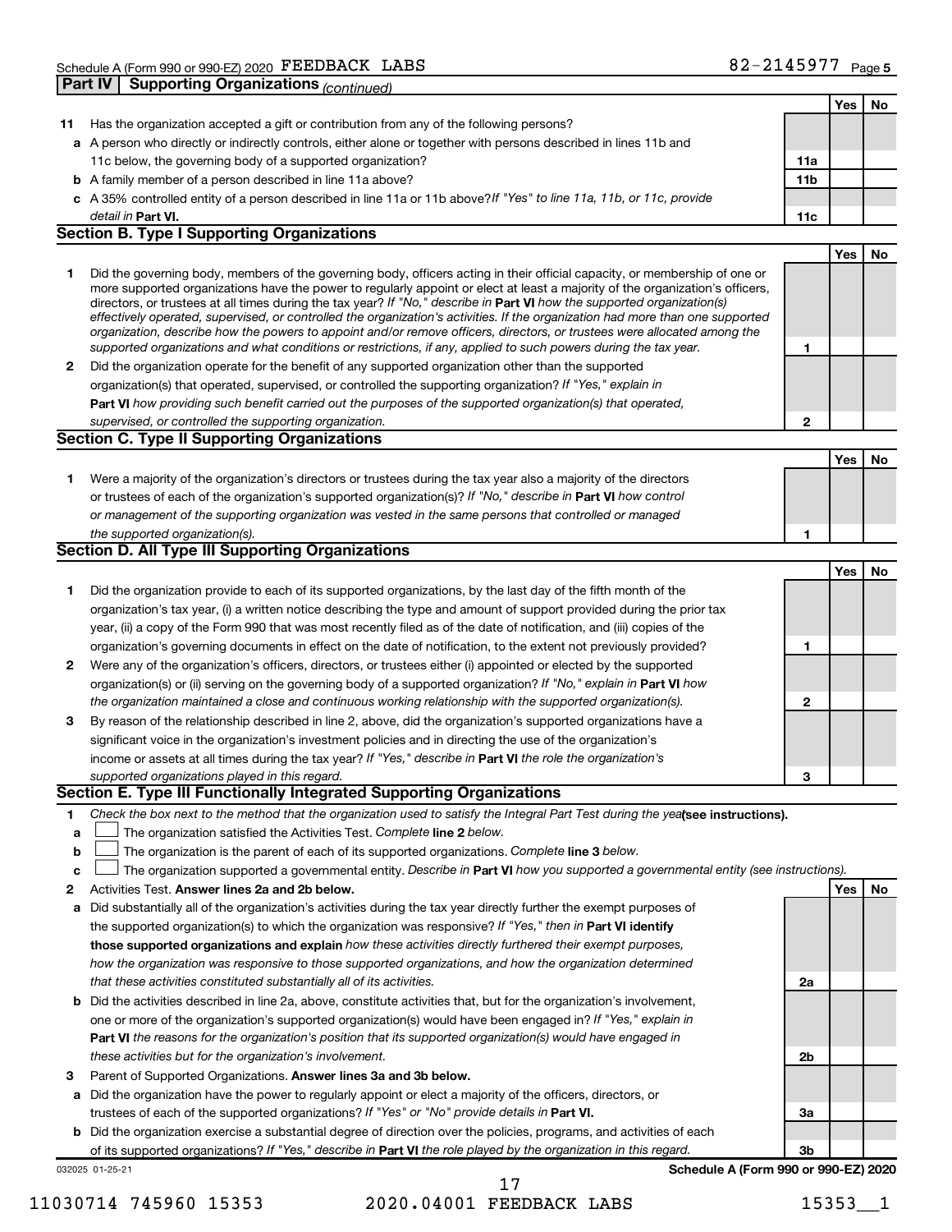Schedule A (Form 990 or 990-EZ) 2020 FEEDBACK LABS 82-2145977 Page 5

## Part IV | Supporting Organizations *(continued)*

| | | | Yes | No |
|---|---|---|---|---|
| **11** | Has the organization accepted a gift or contribution from any of the following persons? | | | |
| **a** | A person who directly or indirectly controls, either alone or together with persons described in lines 11b and 11c below, the governing body of a supported organization? | **11a** | | |
| **b** | A family member of a person described in line 11a above? | **11b** | | |
| **c** | A 35% controlled entity of a person described in line 11a or 11b above? *If "Yes" to line 11a, 11b, or 11c, provide detail in* **Part VI.** | **11c** | | |

### Section B. Type I Supporting Organizations

| | | | Yes | No |
|---|---|---|---|---|
| **1** | Did the governing body, members of the governing body, officers acting in their official capacity, or membership of one or more supported organizations have the power to regularly appoint or elect at least a majority of the organization's officers, directors, or trustees at all times during the tax year? *If "No," describe in* **Part VI** *how the supported organization(s) effectively operated, supervised, or controlled the organization's activities. If the organization had more than one supported organization, describe how the powers to appoint and/or remove officers, directors, or trustees were allocated among the supported organizations and what conditions or restrictions, if any, applied to such powers during the tax year.* | **1** | | |
| **2** | Did the organization operate for the benefit of any supported organization other than the supported organization(s) that operated, supervised, or controlled the supporting organization? *If "Yes," explain in* **Part VI** *how providing such benefit carried out the purposes of the supported organization(s) that operated, supervised, or controlled the supporting organization.* | **2** | | |

### Section C. Type II Supporting Organizations

| | | | Yes | No |
|---|---|---|---|---|
| **1** | Were a majority of the organization's directors or trustees during the tax year also a majority of the directors or trustees of each of the organization's supported organization(s)? *If "No," describe in* **Part VI** *how control or management of the supporting organization was vested in the same persons that controlled or managed the supported organization(s).* | **1** | | |

### Section D. All Type III Supporting Organizations

| | | | Yes | No |
|---|---|---|---|---|
| **1** | Did the organization provide to each of its supported organizations, by the last day of the fifth month of the organization's tax year, (i) a written notice describing the type and amount of support provided during the prior tax year, (ii) a copy of the Form 990 that was most recently filed as of the date of notification, and (iii) copies of the organization's governing documents in effect on the date of notification, to the extent not previously provided? | **1** | | |
| **2** | Were any of the organization's officers, directors, or trustees either (i) appointed or elected by the supported organization(s) or (ii) serving on the governing body of a supported organization? *If "No," explain in* **Part VI** *how the organization maintained a close and continuous working relationship with the supported organization(s).* | **2** | | |
| **3** | By reason of the relationship described in line 2, above, did the organization's supported organizations have a significant voice in the organization's investment policies and in directing the use of the organization's income or assets at all times during the tax year? *If "Yes," describe in* **Part VI** *the role the organization's supported organizations played in this regard.* | **3** | | |

### Section E. Type III Functionally Integrated Supporting Organizations

**1** *Check the box next to the method that the organization used to satisfy the Integral Part Test during the year* **(see instructions).**

- **a** ☐ The organization satisfied the Activities Test. *Complete* **line 2** *below.*
- **b** ☐ The organization is the parent of each of its supported organizations. *Complete* **line 3** *below.*
- **c** ☐ The organization supported a governmental entity. *Describe in* **Part VI** *how you supported a governmental entity (see instructions).*

| | | | Yes | No |
|---|---|---|---|---|
| **2** | Activities Test. **Answer lines 2a and 2b below.** | | | |
| **a** | Did substantially all of the organization's activities during the tax year directly further the exempt purposes of the supported organization(s) to which the organization was responsive? *If "Yes," then in* **Part VI identify those supported organizations and explain** *how these activities directly furthered their exempt purposes, how the organization was responsive to those supported organizations, and how the organization determined that these activities constituted substantially all of its activities.* | **2a** | | |
| **b** | Did the activities described in line 2a, above, constitute activities that, but for the organization's involvement, one or more of the organization's supported organization(s) would have been engaged in? *If "Yes," explain in* **Part VI** *the reasons for the organization's position that its supported organization(s) would have engaged in these activities but for the organization's involvement.* | **2b** | | |
| **3** | Parent of Supported Organizations. **Answer lines 3a and 3b below.** | | | |
| **a** | Did the organization have the power to regularly appoint or elect a majority of the officers, directors, or trustees of each of the supported organizations? *If "Yes" or "No" provide details in* **Part VI.** | **3a** | | |
| **b** | Did the organization exercise a substantial degree of direction over the policies, programs, and activities of each of its supported organizations? *If "Yes," describe in* **Part VI** *the role played by the organization in this regard.* | **3b** | | |

032025 01-25-21 **Schedule A (Form 990 or 990-EZ) 2020**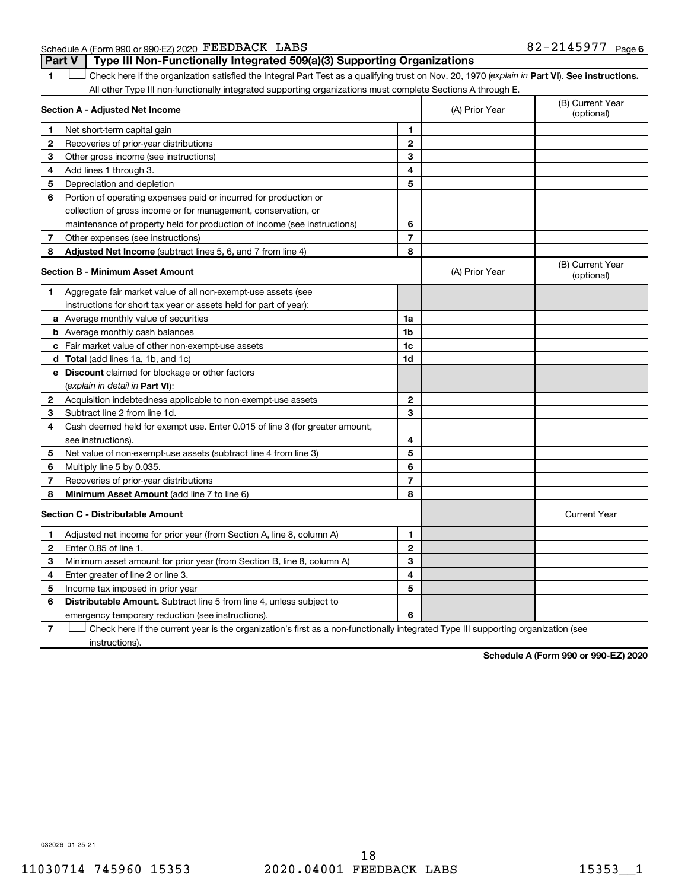Schedule A (Form 990 or 990-EZ) 2020 FEEDBACK LABS 82-2145977 Page 6

## Part V Type III Non-Functionally Integrated 509(a)(3) Supporting Organizations

1 ☐ Check here if the organization satisfied the Integral Part Test as a qualifying trust on Nov. 20, 1970 (*explain in* **Part VI**). **See instructions.** All other Type III non-functionally integrated supporting organizations must complete Sections A through E.

| **Section A - Adjusted Net Income** | | | (A) Prior Year | (B) Current Year (optional) |
|---|---|---|---|---|
| 1 | Net short-term capital gain | 1 | | |
| 2 | Recoveries of prior-year distributions | 2 | | |
| 3 | Other gross income (see instructions) | 3 | | |
| 4 | Add lines 1 through 3. | 4 | | |
| 5 | Depreciation and depletion | 5 | | |
| 6 | Portion of operating expenses paid or incurred for production or collection of gross income or for management, conservation, or maintenance of property held for production of income (see instructions) | 6 | | |
| 7 | Other expenses (see instructions) | 7 | | |
| 8 | **Adjusted Net Income** (subtract lines 5, 6, and 7 from line 4) | 8 | | |

| **Section B - Minimum Asset Amount** | | | (A) Prior Year | (B) Current Year (optional) |
|---|---|---|---|---|
| 1 | Aggregate fair market value of all non-exempt-use assets (see instructions for short tax year or assets held for part of year): | | | |
| a | Average monthly value of securities | 1a | | |
| b | Average monthly cash balances | 1b | | |
| c | Fair market value of other non-exempt-use assets | 1c | | |
| d | **Total** (add lines 1a, 1b, and 1c) | 1d | | |
| e | **Discount** claimed for blockage or other factors (*explain in detail in* **Part VI**): | | | |
| 2 | Acquisition indebtedness applicable to non-exempt-use assets | 2 | | |
| 3 | Subtract line 2 from line 1d. | 3 | | |
| 4 | Cash deemed held for exempt use. Enter 0.015 of line 3 (for greater amount, see instructions). | 4 | | |
| 5 | Net value of non-exempt-use assets (subtract line 4 from line 3) | 5 | | |
| 6 | Multiply line 5 by 0.035. | 6 | | |
| 7 | Recoveries of prior-year distributions | 7 | | |
| 8 | **Minimum Asset Amount** (add line 7 to line 6) | 8 | | |

| **Section C - Distributable Amount** | | | | Current Year |
|---|---|---|---|---|
| 1 | Adjusted net income for prior year (from Section A, line 8, column A) | 1 | | |
| 2 | Enter 0.85 of line 1. | 2 | | |
| 3 | Minimum asset amount for prior year (from Section B, line 8, column A) | 3 | | |
| 4 | Enter greater of line 2 or line 3. | 4 | | |
| 5 | Income tax imposed in prior year | 5 | | |
| 6 | **Distributable Amount.** Subtract line 5 from line 4, unless subject to emergency temporary reduction (see instructions). | 6 | | |

7 ☐ Check here if the current year is the organization's first as a non-functionally integrated Type III supporting organization (see instructions).

**Schedule A (Form 990 or 990-EZ) 2020**

032026 01-25-21

11030714 745960 15353 2020.04001 FEEDBACK LABS 15353__1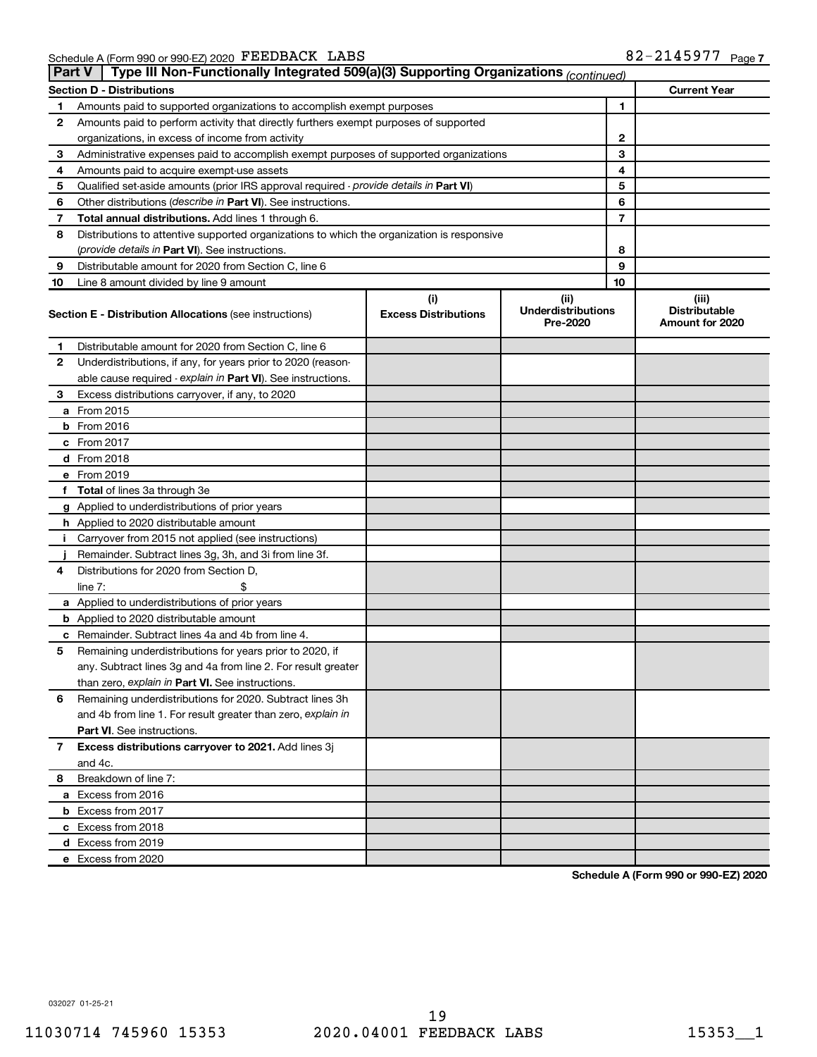Schedule A (Form 990 or 990-EZ) 2020 FEEDBACK LABS 82-2145977 Page 7

## Part V — Type III Non-Functionally Integrated 509(a)(3) Supporting Organizations *(continued)*

| Section D - Distributions | | | Current Year |
|---|---|---|---|
| 1 | Amounts paid to supported organizations to accomplish exempt purposes | 1 | |
| 2 | Amounts paid to perform activity that directly furthers exempt purposes of supported organizations, in excess of income from activity | 2 | |
| 3 | Administrative expenses paid to accomplish exempt purposes of supported organizations | 3 | |
| 4 | Amounts paid to acquire exempt-use assets | 4 | |
| 5 | Qualified set-aside amounts (prior IRS approval required - *provide details in* **Part VI**) | 5 | |
| 6 | Other distributions (*describe in* **Part VI**). See instructions. | 6 | |
| 7 | **Total annual distributions.** Add lines 1 through 6. | 7 | |
| 8 | Distributions to attentive supported organizations to which the organization is responsive (*provide details in* **Part VI**). See instructions. | 8 | |
| 9 | Distributable amount for 2020 from Section C, line 6 | 9 | |
| 10 | Line 8 amount divided by line 9 amount | 10 | |

| | **Section E - Distribution Allocations** (see instructions) | (i) Excess Distributions | (ii) Underdistributions Pre-2020 | (iii) Distributable Amount for 2020 |
|---|---|---|---|---|
| 1 | Distributable amount for 2020 from Section C, line 6 | | | |
| 2 | Underdistributions, if any, for years prior to 2020 (reasonable cause required - *explain in* **Part VI**). See instructions. | | | |
| 3 | Excess distributions carryover, if any, to 2020 | | | |
| a | From 2015 | | | |
| b | From 2016 | | | |
| c | From 2017 | | | |
| d | From 2018 | | | |
| e | From 2019 | | | |
| f | **Total** of lines 3a through 3e | | | |
| g | Applied to underdistributions of prior years | | | |
| h | Applied to 2020 distributable amount | | | |
| i | Carryover from 2015 not applied (see instructions) | | | |
| j | Remainder. Subtract lines 3g, 3h, and 3i from line 3f. | | | |
| 4 | Distributions for 2020 from Section D, line 7: $ | | | |
| a | Applied to underdistributions of prior years | | | |
| b | Applied to 2020 distributable amount | | | |
| c | Remainder. Subtract lines 4a and 4b from line 4. | | | |
| 5 | Remaining underdistributions for years prior to 2020, if any. Subtract lines 3g and 4a from line 2. For result greater than zero, *explain in* **Part VI.** See instructions. | | | |
| 6 | Remaining underdistributions for 2020. Subtract lines 3h and 4b from line 1. For result greater than zero, *explain in* **Part VI**. See instructions. | | | |
| 7 | **Excess distributions carryover to 2021.** Add lines 3j and 4c. | | | |
| 8 | Breakdown of line 7: | | | |
| a | Excess from 2016 | | | |
| b | Excess from 2017 | | | |
| c | Excess from 2018 | | | |
| d | Excess from 2019 | | | |
| e | Excess from 2020 | | | |

**Schedule A (Form 990 or 990-EZ) 2020**

032027 01-25-21

11030714 745960 15353 2020.04001 FEEDBACK LABS 15353__1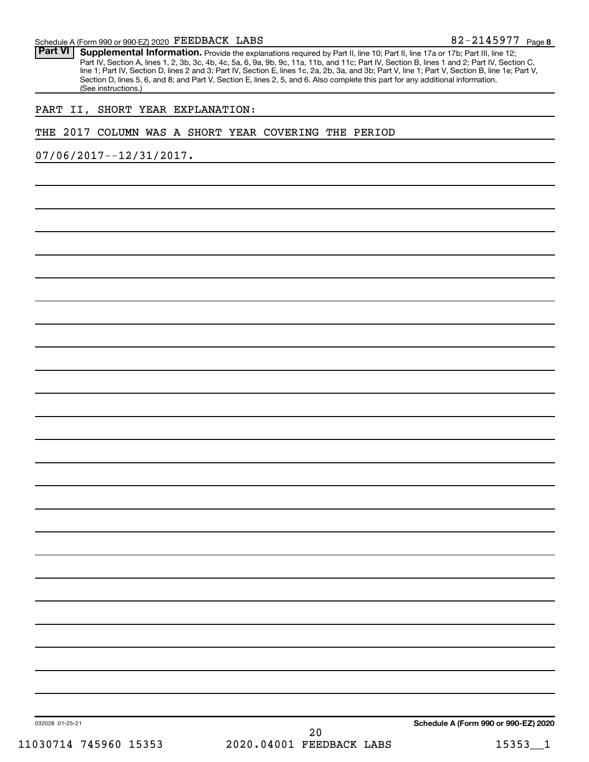**Part VI** **Supplemental Information.** Provide the explanations required by Part II, line 10; Part II, line 17a or 17b; Part III, line 12; Part IV, Section A, lines 1, 2, 3b, 3c, 4b, 4c, 5a, 6, 9a, 9b, 9c, 11a, 11b, and 11c; Part IV, Section B, lines 1 and 2; Part IV, Section C, line 1; Part IV, Section D, lines 2 and 3; Part IV, Section E, lines 1c, 2a, 2b, 3a, and 3b; Part V, line 1; Part V, Section B, line 1e; Part V, Section D, lines 5, 6, and 8; and Part V, Section E, lines 2, 5, and 6. Also complete this part for any additional information. (See instructions.)

PART II, SHORT YEAR EXPLANATION:

THE 2017 COLUMN WAS A SHORT YEAR COVERING THE PERIOD

07/06/2017--12/31/2017.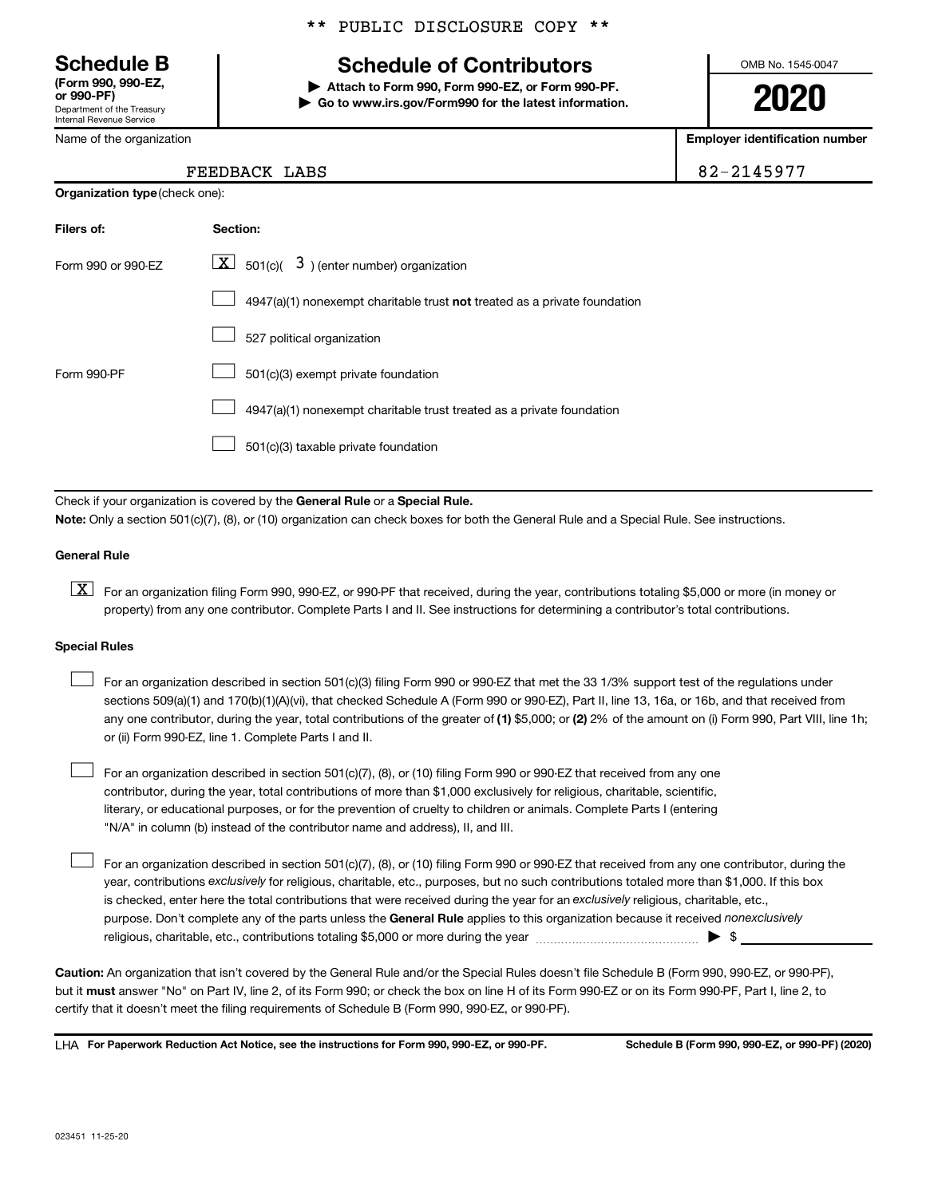** PUBLIC DISCLOSURE COPY **

# Schedule B

**(Form 990, 990-EZ, or 990-PF)**
Department of the Treasury
Internal Revenue Service

## Schedule of Contributors

▶ **Attach to Form 990, Form 990-EZ, or Form 990-PF.**
▶ **Go to www.irs.gov/Form990 for the latest information.**

OMB No. 1545-0047

**2020**

| Name of the organization | Employer identification number |
| --- | --- |
| FEEDBACK LABS | 82-2145977 |

**Organization type** (check one):

| Filers of: | Section: |
| --- | --- |
| Form 990 or 990-EZ | [X] 501(c)( 3 ) (enter number) organization |
| | [ ] 4947(a)(1) nonexempt charitable trust **not** treated as a private foundation |
| | [ ] 527 political organization |
| Form 990-PF | [ ] 501(c)(3) exempt private foundation |
| | [ ] 4947(a)(1) nonexempt charitable trust treated as a private foundation |
| | [ ] 501(c)(3) taxable private foundation |

Check if your organization is covered by the **General Rule** or a **Special Rule.**

**Note:** Only a section 501(c)(7), (8), or (10) organization can check boxes for both the General Rule and a Special Rule. See instructions.

**General Rule**

[X] For an organization filing Form 990, 990-EZ, or 990-PF that received, during the year, contributions totaling $5,000 or more (in money or property) from any one contributor. Complete Parts I and II. See instructions for determining a contributor's total contributions.

**Special Rules**

[ ] For an organization described in section 501(c)(3) filing Form 990 or 990-EZ that met the 33 1/3% support test of the regulations under sections 509(a)(1) and 170(b)(1)(A)(vi), that checked Schedule A (Form 990 or 990-EZ), Part II, line 13, 16a, or 16b, and that received from any one contributor, during the year, total contributions of the greater of **(1)** $5,000; or **(2)** 2% of the amount on (i) Form 990, Part VIII, line 1h; or (ii) Form 990-EZ, line 1. Complete Parts I and II.

[ ] For an organization described in section 501(c)(7), (8), or (10) filing Form 990 or 990-EZ that received from any one contributor, during the year, total contributions of more than $1,000 exclusively for religious, charitable, scientific, literary, or educational purposes, or for the prevention of cruelty to children or animals. Complete Parts I (entering "N/A" in column (b) instead of the contributor name and address), II, and III.

[ ] For an organization described in section 501(c)(7), (8), or (10) filing Form 990 or 990-EZ that received from any one contributor, during the year, contributions *exclusively* for religious, charitable, etc., purposes, but no such contributions totaled more than $1,000. If this box is checked, enter here the total contributions that were received during the year for an *exclusively* religious, charitable, etc., purpose. Don't complete any of the parts unless the **General Rule** applies to this organization because it received *nonexclusively* religious, charitable, etc., contributions totaling $5,000 or more during the year ▶ $ ____________

**Caution:** An organization that isn't covered by the General Rule and/or the Special Rules doesn't file Schedule B (Form 990, 990-EZ, or 990-PF), but it **must** answer "No" on Part IV, line 2, of its Form 990; or check the box on line H of its Form 990-EZ or on its Form 990-PF, Part I, line 2, to certify that it doesn't meet the filing requirements of Schedule B (Form 990, 990-EZ, or 990-PF).

LHA **For Paperwork Reduction Act Notice, see the instructions for Form 990, 990-EZ, or 990-PF.** **Schedule B (Form 990, 990-EZ, or 990-PF) (2020)**

023451 11-25-20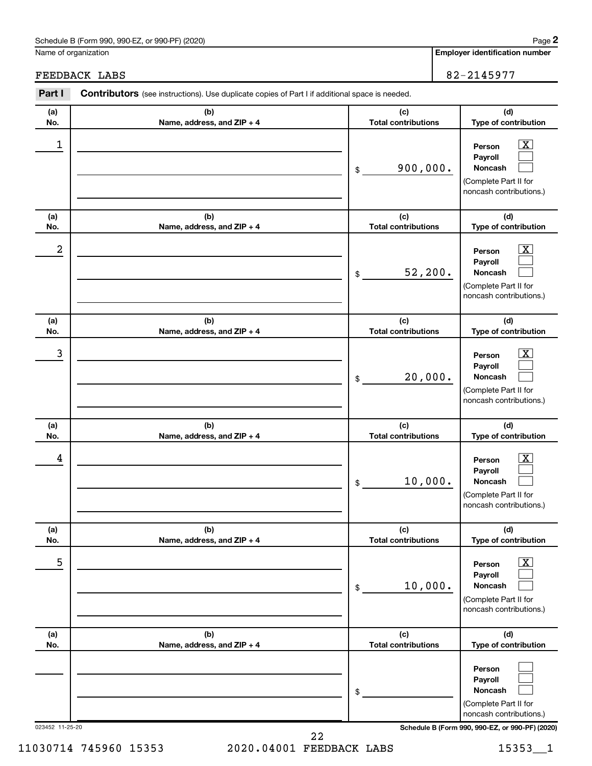Schedule B (Form 990, 990-EZ, or 990-PF) (2020)

Name of organization: FEEDBACK LABS

Employer identification number: 82-2145977

## Part I Contributors (see instructions). Use duplicate copies of Part I if additional space is needed.

| (a) No. | (b) Name, address, and ZIP + 4 | (c) Total contributions | (d) Type of contribution |
|---|---|---|---|
| 1 | | $ 900,000. | Person [X] Payroll [ ] Noncash [ ] (Complete Part II for noncash contributions.) |
| 2 | | $ 52,200. | Person [X] Payroll [ ] Noncash [ ] (Complete Part II for noncash contributions.) |
| 3 | | $ 20,000. | Person [X] Payroll [ ] Noncash [ ] (Complete Part II for noncash contributions.) |
| 4 | | $ 10,000. | Person [X] Payroll [ ] Noncash [ ] (Complete Part II for noncash contributions.) |
| 5 | | $ 10,000. | Person [X] Payroll [ ] Noncash [ ] (Complete Part II for noncash contributions.) |
| | | $ | Person [ ] Payroll [ ] Noncash [ ] (Complete Part II for noncash contributions.) |

023452 11-25-20

Schedule B (Form 990, 990-EZ, or 990-PF) (2020)

11030714 745960 15353 2020.04001 FEEDBACK LABS 15353__1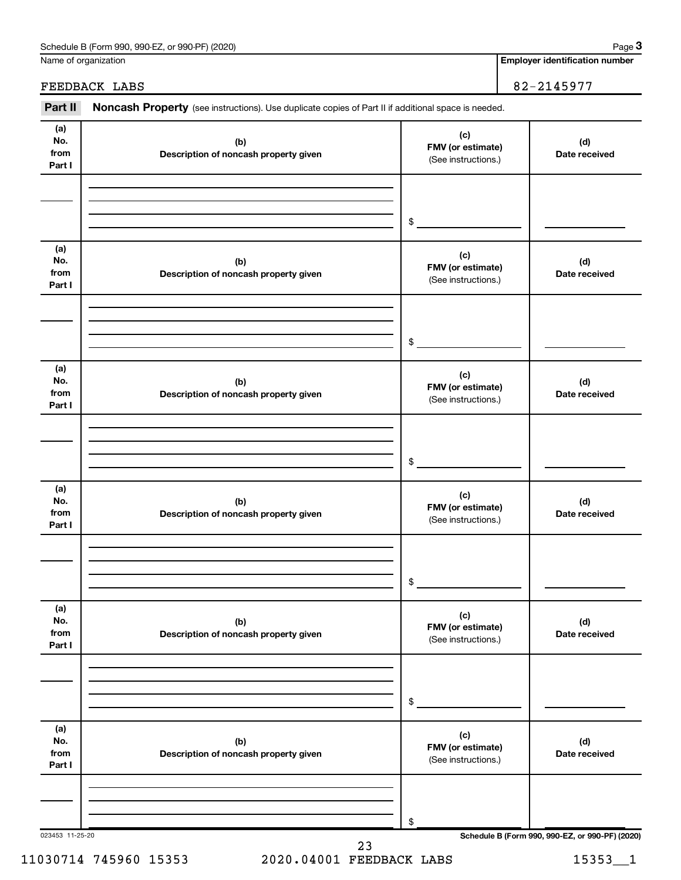Schedule B (Form 990, 990-EZ, or 990-PF) (2020)

Name of organization: FEEDBACK LABS

**Employer identification number**: 82-2145977

**Part II** **Noncash Property** (see instructions). Use duplicate copies of Part II if additional space is needed.

| (a) No. from Part I | (b) Description of noncash property given | (c) FMV (or estimate) (See instructions.) | (d) Date received |
|---|---|---|---|
| | | $ | |

| (a) No. from Part I | (b) Description of noncash property given | (c) FMV (or estimate) (See instructions.) | (d) Date received |
|---|---|---|---|
| | | $ | |

| (a) No. from Part I | (b) Description of noncash property given | (c) FMV (or estimate) (See instructions.) | (d) Date received |
|---|---|---|---|
| | | $ | |

| (a) No. from Part I | (b) Description of noncash property given | (c) FMV (or estimate) (See instructions.) | (d) Date received |
|---|---|---|---|
| | | $ | |

| (a) No. from Part I | (b) Description of noncash property given | (c) FMV (or estimate) (See instructions.) | (d) Date received |
|---|---|---|---|
| | | $ | |

| (a) No. from Part I | (b) Description of noncash property given | (c) FMV (or estimate) (See instructions.) | (d) Date received |
|---|---|---|---|
| | | $ | |

023453 11-25-20

**Schedule B (Form 990, 990-EZ, or 990-PF) (2020)**

11030714 745960 15353 2020.04001 FEEDBACK LABS 15353__1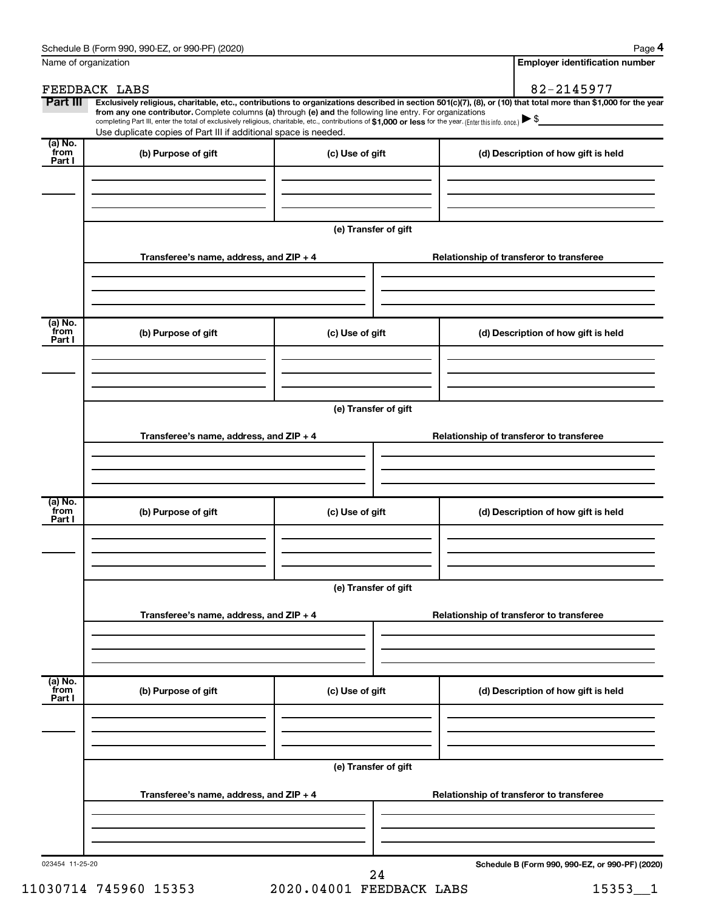Name of organization: FEEDBACK LABS

**Employer identification number:** 82-2145977

## Part III

**Exclusively religious, charitable, etc., contributions to organizations described in section 501(c)(7), (8), or (10) that total more than $1,000 for the year from any one contributor.** Complete columns **(a)** through **(e)** and the following line entry. For organizations completing Part III, enter the total of exclusively religious, charitable, etc., contributions of **$1,000 or less** for the year. (Enter this info. once.) ▶ $

Use duplicate copies of Part III if additional space is needed.

| (a) No. from Part I | (b) Purpose of gift | (c) Use of gift | (d) Description of how gift is held |
| --- | --- | --- | --- |
| | | | |

**(e) Transfer of gift**

| Transferee's name, address, and ZIP + 4 | Relationship of transferor to transferee |
| --- | --- |
| | |

| (a) No. from Part I | (b) Purpose of gift | (c) Use of gift | (d) Description of how gift is held |
| --- | --- | --- | --- |
| | | | |

**(e) Transfer of gift**

| Transferee's name, address, and ZIP + 4 | Relationship of transferor to transferee |
| --- | --- |
| | |

| (a) No. from Part I | (b) Purpose of gift | (c) Use of gift | (d) Description of how gift is held |
| --- | --- | --- | --- |
| | | | |

**(e) Transfer of gift**

| Transferee's name, address, and ZIP + 4 | Relationship of transferor to transferee |
| --- | --- |
| | |

| (a) No. from Part I | (b) Purpose of gift | (c) Use of gift | (d) Description of how gift is held |
| --- | --- | --- | --- |
| | | | |

**(e) Transfer of gift**

| Transferee's name, address, and ZIP + 4 | Relationship of transferor to transferee |
| --- | --- |
| | |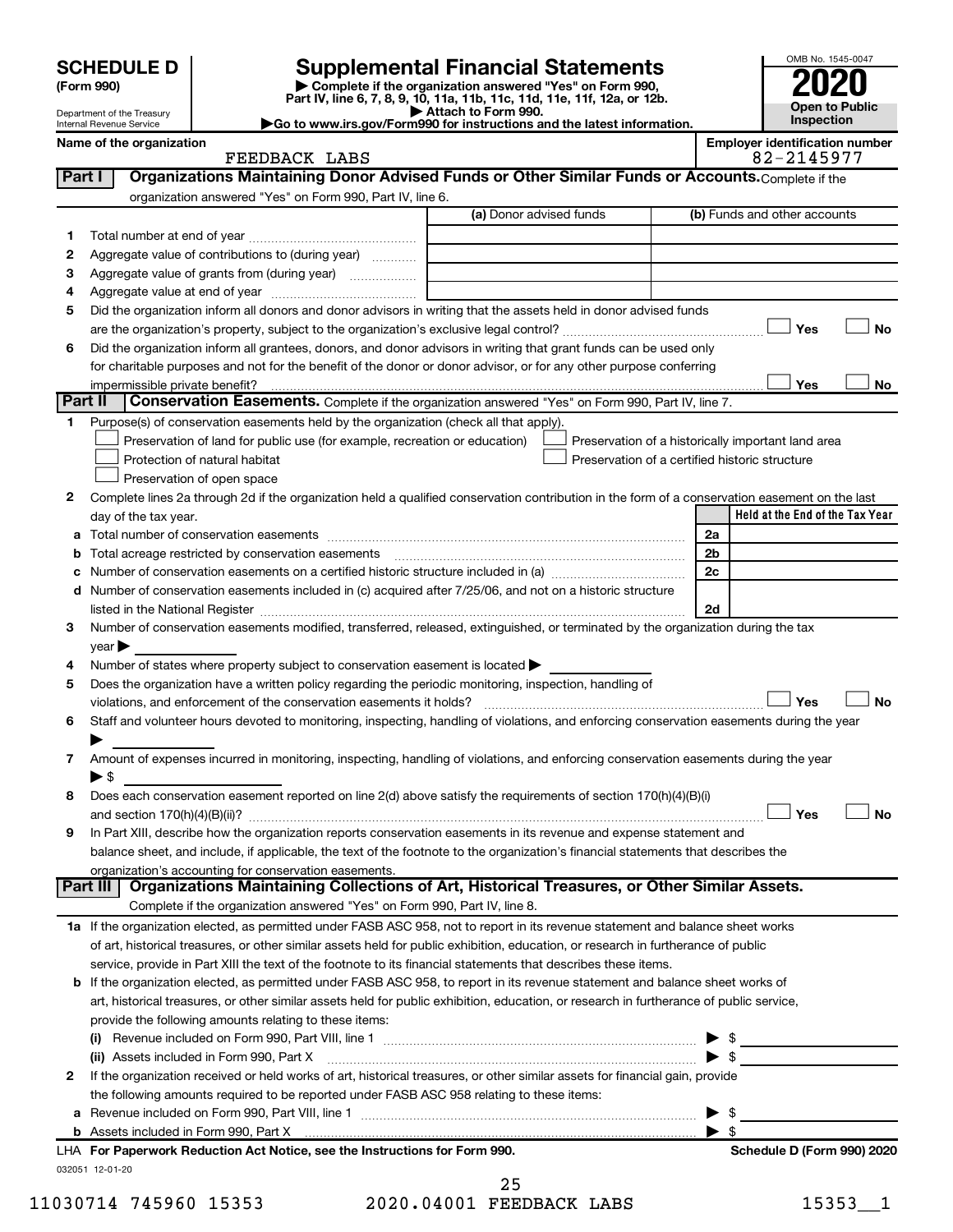# SCHEDULE D (Form 990)

Department of the Treasury
Internal Revenue Service

## Supplemental Financial Statements

▶ Complete if the organization answered "Yes" on Form 990, Part IV, line 6, 7, 8, 9, 10, 11a, 11b, 11c, 11d, 11e, 11f, 12a, or 12b.
▶ Attach to Form 990.
▶ Go to www.irs.gov/Form990 for instructions and the latest information.

OMB No. 1545-0047
**2020**
**Open to Public Inspection**

**Name of the organization:** FEEDBACK LABS
**Employer identification number:** 82-2145977

### Part I — Organizations Maintaining Donor Advised Funds or Other Similar Funds or Accounts.
Complete if the organization answered "Yes" on Form 990, Part IV, line 6.

| | | (a) Donor advised funds | (b) Funds and other accounts |
|---|---|---|---|
| 1 | Total number at end of year | | |
| 2 | Aggregate value of contributions to (during year) | | |
| 3 | Aggregate value of grants from (during year) | | |
| 4 | Aggregate value at end of year | | |

5 Did the organization inform all donors and donor advisors in writing that the assets held in donor advised funds are the organization's property, subject to the organization's exclusive legal control? ☐ Yes ☐ No

6 Did the organization inform all grantees, donors, and donor advisors in writing that grant funds can be used only for charitable purposes and not for the benefit of the donor or donor advisor, or for any other purpose conferring impermissible private benefit? ☐ Yes ☐ No

### Part II — Conservation Easements.
Complete if the organization answered "Yes" on Form 990, Part IV, line 7.

1 Purpose(s) of conservation easements held by the organization (check all that apply).
- ☐ Preservation of land for public use (for example, recreation or education)
- ☐ Protection of natural habitat
- ☐ Preservation of open space
- ☐ Preservation of a historically important land area
- ☐ Preservation of a certified historic structure

2 Complete lines 2a through 2d if the organization held a qualified conservation contribution in the form of a conservation easement on the last day of the tax year.

| | | | Held at the End of the Tax Year |
|---|---|---|---|
| a | Total number of conservation easements | 2a | |
| b | Total acreage restricted by conservation easements | 2b | |
| c | Number of conservation easements on a certified historic structure included in (a) | 2c | |
| d | Number of conservation easements included in (c) acquired after 7/25/06, and not on a historic structure listed in the National Register | 2d | |

3 Number of conservation easements modified, transferred, released, extinguished, or terminated by the organization during the tax year ▶

4 Number of states where property subject to conservation easement is located ▶

5 Does the organization have a written policy regarding the periodic monitoring, inspection, handling of violations, and enforcement of the conservation easements it holds? ☐ Yes ☐ No

6 Staff and volunteer hours devoted to monitoring, inspecting, handling of violations, and enforcing conservation easements during the year ▶

7 Amount of expenses incurred in monitoring, inspecting, handling of violations, and enforcing conservation easements during the year ▶ $

8 Does each conservation easement reported on line 2(d) above satisfy the requirements of section 170(h)(4)(B)(i) and section 170(h)(4)(B)(ii)? ☐ Yes ☐ No

9 In Part XIII, describe how the organization reports conservation easements in its revenue and expense statement and balance sheet, and include, if applicable, the text of the footnote to the organization's financial statements that describes the organization's accounting for conservation easements.

### Part III — Organizations Maintaining Collections of Art, Historical Treasures, or Other Similar Assets.
Complete if the organization answered "Yes" on Form 990, Part IV, line 8.

1a If the organization elected, as permitted under FASB ASC 958, not to report in its revenue statement and balance sheet works of art, historical treasures, or other similar assets held for public exhibition, education, or research in furtherance of public service, provide in Part XIII the text of the footnote to its financial statements that describes these items.

b If the organization elected, as permitted under FASB ASC 958, to report in its revenue statement and balance sheet works of art, historical treasures, or other similar assets held for public exhibition, education, or research in furtherance of public service, provide the following amounts relating to these items:

(i) Revenue included on Form 990, Part VIII, line 1 ▶ $

(ii) Assets included in Form 990, Part X ▶ $

2 If the organization received or held works of art, historical treasures, or other similar assets for financial gain, provide the following amounts required to be reported under FASB ASC 958 relating to these items:

a Revenue included on Form 990, Part VIII, line 1 ▶ $

b Assets included in Form 990, Part X ▶ $

LHA For Paperwork Reduction Act Notice, see the Instructions for Form 990. Schedule D (Form 990) 2020

032051 12-01-20

11030714 745960 15353 2020.04001 FEEDBACK LABS 15353__1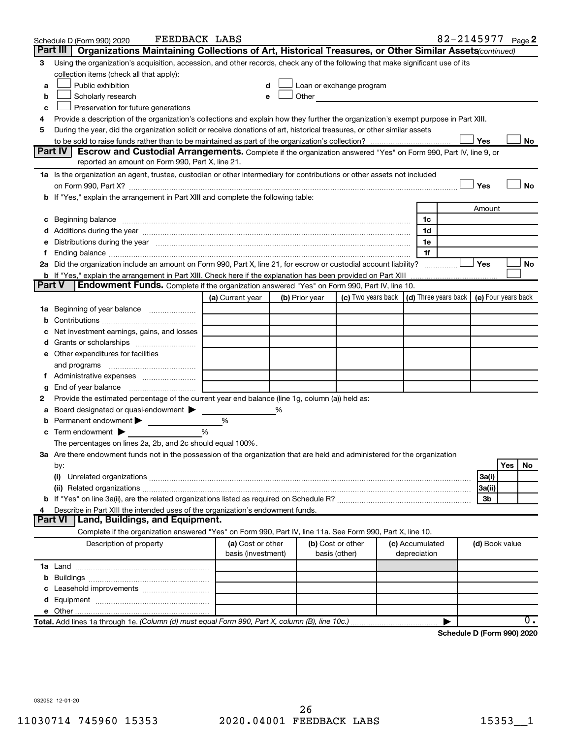Schedule D (Form 990) 2020 FEEDBACK LABS 82-2145977 Page 2

## Part III Organizations Maintaining Collections of Art, Historical Treasures, or Other Similar Assets *(continued)*

3 Using the organization's acquisition, accession, and other records, check any of the following that make significant use of its collection items (check all that apply):

- a ☐ Public exhibition
- b ☐ Scholarly research
- c ☐ Preservation for future generations
- d ☐ Loan or exchange program
- e ☐ Other

4 Provide a description of the organization's collections and explain how they further the organization's exempt purpose in Part XIII.

5 During the year, did the organization solicit or receive donations of art, historical treasures, or other similar assets to be sold to raise funds rather than to be maintained as part of the organization's collection? ☐ Yes ☐ No

## Part IV Escrow and Custodial Arrangements.

Complete if the organization answered "Yes" on Form 990, Part IV, line 9, or reported an amount on Form 990, Part X, line 21.

1a Is the organization an agent, trustee, custodian or other intermediary for contributions or other assets not included on Form 990, Part X? ☐ Yes ☐ No

b If "Yes," explain the arrangement in Part XIII and complete the following table:

| | | Amount |
|---|---|---|
| c Beginning balance | 1c | |
| d Additions during the year | 1d | |
| e Distributions during the year | 1e | |
| f Ending balance | 1f | |

2a Did the organization include an amount on Form 990, Part X, line 21, for escrow or custodial account liability? ☐ Yes ☐ No

b If "Yes," explain the arrangement in Part XIII. Check here if the explanation has been provided on Part XIII ☐

## Part V Endowment Funds.

Complete if the organization answered "Yes" on Form 990, Part IV, line 10.

| | (a) Current year | (b) Prior year | (c) Two years back | (d) Three years back | (e) Four years back |
|---|---|---|---|---|---|
| 1a Beginning of year balance | | | | | |
| b Contributions | | | | | |
| c Net investment earnings, gains, and losses | | | | | |
| d Grants or scholarships | | | | | |
| e Other expenditures for facilities and programs | | | | | |
| f Administrative expenses | | | | | |
| g End of year balance | | | | | |

2 Provide the estimated percentage of the current year end balance (line 1g, column (a)) held as:

- a Board designated or quasi-endowment ▶ ______ %
- b Permanent endowment ▶ ______ %
- c Term endowment ▶ ______ %

The percentages on lines 2a, 2b, and 2c should equal 100%.

3a Are there endowment funds not in the possession of the organization that are held and administered for the organization by:

| | | Yes | No |
|---|---|---|---|
| (i) Unrelated organizations | 3a(i) | | |
| (ii) Related organizations | 3a(ii) | | |
| b If "Yes" on line 3a(ii), are the related organizations listed as required on Schedule R? | 3b | | |

4 Describe in Part XIII the intended uses of the organization's endowment funds.

## Part VI Land, Buildings, and Equipment.

Complete if the organization answered "Yes" on Form 990, Part IV, line 11a. See Form 990, Part X, line 10.

| Description of property | (a) Cost or other basis (investment) | (b) Cost or other basis (other) | (c) Accumulated depreciation | (d) Book value |
|---|---|---|---|---|
| 1a Land | | | | |
| b Buildings | | | | |
| c Leasehold improvements | | | | |
| d Equipment | | | | |
| e Other | | | | |
| **Total.** Add lines 1a through 1e. *(Column (d) must equal Form 990, Part X, column (B), line 10c.)* | | | ▶ | 0. |

**Schedule D (Form 990) 2020**

032052 12-01-20

11030714 745960 15353 2020.04001 FEEDBACK LABS 15353__1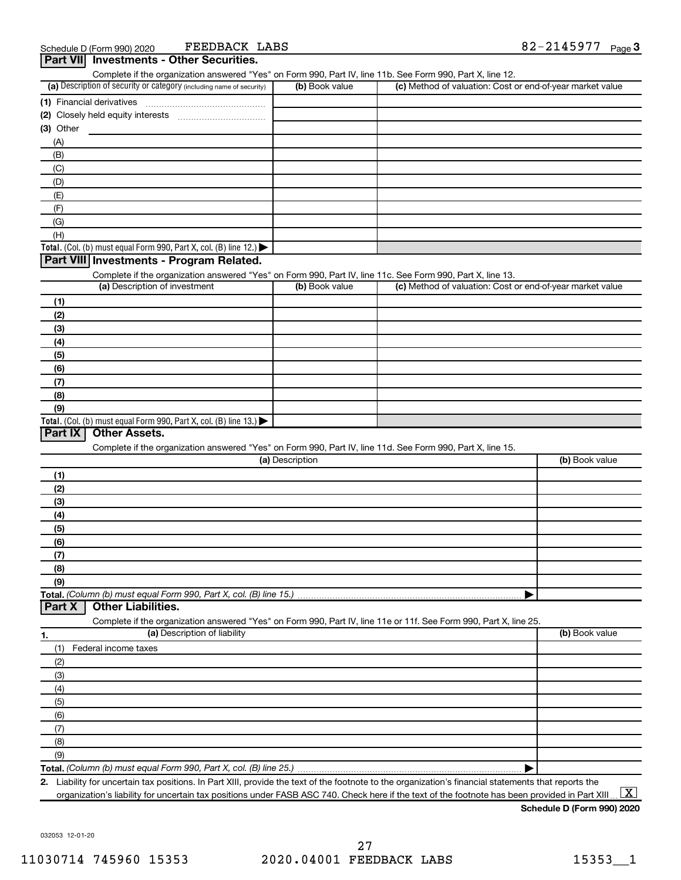Schedule D (Form 990) 2020 FEEDBACK LABS 82-2145977 Page 3

## Part VII Investments - Other Securities.

Complete if the organization answered "Yes" on Form 990, Part IV, line 11b. See Form 990, Part X, line 12.

| (a) Description of security or category (including name of security) | (b) Book value | (c) Method of valuation: Cost or end-of-year market value |
|---|---|---|
| (1) Financial derivatives | | |
| (2) Closely held equity interests | | |
| (3) Other | | |
| (A) | | |
| (B) | | |
| (C) | | |
| (D) | | |
| (E) | | |
| (F) | | |
| (G) | | |
| (H) | | |
| **Total.** (Col. (b) must equal Form 990, Part X, col. (B) line 12.) ▶ | | |

## Part VIII Investments - Program Related.

Complete if the organization answered "Yes" on Form 990, Part IV, line 11c. See Form 990, Part X, line 13.

| (a) Description of investment | (b) Book value | (c) Method of valuation: Cost or end-of-year market value |
|---|---|---|
| (1) | | |
| (2) | | |
| (3) | | |
| (4) | | |
| (5) | | |
| (6) | | |
| (7) | | |
| (8) | | |
| (9) | | |
| **Total.** (Col. (b) must equal Form 990, Part X, col. (B) line 13.) ▶ | | |

## Part IX Other Assets.

Complete if the organization answered "Yes" on Form 990, Part IV, line 11d. See Form 990, Part X, line 15.

| (a) Description | (b) Book value |
|---|---|
| (1) | |
| (2) | |
| (3) | |
| (4) | |
| (5) | |
| (6) | |
| (7) | |
| (8) | |
| (9) | |
| **Total.** *(Column (b) must equal Form 990, Part X, col. (B) line 15.)* ▶ | |

## Part X Other Liabilities.

Complete if the organization answered "Yes" on Form 990, Part IV, line 11e or 11f. See Form 990, Part X, line 25.

| 1. (a) Description of liability | (b) Book value |
|---|---|
| (1) Federal income taxes | |
| (2) | |
| (3) | |
| (4) | |
| (5) | |
| (6) | |
| (7) | |
| (8) | |
| (9) | |
| **Total.** *(Column (b) must equal Form 990, Part X, col. (B) line 25.)* ▶ | |

**2.** Liability for uncertain tax positions. In Part XIII, provide the text of the footnote to the organization's financial statements that reports the organization's liability for uncertain tax positions under FASB ASC 740. Check here if the text of the footnote has been provided in Part XIII ... [X]

**Schedule D (Form 990) 2020**

032053 12-01-20

11030714 745960 15353 2020.04001 FEEDBACK LABS 15353__1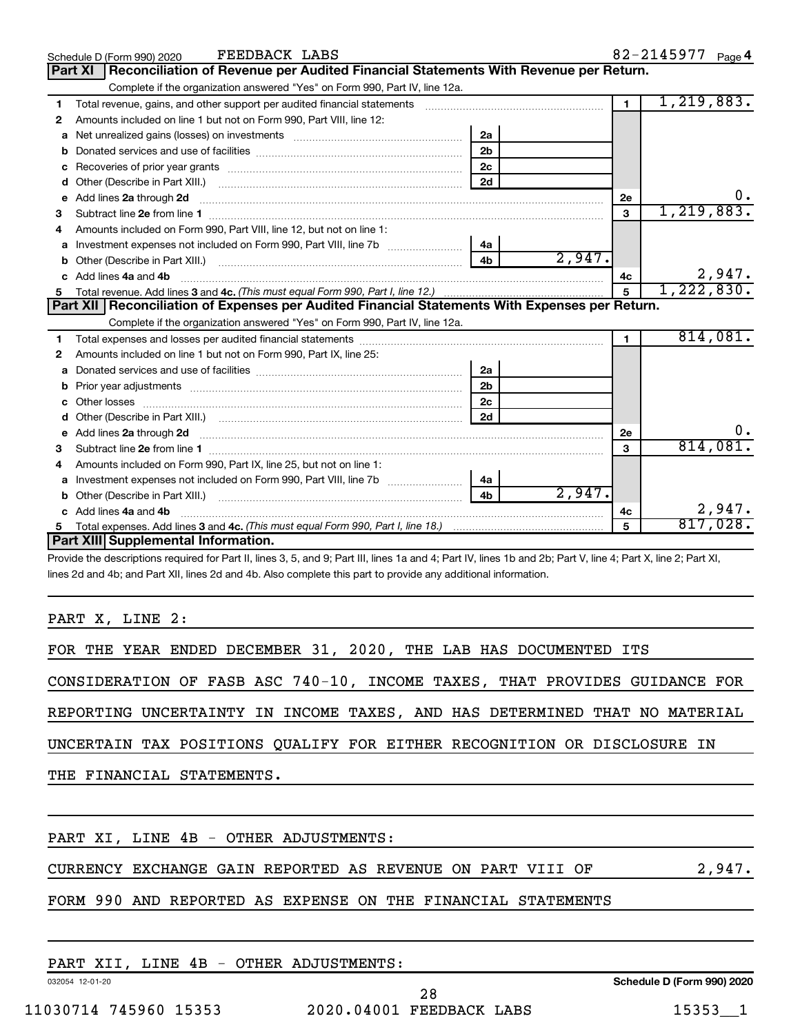Schedule D (Form 990) 2020 FEEDBACK LABS 82-2145977 Page 4

## Part XI Reconciliation of Revenue per Audited Financial Statements With Revenue per Return.

Complete if the organization answered "Yes" on Form 990, Part IV, line 12a.

| | | | | | |
|---|---|---|---|---|---|
| 1 | Total revenue, gains, and other support per audited financial statements | | | 1 | 1,219,883. |
| 2 | Amounts included on line 1 but not on Form 990, Part VIII, line 12: | | | | |
| a | Net unrealized gains (losses) on investments | 2a | | | |
| b | Donated services and use of facilities | 2b | | | |
| c | Recoveries of prior year grants | 2c | | | |
| d | Other (Describe in Part XIII.) | 2d | | | |
| e | Add lines 2a through 2d | | | 2e | 0. |
| 3 | Subtract line 2e from line 1 | | | 3 | 1,219,883. |
| 4 | Amounts included on Form 990, Part VIII, line 12, but not on line 1: | | | | |
| a | Investment expenses not included on Form 990, Part VIII, line 7b | 4a | | | |
| b | Other (Describe in Part XIII.) | 4b | 2,947. | | |
| c | Add lines 4a and 4b | | | 4c | 2,947. |
| 5 | Total revenue. Add lines 3 and 4c. *(This must equal Form 990, Part I, line 12.)* | | | 5 | 1,222,830. |

## Part XII Reconciliation of Expenses per Audited Financial Statements With Expenses per Return.

Complete if the organization answered "Yes" on Form 990, Part IV, line 12a.

| | | | | | |
|---|---|---|---|---|---|
| 1 | Total expenses and losses per audited financial statements | | | 1 | 814,081. |
| 2 | Amounts included on line 1 but not on Form 990, Part IX, line 25: | | | | |
| a | Donated services and use of facilities | 2a | | | |
| b | Prior year adjustments | 2b | | | |
| c | Other losses | 2c | | | |
| d | Other (Describe in Part XIII.) | 2d | | | |
| e | Add lines 2a through 2d | | | 2e | 0. |
| 3 | Subtract line 2e from line 1 | | | 3 | 814,081. |
| 4 | Amounts included on Form 990, Part IX, line 25, but not on line 1: | | | | |
| a | Investment expenses not included on Form 990, Part VIII, line 7b | 4a | | | |
| b | Other (Describe in Part XIII.) | 4b | 2,947. | | |
| c | Add lines 4a and 4b | | | 4c | 2,947. |
| 5 | Total expenses. Add lines 3 and 4c. *(This must equal Form 990, Part I, line 18.)* | | | 5 | 817,028. |

## Part XIII Supplemental Information.

Provide the descriptions required for Part II, lines 3, 5, and 9; Part III, lines 1a and 4; Part IV, lines 1b and 2b; Part V, line 4; Part X, line 2; Part XI, lines 2d and 4b; and Part XII, lines 2d and 4b. Also complete this part to provide any additional information.

PART X, LINE 2:

FOR THE YEAR ENDED DECEMBER 31, 2020, THE LAB HAS DOCUMENTED ITS CONSIDERATION OF FASB ASC 740-10, INCOME TAXES, THAT PROVIDES GUIDANCE FOR REPORTING UNCERTAINTY IN INCOME TAXES, AND HAS DETERMINED THAT NO MATERIAL UNCERTAIN TAX POSITIONS QUALIFY FOR EITHER RECOGNITION OR DISCLOSURE IN THE FINANCIAL STATEMENTS.

PART XI, LINE 4B - OTHER ADJUSTMENTS:

CURRENCY EXCHANGE GAIN REPORTED AS REVENUE ON PART VIII OF FORM 990 AND REPORTED AS EXPENSE ON THE FINANCIAL STATEMENTS 2,947.

PART XII, LINE 4B - OTHER ADJUSTMENTS:

032054 12-01-20 Schedule D (Form 990) 2020

11030714 745960 15353 2020.04001 FEEDBACK LABS 15353__1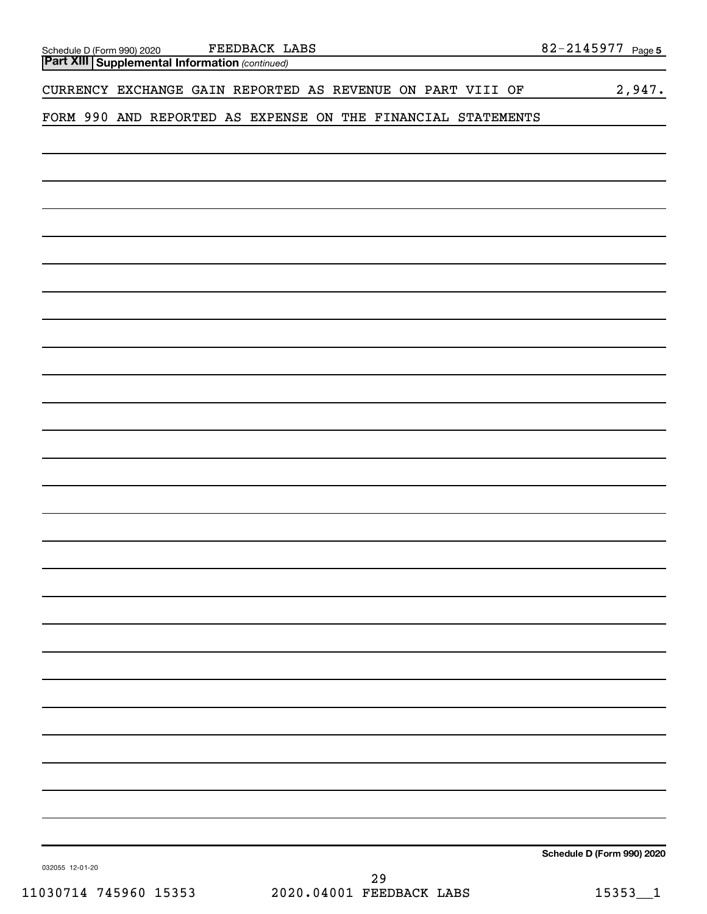**Part XIII** **Supplemental Information** *(continued)*

CURRENCY EXCHANGE GAIN REPORTED AS REVENUE ON PART VIII OF FORM 990 AND REPORTED AS EXPENSE ON THE FINANCIAL STATEMENTS 2,947.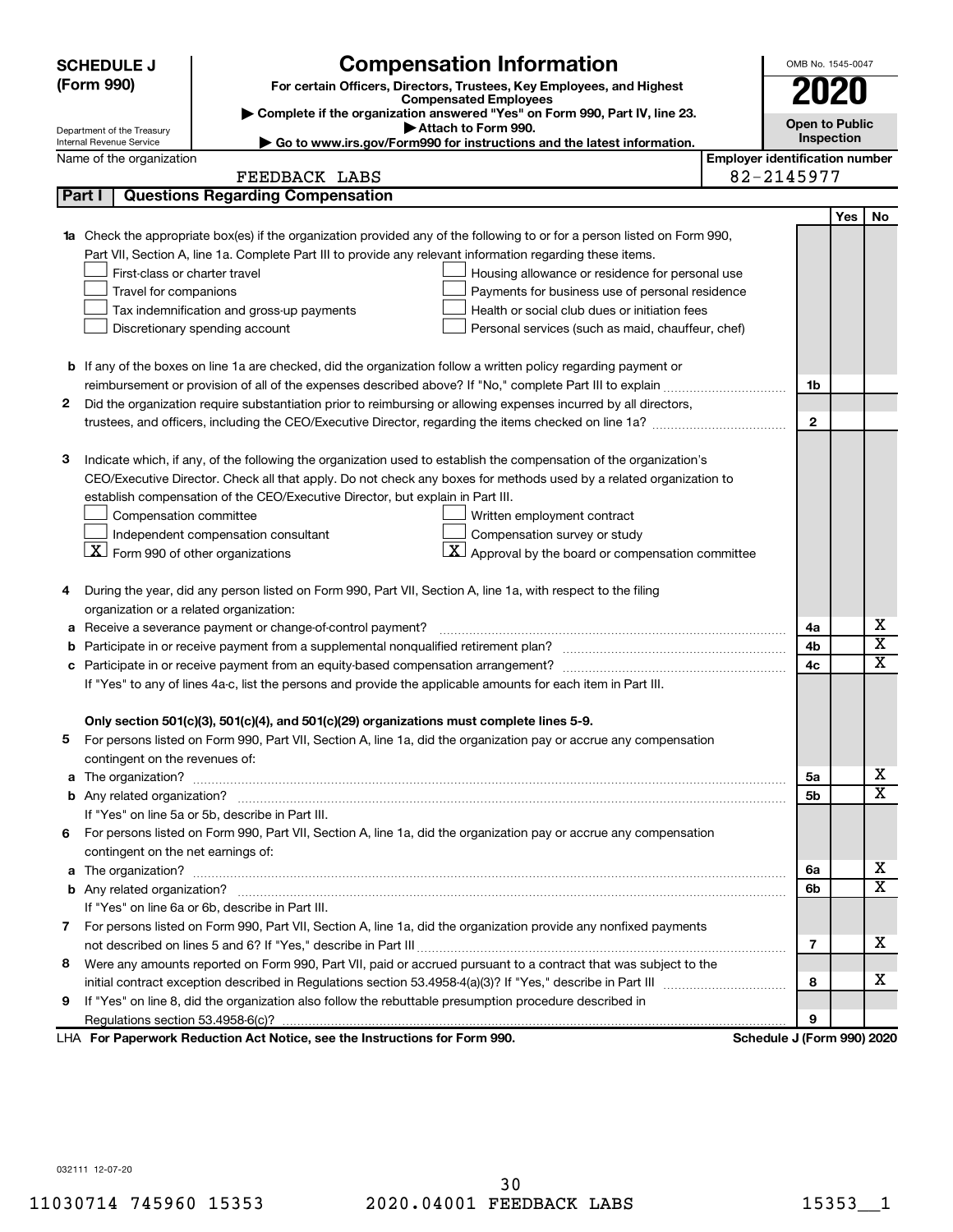**SCHEDULE J (Form 990)**

Department of the Treasury
Internal Revenue Service

# Compensation Information

**For certain Officers, Directors, Trustees, Key Employees, and Highest Compensated Employees**

▶ Complete if the organization answered "Yes" on Form 990, Part IV, line 23.
▶ Attach to Form 990.
▶ Go to www.irs.gov/Form990 for instructions and the latest information.

OMB No. 1545-0047

**2020**

**Open to Public Inspection**

Name of the organization: FEEDBACK LABS

Employer identification number: 82-2145977

## Part I | Questions Regarding Compensation

| | | | Yes | No |
|---|---|---|---|---|
| **1a** | Check the appropriate box(es) if the organization provided any of the following to or for a person listed on Form 990, Part VII, Section A, line 1a. Complete Part III to provide any relevant information regarding these items.<br>☐ First-class or charter travel ☐ Housing allowance or residence for personal use<br>☐ Travel for companions ☐ Payments for business use of personal residence<br>☐ Tax indemnification and gross-up payments ☐ Health or social club dues or initiation fees<br>☐ Discretionary spending account ☐ Personal services (such as maid, chauffeur, chef) | | | |
| **b** | If any of the boxes on line 1a are checked, did the organization follow a written policy regarding payment or reimbursement or provision of all of the expenses described above? If "No," complete Part III to explain | 1b | | |
| **2** | Did the organization require substantiation prior to reimbursing or allowing expenses incurred by all directors, trustees, and officers, including the CEO/Executive Director, regarding the items checked on line 1a? | 2 | | |
| **3** | Indicate which, if any, of the following the organization used to establish the compensation of the organization's CEO/Executive Director. Check all that apply. Do not check any boxes for methods used by a related organization to establish compensation of the CEO/Executive Director, but explain in Part III.<br>☐ Compensation committee ☐ Written employment contract<br>☐ Independent compensation consultant ☐ Compensation survey or study<br>☒ Form 990 of other organizations ☒ Approval by the board or compensation committee | | | |
| **4** | During the year, did any person listed on Form 990, Part VII, Section A, line 1a, with respect to the filing organization or a related organization: | | | |
| **a** | Receive a severance payment or change-of-control payment? | 4a | | X |
| **b** | Participate in or receive payment from a supplemental nonqualified retirement plan? | 4b | | X |
| **c** | Participate in or receive payment from an equity-based compensation arrangement? | 4c | | X |
| | If "Yes" to any of lines 4a-c, list the persons and provide the applicable amounts for each item in Part III. | | | |
| | **Only section 501(c)(3), 501(c)(4), and 501(c)(29) organizations must complete lines 5-9.** | | | |
| **5** | For persons listed on Form 990, Part VII, Section A, line 1a, did the organization pay or accrue any compensation contingent on the revenues of: | | | |
| **a** | The organization? | 5a | | X |
| **b** | Any related organization? | 5b | | X |
| | If "Yes" on line 5a or 5b, describe in Part III. | | | |
| **6** | For persons listed on Form 990, Part VII, Section A, line 1a, did the organization pay or accrue any compensation contingent on the net earnings of: | | | |
| **a** | The organization? | 6a | | X |
| **b** | Any related organization? | 6b | | X |
| | If "Yes" on line 6a or 6b, describe in Part III. | | | |
| **7** | For persons listed on Form 990, Part VII, Section A, line 1a, did the organization provide any nonfixed payments not described on lines 5 and 6? If "Yes," describe in Part III | 7 | | X |
| **8** | Were any amounts reported on Form 990, Part VII, paid or accrued pursuant to a contract that was subject to the initial contract exception described in Regulations section 53.4958-4(a)(3)? If "Yes," describe in Part III | 8 | | X |
| **9** | If "Yes" on line 8, did the organization also follow the rebuttable presumption procedure described in Regulations section 53.4958-6(c)? | 9 | | |

LHA **For Paperwork Reduction Act Notice, see the Instructions for Form 990.** **Schedule J (Form 990) 2020**

032111 12-07-20

11030714 745960 15353 2020.04001 FEEDBACK LABS 15353__1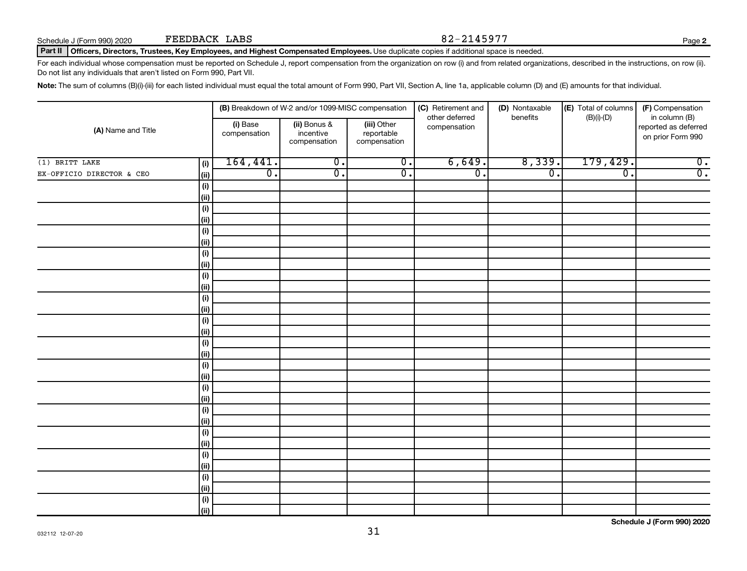Schedule J (Form 990) 2020 FEEDBACK LABS 82-2145977

## Part II Officers, Directors, Trustees, Key Employees, and Highest Compensated Employees. Use duplicate copies if additional space is needed.

For each individual whose compensation must be reported on Schedule J, report compensation from the organization on row (i) and from related organizations, described in the instructions, on row (ii). Do not list any individuals that aren't listed on Form 990, Part VII.

**Note:** The sum of columns (B)(i)-(iii) for each listed individual must equal the total amount of Form 990, Part VII, Section A, line 1a, applicable column (D) and (E) amounts for that individual.

| (A) Name and Title | | (B) Breakdown of W-2 and/or 1099-MISC compensation | | | (C) Retirement and other deferred compensation | (D) Nontaxable benefits | (E) Total of columns (B)(i)-(D) | (F) Compensation in column (B) reported as deferred on prior Form 990 |
|---|---|---|---|---|---|---|---|---|
| | | (i) Base compensation | (ii) Bonus & incentive compensation | (iii) Other reportable compensation | | | | |
| (1) BRITT LAKE | (i) | 164,441. | 0. | 0. | 6,649. | 8,339. | 179,429. | 0. |
| EX-OFFICIO DIRECTOR & CEO | (ii) | 0. | 0. | 0. | 0. | 0. | 0. | 0. |
| | (i) | | | | | | | |
| | (ii) | | | | | | | |
| | (i) | | | | | | | |
| | (ii) | | | | | | | |
| | (i) | | | | | | | |
| | (ii) | | | | | | | |
| | (i) | | | | | | | |
| | (ii) | | | | | | | |
| | (i) | | | | | | | |
| | (ii) | | | | | | | |
| | (i) | | | | | | | |
| | (ii) | | | | | | | |
| | (i) | | | | | | | |
| | (ii) | | | | | | | |
| | (i) | | | | | | | |
| | (ii) | | | | | | | |
| | (i) | | | | | | | |
| | (ii) | | | | | | | |
| | (i) | | | | | | | |
| | (ii) | | | | | | | |
| | (i) | | | | | | | |
| | (ii) | | | | | | | |
| | (i) | | | | | | | |
| | (ii) | | | | | | | |
| | (i) | | | | | | | |
| | (ii) | | | | | | | |
| | (i) | | | | | | | |
| | (ii) | | | | | | | |
| | (i) | | | | | | | |
| | (ii) | | | | | | | |

Schedule J (Form 990) 2020

032112 12-07-20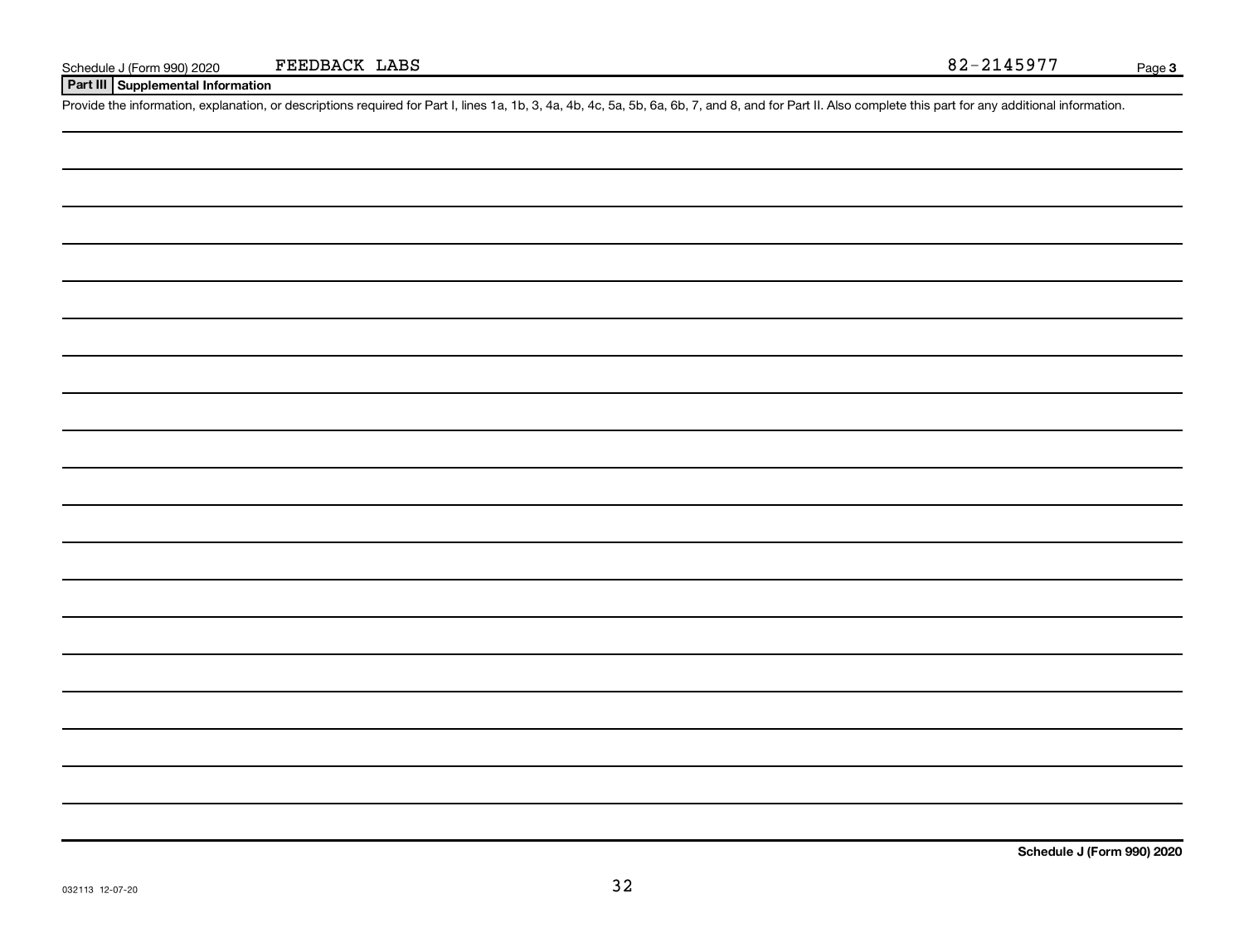Schedule J (Form 990) 2020 FEEDBACK LABS 82-2145977

## Part III Supplemental Information

Provide the information, explanation, or descriptions required for Part I, lines 1a, 1b, 3, 4a, 4b, 4c, 5a, 5b, 6a, 6b, 7, and 8, and for Part II. Also complete this part for any additional information.

Schedule J (Form 990) 2020

032113 12-07-20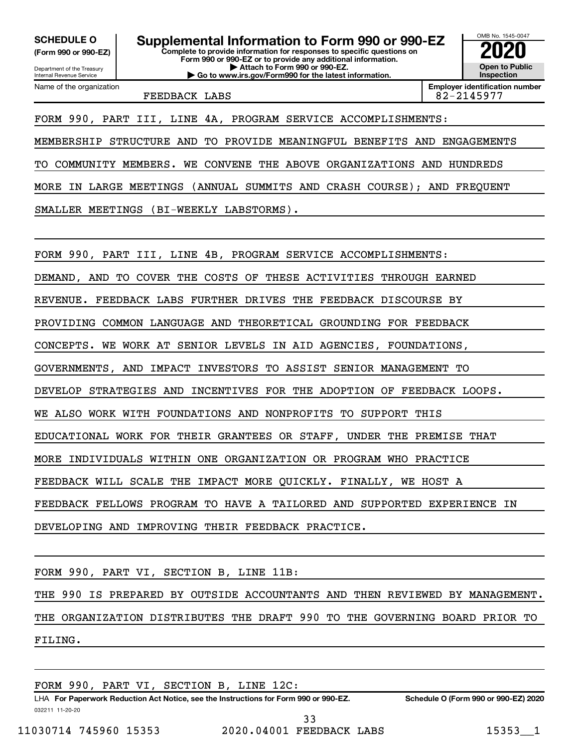**SCHEDULE O**
**(Form 990 or 990-EZ)**

Department of the Treasury
Internal Revenue Service

# Supplemental Information to Form 990 or 990-EZ

**Complete to provide information for responses to specific questions on Form 990 or 990-EZ or to provide any additional information.**
**▶ Attach to Form 990 or 990-EZ.**
**▶ Go to www.irs.gov/Form990 for the latest information.**

OMB No. 1545-0047
**2020**
**Open to Public Inspection**

Name of the organization: FEEDBACK LABS
**Employer identification number:** 82-2145977

FORM 990, PART III, LINE 4A, PROGRAM SERVICE ACCOMPLISHMENTS:

MEMBERSHIP STRUCTURE AND TO PROVIDE MEANINGFUL BENEFITS AND ENGAGEMENTS TO COMMUNITY MEMBERS. WE CONVENE THE ABOVE ORGANIZATIONS AND HUNDREDS MORE IN LARGE MEETINGS (ANNUAL SUMMITS AND CRASH COURSE); AND FREQUENT SMALLER MEETINGS (BI-WEEKLY LABSTORMS).

FORM 990, PART III, LINE 4B, PROGRAM SERVICE ACCOMPLISHMENTS:

DEMAND, AND TO COVER THE COSTS OF THESE ACTIVITIES THROUGH EARNED REVENUE. FEEDBACK LABS FURTHER DRIVES THE FEEDBACK DISCOURSE BY PROVIDING COMMON LANGUAGE AND THEORETICAL GROUNDING FOR FEEDBACK CONCEPTS. WE WORK AT SENIOR LEVELS IN AID AGENCIES, FOUNDATIONS, GOVERNMENTS, AND IMPACT INVESTORS TO ASSIST SENIOR MANAGEMENT TO DEVELOP STRATEGIES AND INCENTIVES FOR THE ADOPTION OF FEEDBACK LOOPS. WE ALSO WORK WITH FOUNDATIONS AND NONPROFITS TO SUPPORT THIS EDUCATIONAL WORK FOR THEIR GRANTEES OR STAFF, UNDER THE PREMISE THAT MORE INDIVIDUALS WITHIN ONE ORGANIZATION OR PROGRAM WHO PRACTICE FEEDBACK WILL SCALE THE IMPACT MORE QUICKLY. FINALLY, WE HOST A FEEDBACK FELLOWS PROGRAM TO HAVE A TAILORED AND SUPPORTED EXPERIENCE IN DEVELOPING AND IMPROVING THEIR FEEDBACK PRACTICE.

FORM 990, PART VI, SECTION B, LINE 11B:

THE 990 IS PREPARED BY OUTSIDE ACCOUNTANTS AND THEN REVIEWED BY MANAGEMENT. THE ORGANIZATION DISTRIBUTES THE DRAFT 990 TO THE GOVERNING BOARD PRIOR TO FILING.

FORM 990, PART VI, SECTION B, LINE 12C:

LHA **For Paperwork Reduction Act Notice, see the Instructions for Form 990 or 990-EZ.** **Schedule O (Form 990 or 990-EZ) 2020**
032211 11-20-20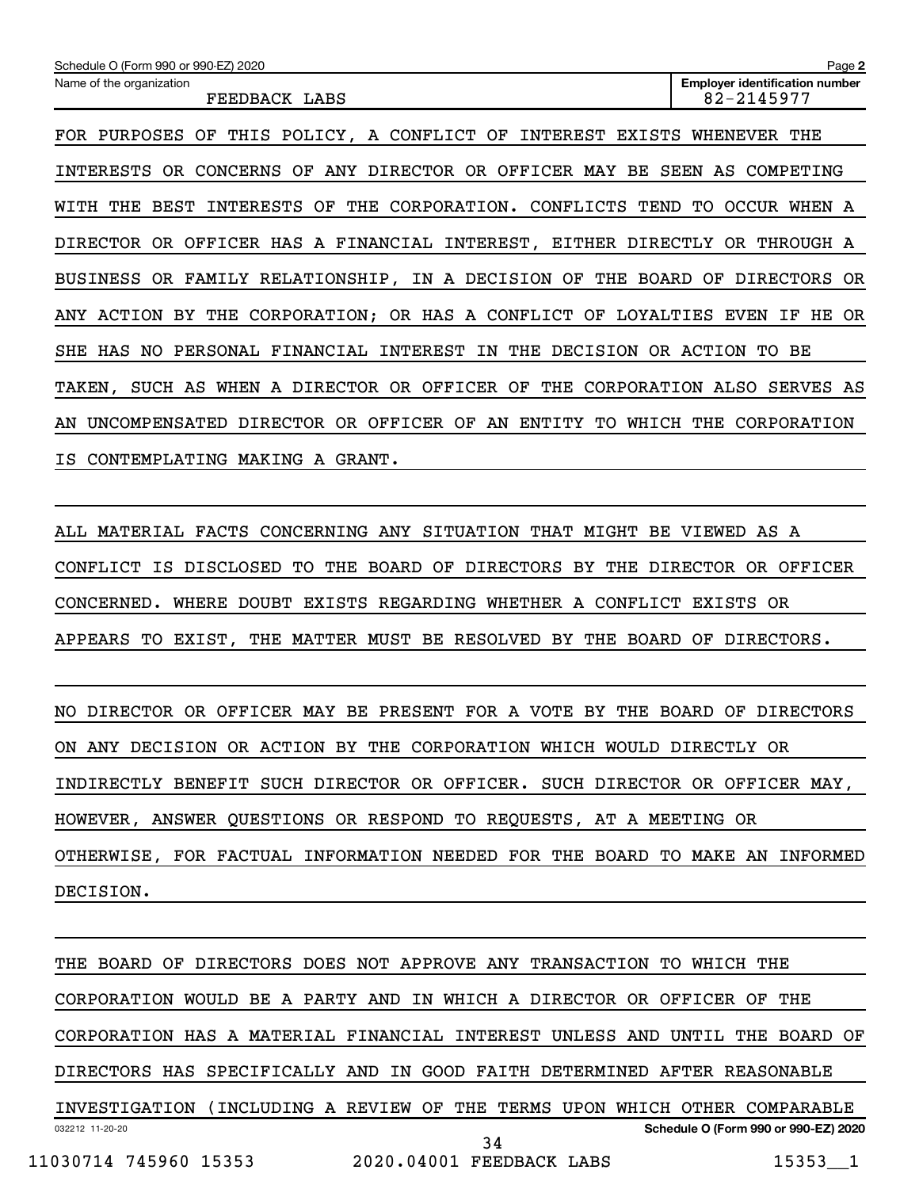Name of the organization: FEEDBACK LABS

Employer identification number: 82-2145977

FOR PURPOSES OF THIS POLICY, A CONFLICT OF INTEREST EXISTS WHENEVER THE INTERESTS OR CONCERNS OF ANY DIRECTOR OR OFFICER MAY BE SEEN AS COMPETING WITH THE BEST INTERESTS OF THE CORPORATION. CONFLICTS TEND TO OCCUR WHEN A DIRECTOR OR OFFICER HAS A FINANCIAL INTEREST, EITHER DIRECTLY OR THROUGH A BUSINESS OR FAMILY RELATIONSHIP, IN A DECISION OF THE BOARD OF DIRECTORS OR ANY ACTION BY THE CORPORATION; OR HAS A CONFLICT OF LOYALTIES EVEN IF HE OR SHE HAS NO PERSONAL FINANCIAL INTEREST IN THE DECISION OR ACTION TO BE TAKEN, SUCH AS WHEN A DIRECTOR OR OFFICER OF THE CORPORATION ALSO SERVES AS AN UNCOMPENSATED DIRECTOR OR OFFICER OF AN ENTITY TO WHICH THE CORPORATION IS CONTEMPLATING MAKING A GRANT.

ALL MATERIAL FACTS CONCERNING ANY SITUATION THAT MIGHT BE VIEWED AS A CONFLICT IS DISCLOSED TO THE BOARD OF DIRECTORS BY THE DIRECTOR OR OFFICER CONCERNED. WHERE DOUBT EXISTS REGARDING WHETHER A CONFLICT EXISTS OR APPEARS TO EXIST, THE MATTER MUST BE RESOLVED BY THE BOARD OF DIRECTORS.

NO DIRECTOR OR OFFICER MAY BE PRESENT FOR A VOTE BY THE BOARD OF DIRECTORS ON ANY DECISION OR ACTION BY THE CORPORATION WHICH WOULD DIRECTLY OR INDIRECTLY BENEFIT SUCH DIRECTOR OR OFFICER. SUCH DIRECTOR OR OFFICER MAY, HOWEVER, ANSWER QUESTIONS OR RESPOND TO REQUESTS, AT A MEETING OR OTHERWISE, FOR FACTUAL INFORMATION NEEDED FOR THE BOARD TO MAKE AN INFORMED DECISION.

THE BOARD OF DIRECTORS DOES NOT APPROVE ANY TRANSACTION TO WHICH THE CORPORATION WOULD BE A PARTY AND IN WHICH A DIRECTOR OR OFFICER OF THE CORPORATION HAS A MATERIAL FINANCIAL INTEREST UNLESS AND UNTIL THE BOARD OF DIRECTORS HAS SPECIFICALLY AND IN GOOD FAITH DETERMINED AFTER REASONABLE INVESTIGATION (INCLUDING A REVIEW OF THE TERMS UPON WHICH OTHER COMPARABLE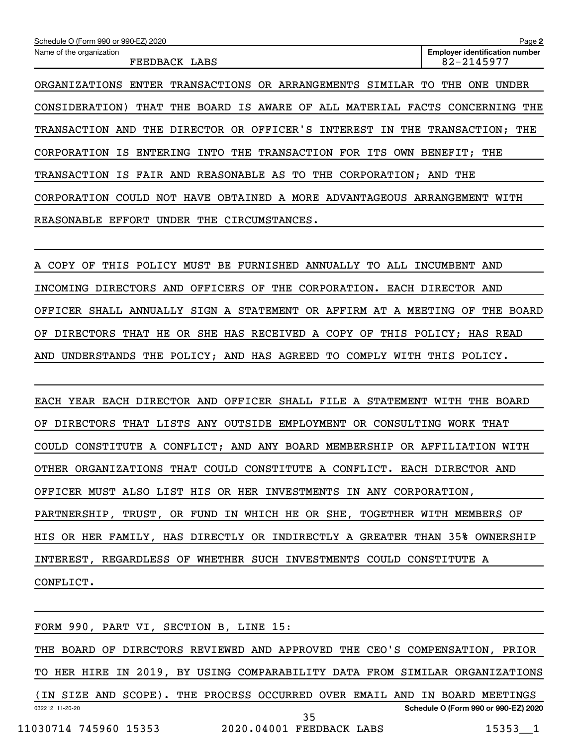Schedule O (Form 990 or 990-EZ) 2020

Name of the organization: FEEDBACK LABS

Employer identification number: 82-2145977

ORGANIZATIONS ENTER TRANSACTIONS OR ARRANGEMENTS SIMILAR TO THE ONE UNDER CONSIDERATION) THAT THE BOARD IS AWARE OF ALL MATERIAL FACTS CONCERNING THE TRANSACTION AND THE DIRECTOR OR OFFICER'S INTEREST IN THE TRANSACTION; THE CORPORATION IS ENTERING INTO THE TRANSACTION FOR ITS OWN BENEFIT; THE TRANSACTION IS FAIR AND REASONABLE AS TO THE CORPORATION; AND THE CORPORATION COULD NOT HAVE OBTAINED A MORE ADVANTAGEOUS ARRANGEMENT WITH REASONABLE EFFORT UNDER THE CIRCUMSTANCES.

A COPY OF THIS POLICY MUST BE FURNISHED ANNUALLY TO ALL INCUMBENT AND INCOMING DIRECTORS AND OFFICERS OF THE CORPORATION. EACH DIRECTOR AND OFFICER SHALL ANNUALLY SIGN A STATEMENT OR AFFIRM AT A MEETING OF THE BOARD OF DIRECTORS THAT HE OR SHE HAS RECEIVED A COPY OF THIS POLICY; HAS READ AND UNDERSTANDS THE POLICY; AND HAS AGREED TO COMPLY WITH THIS POLICY.

EACH YEAR EACH DIRECTOR AND OFFICER SHALL FILE A STATEMENT WITH THE BOARD OF DIRECTORS THAT LISTS ANY OUTSIDE EMPLOYMENT OR CONSULTING WORK THAT COULD CONSTITUTE A CONFLICT; AND ANY BOARD MEMBERSHIP OR AFFILIATION WITH OTHER ORGANIZATIONS THAT COULD CONSTITUTE A CONFLICT. EACH DIRECTOR AND OFFICER MUST ALSO LIST HIS OR HER INVESTMENTS IN ANY CORPORATION, PARTNERSHIP, TRUST, OR FUND IN WHICH HE OR SHE, TOGETHER WITH MEMBERS OF HIS OR HER FAMILY, HAS DIRECTLY OR INDIRECTLY A GREATER THAN 35% OWNERSHIP INTEREST, REGARDLESS OF WHETHER SUCH INVESTMENTS COULD CONSTITUTE A CONFLICT.

FORM 990, PART VI, SECTION B, LINE 15:

THE BOARD OF DIRECTORS REVIEWED AND APPROVED THE CEO'S COMPENSATION, PRIOR TO HER HIRE IN 2019, BY USING COMPARABILITY DATA FROM SIMILAR ORGANIZATIONS (IN SIZE AND SCOPE). THE PROCESS OCCURRED OVER EMAIL AND IN BOARD MEETINGS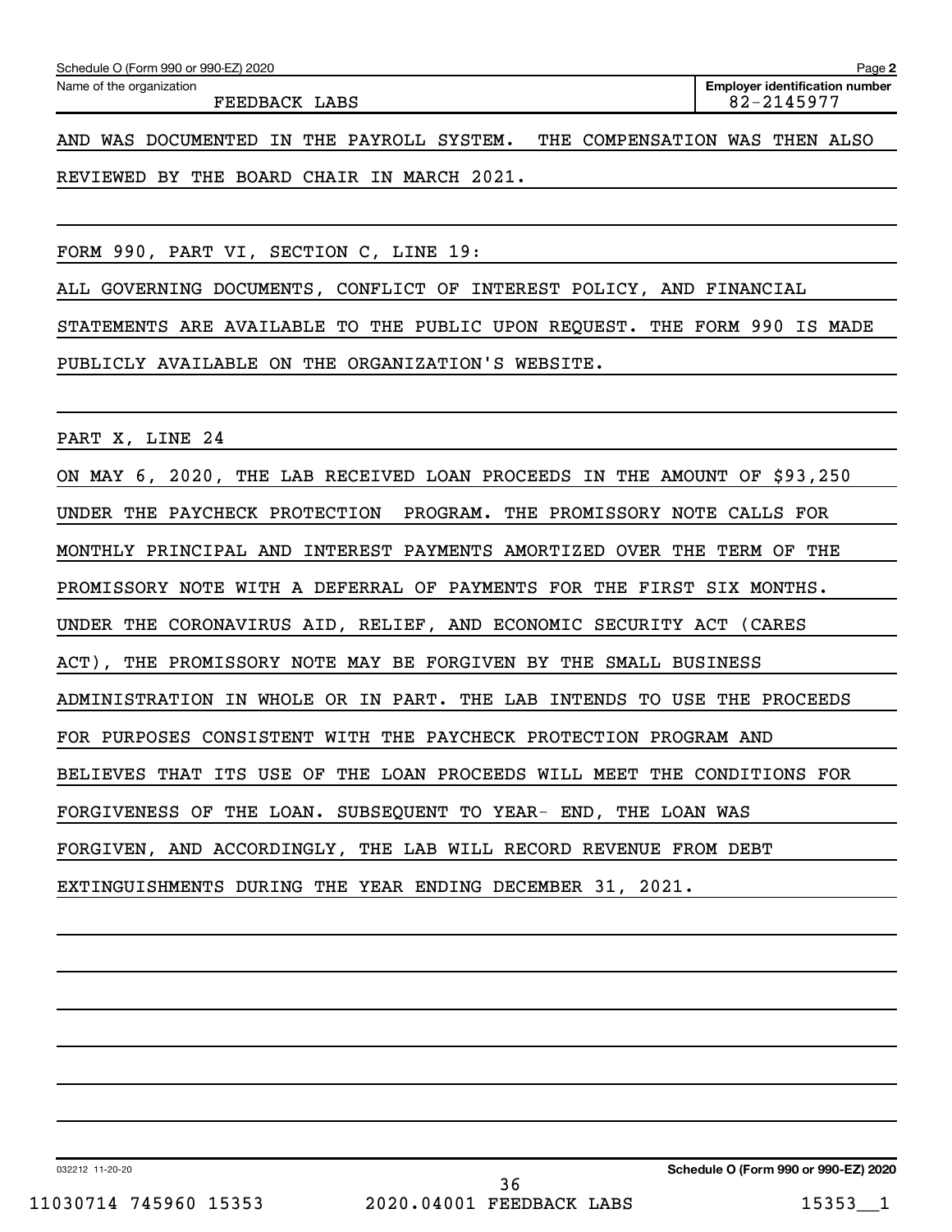Name of the organization: FEEDBACK LABS

Employer identification number: 82-2145977

AND WAS DOCUMENTED IN THE PAYROLL SYSTEM. THE COMPENSATION WAS THEN ALSO REVIEWED BY THE BOARD CHAIR IN MARCH 2021.

FORM 990, PART VI, SECTION C, LINE 19:

ALL GOVERNING DOCUMENTS, CONFLICT OF INTEREST POLICY, AND FINANCIAL STATEMENTS ARE AVAILABLE TO THE PUBLIC UPON REQUEST. THE FORM 990 IS MADE PUBLICLY AVAILABLE ON THE ORGANIZATION'S WEBSITE.

PART X, LINE 24

ON MAY 6, 2020, THE LAB RECEIVED LOAN PROCEEDS IN THE AMOUNT OF $93,250 UNDER THE PAYCHECK PROTECTION PROGRAM. THE PROMISSORY NOTE CALLS FOR MONTHLY PRINCIPAL AND INTEREST PAYMENTS AMORTIZED OVER THE TERM OF THE PROMISSORY NOTE WITH A DEFERRAL OF PAYMENTS FOR THE FIRST SIX MONTHS. UNDER THE CORONAVIRUS AID, RELIEF, AND ECONOMIC SECURITY ACT (CARES ACT), THE PROMISSORY NOTE MAY BE FORGIVEN BY THE SMALL BUSINESS ADMINISTRATION IN WHOLE OR IN PART. THE LAB INTENDS TO USE THE PROCEEDS FOR PURPOSES CONSISTENT WITH THE PAYCHECK PROTECTION PROGRAM AND BELIEVES THAT ITS USE OF THE LOAN PROCEEDS WILL MEET THE CONDITIONS FOR FORGIVENESS OF THE LOAN. SUBSEQUENT TO YEAR- END, THE LOAN WAS FORGIVEN, AND ACCORDINGLY, THE LAB WILL RECORD REVENUE FROM DEBT EXTINGUISHMENTS DURING THE YEAR ENDING DECEMBER 31, 2021.